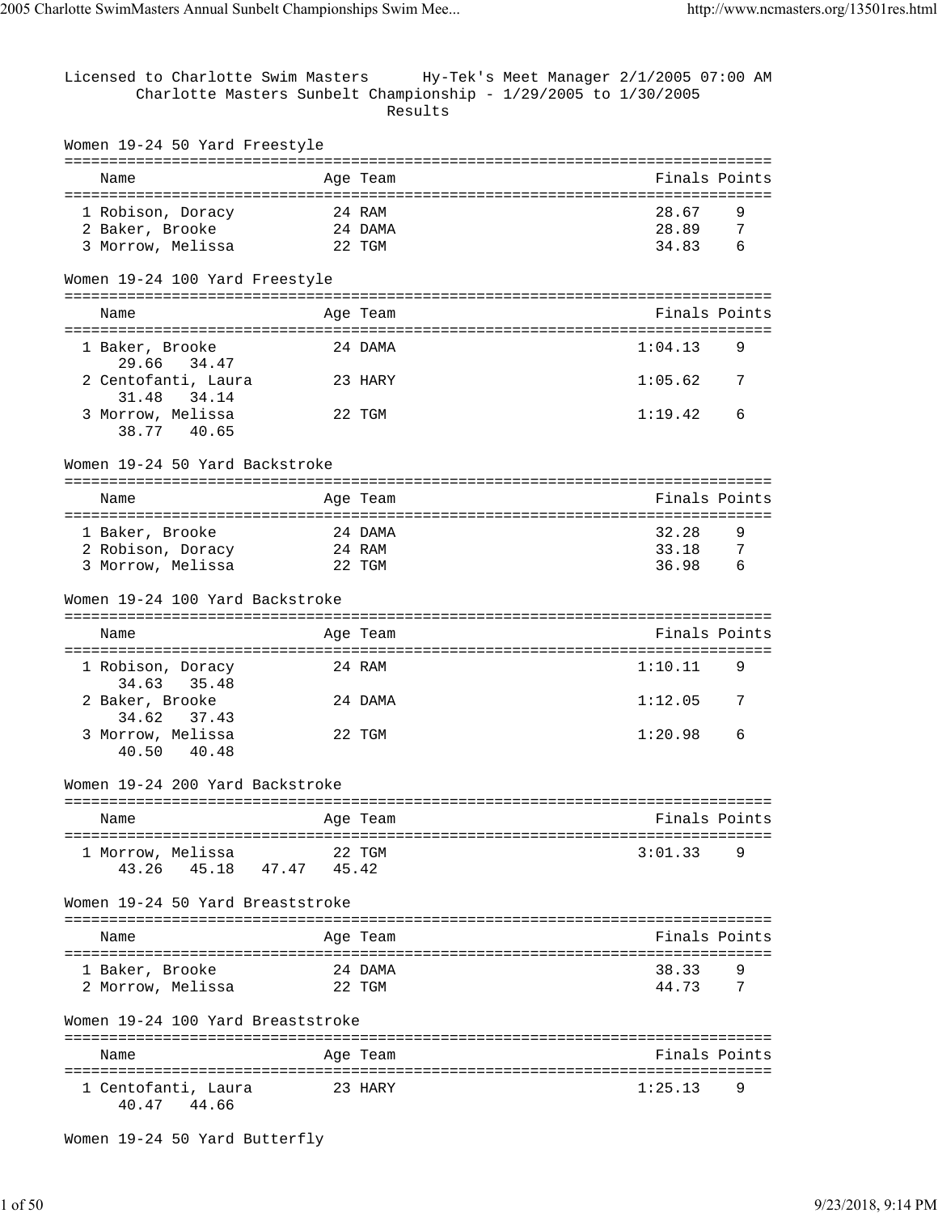Licensed to Charlotte Swim Masters      Hy-Tek's Meet Manager 2/1/2005 07:00 AM

# Charlotte Masters Sunbelt Championship - 1/29/2005 to 1/30/2005

## Results

### Women 19-24 50 Yard Freestyle

| Name | Age | Team | Finals | Points |
|---|---|---|---|---|
| 1 Robison, Doracy | 24 | RAM | 28.67 | 9 |
| 2 Baker, Brooke | 24 | DAMA | 28.89 | 7 |
| 3 Morrow, Melissa | 22 | TGM | 34.83 | 6 |

### Women 19-24 100 Yard Freestyle

| Name | Age | Team | Finals | Points |
|---|---|---|---|---|
| 1 Baker, Brooke | 24 | DAMA | 1:04.13 | 9 |
| 29.66   34.47 | | | | |
| 2 Centofanti, Laura | 23 | HARY | 1:05.62 | 7 |
| 31.48   34.14 | | | | |
| 3 Morrow, Melissa | 22 | TGM | 1:19.42 | 6 |
| 38.77   40.65 | | | | |

### Women 19-24 50 Yard Backstroke

| Name | Age | Team | Finals | Points |
|---|---|---|---|---|
| 1 Baker, Brooke | 24 | DAMA | 32.28 | 9 |
| 2 Robison, Doracy | 24 | RAM | 33.18 | 7 |
| 3 Morrow, Melissa | 22 | TGM | 36.98 | 6 |

### Women 19-24 100 Yard Backstroke

| Name | Age | Team | Finals | Points |
|---|---|---|---|---|
| 1 Robison, Doracy | 24 | RAM | 1:10.11 | 9 |
| 34.63   35.48 | | | | |
| 2 Baker, Brooke | 24 | DAMA | 1:12.05 | 7 |
| 34.62   37.43 | | | | |
| 3 Morrow, Melissa | 22 | TGM | 1:20.98 | 6 |
| 40.50   40.48 | | | | |

### Women 19-24 200 Yard Backstroke

| Name | Age | Team | Finals | Points |
|---|---|---|---|---|
| 1 Morrow, Melissa | 22 | TGM | 3:01.33 | 9 |
| 43.26   45.18   47.47   45.42 | | | | |

### Women 19-24 50 Yard Breaststroke

| Name | Age | Team | Finals | Points |
|---|---|---|---|---|
| 1 Baker, Brooke | 24 | DAMA | 38.33 | 9 |
| 2 Morrow, Melissa | 22 | TGM | 44.73 | 7 |

### Women 19-24 100 Yard Breaststroke

| Name | Age | Team | Finals | Points |
|---|---|---|---|---|
| 1 Centofanti, Laura | 23 | HARY | 1:25.13 | 9 |
| 40.47   44.66 | | | | |

### Women 19-24 50 Yard Butterfly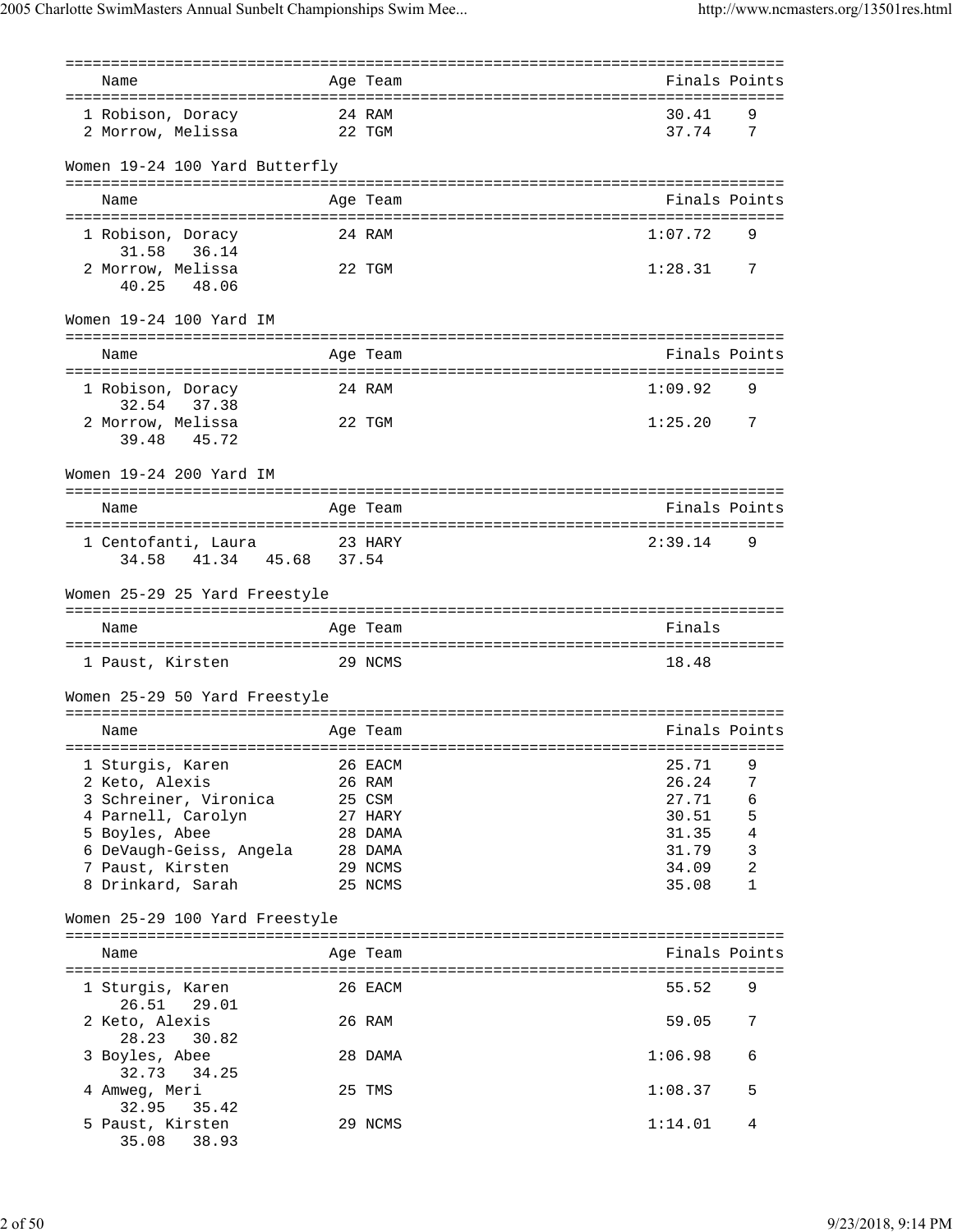| Name | Age | Team | Finals | Points |
|---|---|---|---|---|
| 1 Robison, Doracy | 24 | RAM | 30.41 | 9 |
| 2 Morrow, Melissa | 22 | TGM | 37.74 | 7 |

Women 19-24 100 Yard Butterfly

| Name | Age | Team | Finals | Points |
|---|---|---|---|---|
| 1 Robison, Doracy | 24 | RAM | 1:07.72 | 9 |
| 31.58 36.14 | | | | |
| 2 Morrow, Melissa | 22 | TGM | 1:28.31 | 7 |
| 40.25 48.06 | | | | |

Women 19-24 100 Yard IM

| Name | Age | Team | Finals | Points |
|---|---|---|---|---|
| 1 Robison, Doracy | 24 | RAM | 1:09.92 | 9 |
| 32.54 37.38 | | | | |
| 2 Morrow, Melissa | 22 | TGM | 1:25.20 | 7 |
| 39.48 45.72 | | | | |

Women 19-24 200 Yard IM

| Name | Age | Team | Finals | Points |
|---|---|---|---|---|
| 1 Centofanti, Laura | 23 | HARY | 2:39.14 | 9 |
| 34.58 41.34 45.68 37.54 | | | | |

Women 25-29 25 Yard Freestyle

| Name | Age | Team | Finals |
|---|---|---|---|
| 1 Paust, Kirsten | 29 | NCMS | 18.48 |

Women 25-29 50 Yard Freestyle

| Name | Age | Team | Finals | Points |
|---|---|---|---|---|
| 1 Sturgis, Karen | 26 | EACM | 25.71 | 9 |
| 2 Keto, Alexis | 26 | RAM | 26.24 | 7 |
| 3 Schreiner, Vironica | 25 | CSM | 27.71 | 6 |
| 4 Parnell, Carolyn | 27 | HARY | 30.51 | 5 |
| 5 Boyles, Abee | 28 | DAMA | 31.35 | 4 |
| 6 DeVaugh-Geiss, Angela | 28 | DAMA | 31.79 | 3 |
| 7 Paust, Kirsten | 29 | NCMS | 34.09 | 2 |
| 8 Drinkard, Sarah | 25 | NCMS | 35.08 | 1 |

Women 25-29 100 Yard Freestyle

| Name | Age | Team | Finals | Points |
|---|---|---|---|---|
| 1 Sturgis, Karen | 26 | EACM | 55.52 | 9 |
| 26.51 29.01 | | | | |
| 2 Keto, Alexis | 26 | RAM | 59.05 | 7 |
| 28.23 30.82 | | | | |
| 3 Boyles, Abee | 28 | DAMA | 1:06.98 | 6 |
| 32.73 34.25 | | | | |
| 4 Amweg, Meri | 25 | TMS | 1:08.37 | 5 |
| 32.95 35.42 | | | | |
| 5 Paust, Kirsten | 29 | NCMS | 1:14.01 | 4 |
| 35.08 38.93 | | | | |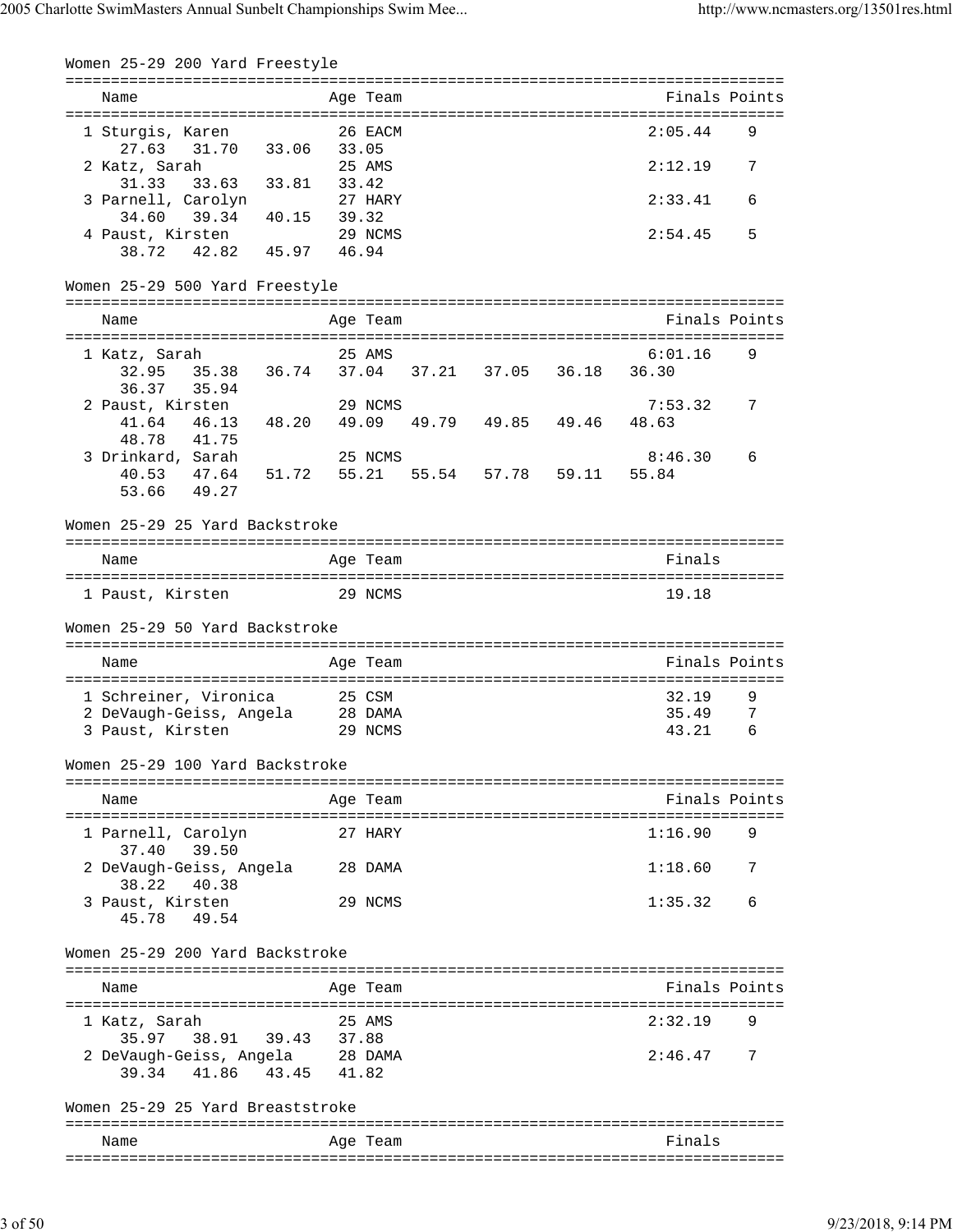## Women 25-29 200 Yard Freestyle

| Name | Age | Team | Finals | Points |
|---|---|---|---|---|
| 1 Sturgis, Karen | 26 | EACM | 2:05.44 | 9 |
| 27.63 31.70 33.06 33.05 | | | | |
| 2 Katz, Sarah | 25 | AMS | 2:12.19 | 7 |
| 31.33 33.63 33.81 33.42 | | | | |
| 3 Parnell, Carolyn | 27 | HARY | 2:33.41 | 6 |
| 34.60 39.34 40.15 39.32 | | | | |
| 4 Paust, Kirsten | 29 | NCMS | 2:54.45 | 5 |
| 38.72 42.82 45.97 46.94 | | | | |

## Women 25-29 500 Yard Freestyle

| Name | Age | Team | Finals | Points |
|---|---|---|---|---|
| 1 Katz, Sarah | 25 | AMS | 6:01.16 | 9 |
| 32.95 35.38 36.74 37.04 37.21 37.05 36.18 36.30 36.37 35.94 | | | | |
| 2 Paust, Kirsten | 29 | NCMS | 7:53.32 | 7 |
| 41.64 46.13 48.20 49.09 49.79 49.85 49.46 48.63 48.78 41.75 | | | | |
| 3 Drinkard, Sarah | 25 | NCMS | 8:46.30 | 6 |
| 40.53 47.64 51.72 55.21 55.54 57.78 59.11 55.84 53.66 49.27 | | | | |

## Women 25-29 25 Yard Backstroke

| Name | Age | Team | Finals |
|---|---|---|---|
| 1 Paust, Kirsten | 29 | NCMS | 19.18 |

## Women 25-29 50 Yard Backstroke

| Name | Age | Team | Finals | Points |
|---|---|---|---|---|
| 1 Schreiner, Vironica | 25 | CSM | 32.19 | 9 |
| 2 DeVaugh-Geiss, Angela | 28 | DAMA | 35.49 | 7 |
| 3 Paust, Kirsten | 29 | NCMS | 43.21 | 6 |

## Women 25-29 100 Yard Backstroke

| Name | Age | Team | Finals | Points |
|---|---|---|---|---|
| 1 Parnell, Carolyn | 27 | HARY | 1:16.90 | 9 |
| 37.40 39.50 | | | | |
| 2 DeVaugh-Geiss, Angela | 28 | DAMA | 1:18.60 | 7 |
| 38.22 40.38 | | | | |
| 3 Paust, Kirsten | 29 | NCMS | 1:35.32 | 6 |
| 45.78 49.54 | | | | |

## Women 25-29 200 Yard Backstroke

| Name | Age | Team | Finals | Points |
|---|---|---|---|---|
| 1 Katz, Sarah | 25 | AMS | 2:32.19 | 9 |
| 35.97 38.91 39.43 37.88 | | | | |
| 2 DeVaugh-Geiss, Angela | 28 | DAMA | 2:46.47 | 7 |
| 39.34 41.86 43.45 41.82 | | | | |

## Women 25-29 25 Yard Breaststroke

| Name | Age | Team | Finals |
|---|---|---|---|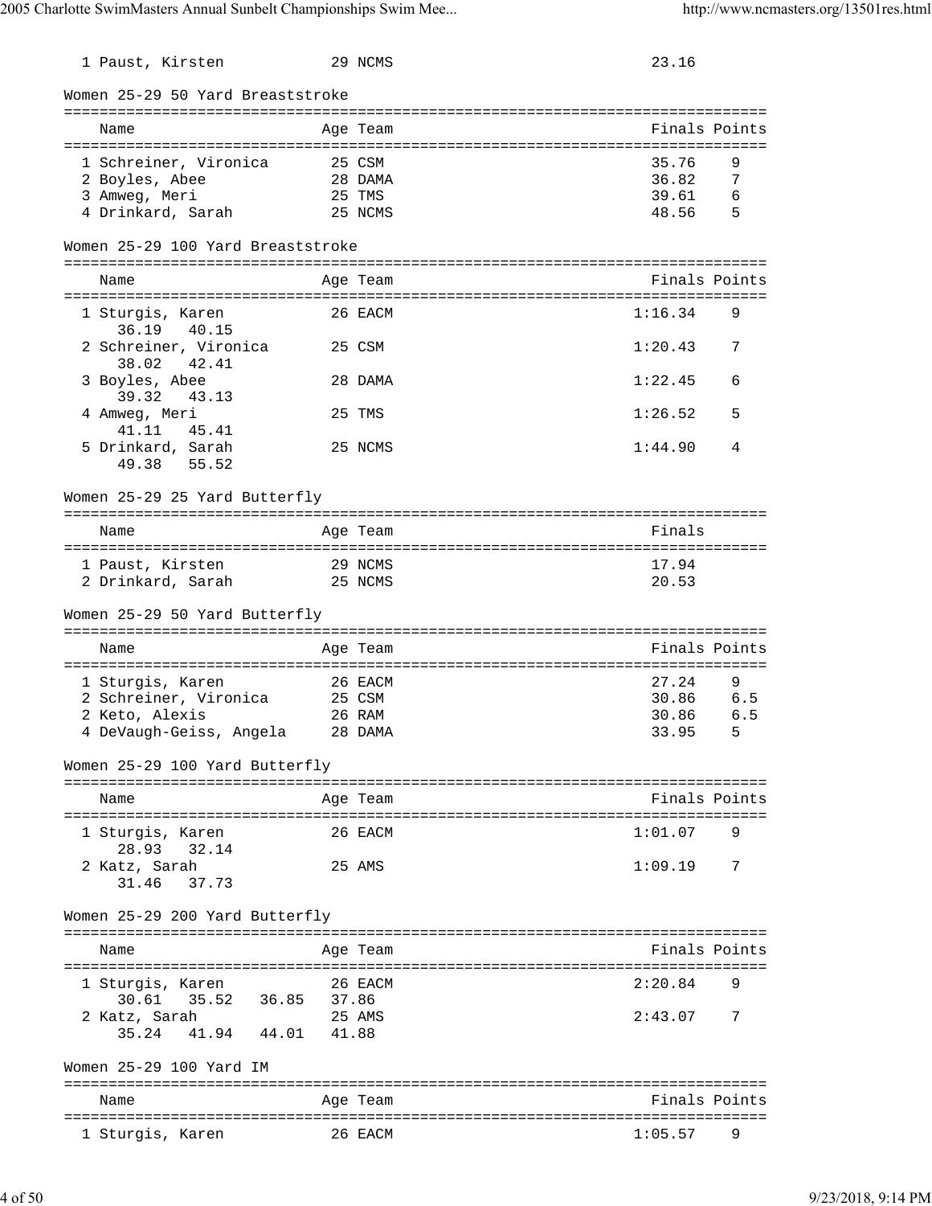| Name | Age | Team | Finals |
|---|---|---|---|
| 1 Paust, Kirsten | 29 | NCMS | 23.16 |

### Women 25-29 50 Yard Breaststroke

| Name | Age | Team | Finals | Points |
|---|---|---|---|---|
| 1 Schreiner, Vironica | 25 | CSM | 35.76 | 9 |
| 2 Boyles, Abee | 28 | DAMA | 36.82 | 7 |
| 3 Amweg, Meri | 25 | TMS | 39.61 | 6 |
| 4 Drinkard, Sarah | 25 | NCMS | 48.56 | 5 |

### Women 25-29 100 Yard Breaststroke

| Name | Age | Team | Finals | Points |
|---|---|---|---|---|
| 1 Sturgis, Karen | 26 | EACM | 1:16.34 | 9 |
| 36.19 40.15 | | | | |
| 2 Schreiner, Vironica | 25 | CSM | 1:20.43 | 7 |
| 38.02 42.41 | | | | |
| 3 Boyles, Abee | 28 | DAMA | 1:22.45 | 6 |
| 39.32 43.13 | | | | |
| 4 Amweg, Meri | 25 | TMS | 1:26.52 | 5 |
| 41.11 45.41 | | | | |
| 5 Drinkard, Sarah | 25 | NCMS | 1:44.90 | 4 |
| 49.38 55.52 | | | | |

### Women 25-29 25 Yard Butterfly

| Name | Age | Team | Finals |
|---|---|---|---|
| 1 Paust, Kirsten | 29 | NCMS | 17.94 |
| 2 Drinkard, Sarah | 25 | NCMS | 20.53 |

### Women 25-29 50 Yard Butterfly

| Name | Age | Team | Finals | Points |
|---|---|---|---|---|
| 1 Sturgis, Karen | 26 | EACM | 27.24 | 9 |
| 2 Schreiner, Vironica | 25 | CSM | 30.86 | 6.5 |
| 2 Keto, Alexis | 26 | RAM | 30.86 | 6.5 |
| 4 DeVaugh-Geiss, Angela | 28 | DAMA | 33.95 | 5 |

### Women 25-29 100 Yard Butterfly

| Name | Age | Team | Finals | Points |
|---|---|---|---|---|
| 1 Sturgis, Karen | 26 | EACM | 1:01.07 | 9 |
| 28.93 32.14 | | | | |
| 2 Katz, Sarah | 25 | AMS | 1:09.19 | 7 |
| 31.46 37.73 | | | | |

### Women 25-29 200 Yard Butterfly

| Name | Age | Team | Finals | Points |
|---|---|---|---|---|
| 1 Sturgis, Karen | 26 | EACM | 2:20.84 | 9 |
| 30.61 35.52 36.85 37.86 | | | | |
| 2 Katz, Sarah | 25 | AMS | 2:43.07 | 7 |
| 35.24 41.94 44.01 41.88 | | | | |

### Women 25-29 100 Yard IM

| Name | Age | Team | Finals | Points |
|---|---|---|---|---|
| 1 Sturgis, Karen | 26 | EACM | 1:05.57 | 9 |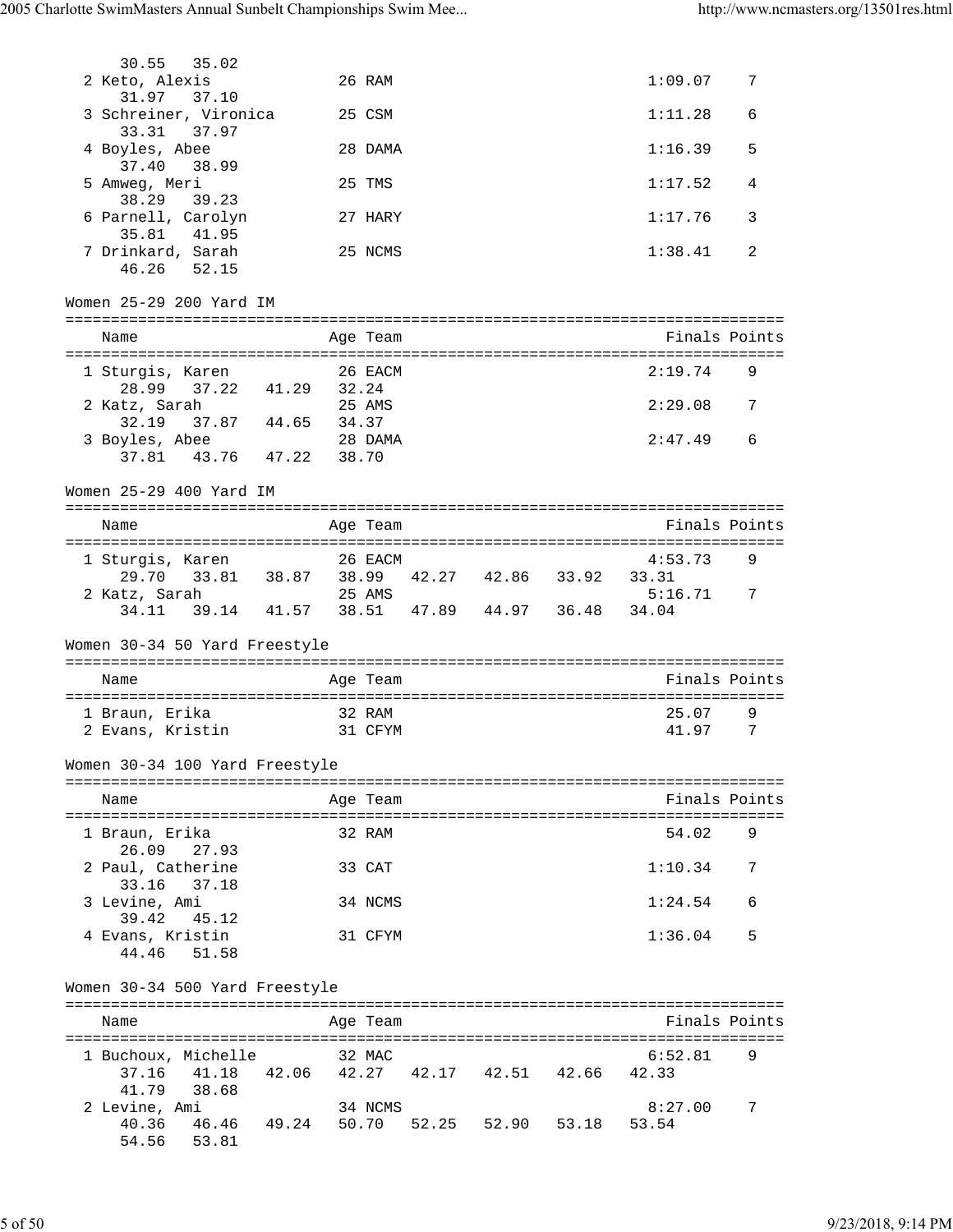```
    30.55   35.02
  2 Keto, Alexis             26 RAM                             1:09.07    7
    31.97   37.10
  3 Schreiner, Vironica      25 CSM                             1:11.28    6
    33.31   37.97
  4 Boyles, Abee             28 DAMA                            1:16.39    5
    37.40   38.99
  5 Amweg, Meri              25 TMS                             1:17.52    4
    38.29   39.23
  6 Parnell, Carolyn         27 HARY                            1:17.76    3
    35.81   41.95
  7 Drinkard, Sarah          25 NCMS                            1:38.41    2
    46.26   52.15
```

## Women 25-29 200 Yard IM

```
===============================================================================
    Name                    Age Team                            Finals Points
===============================================================================
  1 Sturgis, Karen           26 EACM                            2:19.74    9
    28.99   37.22   41.29   32.24
  2 Katz, Sarah              25 AMS                             2:29.08    7
    32.19   37.87   44.65   34.37
  3 Boyles, Abee             28 DAMA                            2:47.49    6
    37.81   43.76   47.22   38.70
```

## Women 25-29 400 Yard IM

```
===============================================================================
    Name                    Age Team                            Finals Points
===============================================================================
  1 Sturgis, Karen           26 EACM                            4:53.73    9
    29.70   33.81   38.87   38.99   42.27   42.86   33.92   33.31
  2 Katz, Sarah              25 AMS                             5:16.71    7
    34.11   39.14   41.57   38.51   47.89   44.97   36.48   34.04
```

## Women 30-34 50 Yard Freestyle

```
===============================================================================
    Name                    Age Team                            Finals Points
===============================================================================
  1 Braun, Erika             32 RAM                               25.07    9
  2 Evans, Kristin           31 CFYM                              41.97    7
```

## Women 30-34 100 Yard Freestyle

```
===============================================================================
    Name                    Age Team                            Finals Points
===============================================================================
  1 Braun, Erika             32 RAM                               54.02    9
    26.09   27.93
  2 Paul, Catherine          33 CAT                             1:10.34    7
    33.16   37.18
  3 Levine, Ami              34 NCMS                            1:24.54    6
    39.42   45.12
  4 Evans, Kristin           31 CFYM                            1:36.04    5
    44.46   51.58
```

## Women 30-34 500 Yard Freestyle

```
===============================================================================
    Name                    Age Team                            Finals Points
===============================================================================
  1 Buchoux, Michelle        32 MAC                             6:52.81    9
    37.16   41.18   42.06   42.27   42.17   42.51   42.66   42.33
    41.79   38.68
  2 Levine, Ami              34 NCMS                            8:27.00    7
    40.36   46.46   49.24   50.70   52.25   52.90   53.18   53.54
    54.56   53.81
```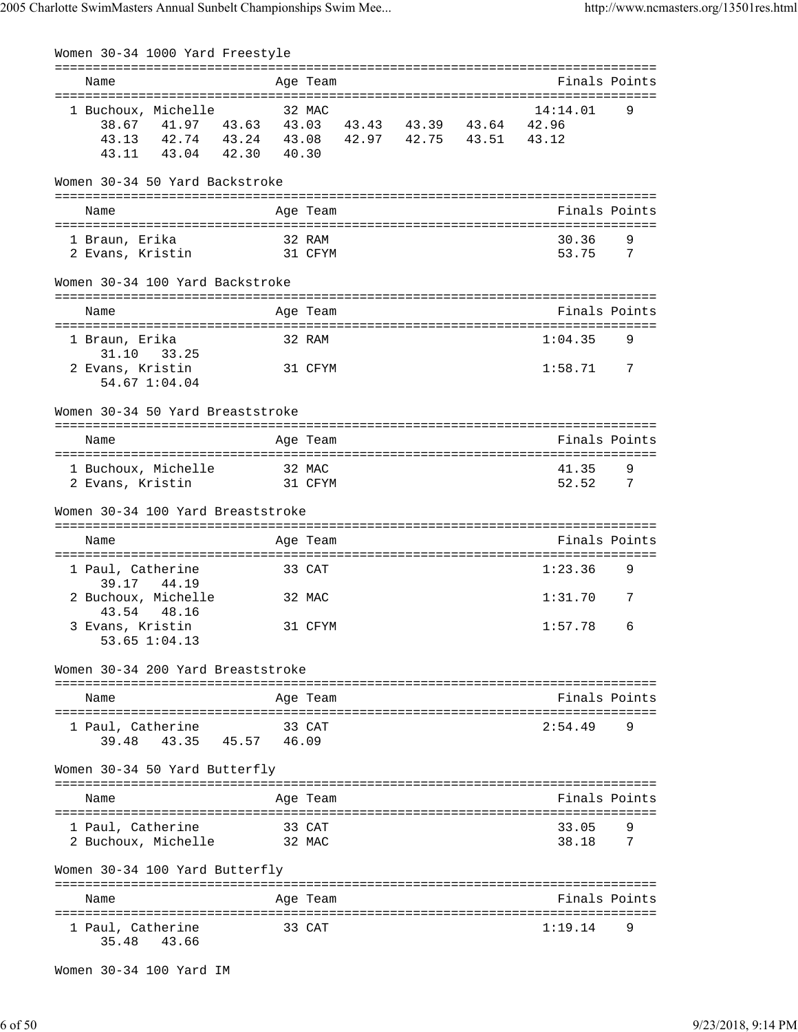## Women 30-34 1000 Yard Freestyle

| Name | Age | Team | Finals | Points |
|---|---|---|---|---|
| 1 Buchoux, Michelle | 32 | MAC | 14:14.01 | 9 |

38.67 41.97 43.63 43.03 43.43 43.39 43.64 42.96
43.13 42.74 43.24 43.08 42.97 42.75 43.51 43.12
43.11 43.04 42.30 40.30

## Women 30-34 50 Yard Backstroke

| Name | Age | Team | Finals | Points |
|---|---|---|---|---|
| 1 Braun, Erika | 32 | RAM | 30.36 | 9 |
| 2 Evans, Kristin | 31 | CFYM | 53.75 | 7 |

## Women 30-34 100 Yard Backstroke

| Name | Age | Team | Finals | Points |
|---|---|---|---|---|
| 1 Braun, Erika | 32 | RAM | 1:04.35 | 9 |
| 31.10 33.25 | | | | |
| 2 Evans, Kristin | 31 | CFYM | 1:58.71 | 7 |
| 54.67 1:04.04 | | | | |

## Women 30-34 50 Yard Breaststroke

| Name | Age | Team | Finals | Points |
|---|---|---|---|---|
| 1 Buchoux, Michelle | 32 | MAC | 41.35 | 9 |
| 2 Evans, Kristin | 31 | CFYM | 52.52 | 7 |

## Women 30-34 100 Yard Breaststroke

| Name | Age | Team | Finals | Points |
|---|---|---|---|---|
| 1 Paul, Catherine | 33 | CAT | 1:23.36 | 9 |
| 39.17 44.19 | | | | |
| 2 Buchoux, Michelle | 32 | MAC | 1:31.70 | 7 |
| 43.54 48.16 | | | | |
| 3 Evans, Kristin | 31 | CFYM | 1:57.78 | 6 |
| 53.65 1:04.13 | | | | |

## Women 30-34 200 Yard Breaststroke

| Name | Age | Team | Finals | Points |
|---|---|---|---|---|
| 1 Paul, Catherine | 33 | CAT | 2:54.49 | 9 |
| 39.48 43.35 45.57 46.09 | | | | |

## Women 30-34 50 Yard Butterfly

| Name | Age | Team | Finals | Points |
|---|---|---|---|---|
| 1 Paul, Catherine | 33 | CAT | 33.05 | 9 |
| 2 Buchoux, Michelle | 32 | MAC | 38.18 | 7 |

## Women 30-34 100 Yard Butterfly

| Name | Age | Team | Finals | Points |
|---|---|---|---|---|
| 1 Paul, Catherine | 33 | CAT | 1:19.14 | 9 |
| 35.48 43.66 | | | | |

## Women 30-34 100 Yard IM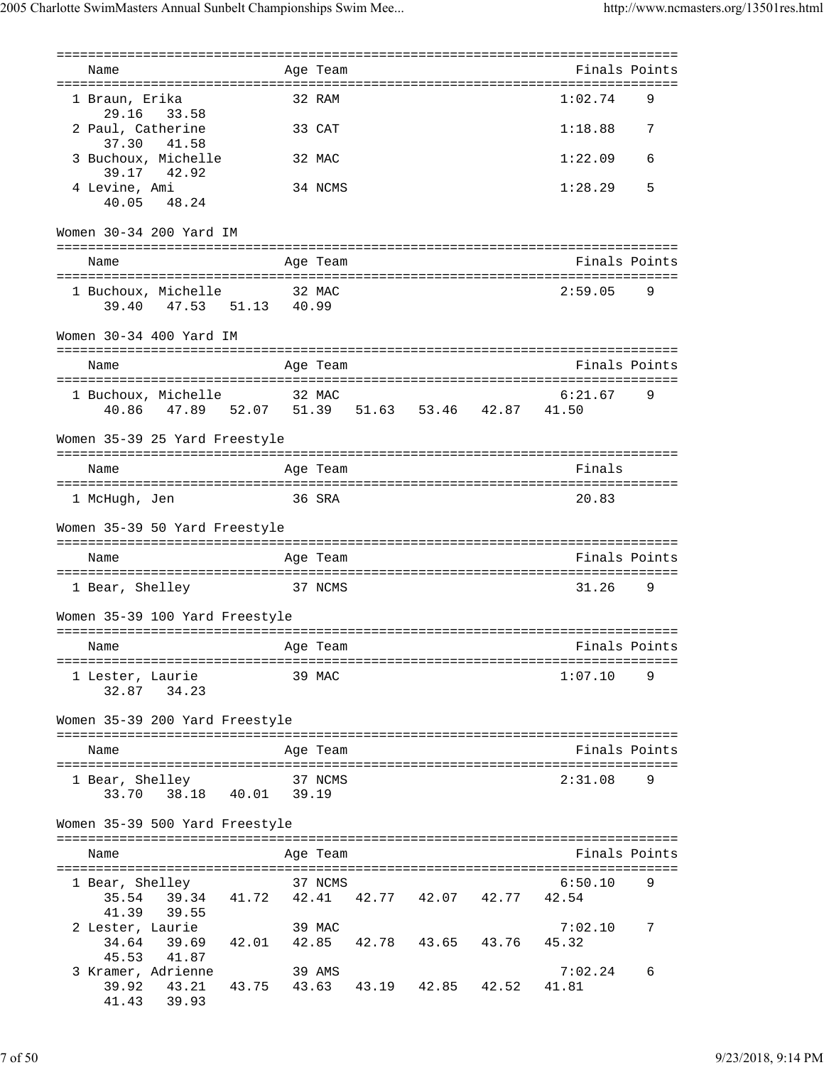| Name | Age | Team | Finals | Points |
|---|---|---|---|---|
| 1 Braun, Erika | 32 | RAM | 1:02.74 | 9 |
| 29.16 33.58 | | | | |
| 2 Paul, Catherine | 33 | CAT | 1:18.88 | 7 |
| 37.30 41.58 | | | | |
| 3 Buchoux, Michelle | 32 | MAC | 1:22.09 | 6 |
| 39.17 42.92 | | | | |
| 4 Levine, Ami | 34 | NCMS | 1:28.29 | 5 |
| 40.05 48.24 | | | | |

### Women 30-34 200 Yard IM

| Name | Age | Team | Finals | Points |
|---|---|---|---|---|
| 1 Buchoux, Michelle | 32 | MAC | 2:59.05 | 9 |
| 39.40 47.53 51.13 40.99 | | | | |

### Women 30-34 400 Yard IM

| Name | Age | Team | Finals | Points |
|---|---|---|---|---|
| 1 Buchoux, Michelle | 32 | MAC | 6:21.67 | 9 |
| 40.86 47.89 52.07 51.39 51.63 53.46 42.87 41.50 | | | | |

### Women 35-39 25 Yard Freestyle

| Name | Age | Team | Finals |
|---|---|---|---|
| 1 McHugh, Jen | 36 | SRA | 20.83 |

### Women 35-39 50 Yard Freestyle

| Name | Age | Team | Finals | Points |
|---|---|---|---|---|
| 1 Bear, Shelley | 37 | NCMS | 31.26 | 9 |

### Women 35-39 100 Yard Freestyle

| Name | Age | Team | Finals | Points |
|---|---|---|---|---|
| 1 Lester, Laurie | 39 | MAC | 1:07.10 | 9 |
| 32.87 34.23 | | | | |

### Women 35-39 200 Yard Freestyle

| Name | Age | Team | Finals | Points |
|---|---|---|---|---|
| 1 Bear, Shelley | 37 | NCMS | 2:31.08 | 9 |
| 33.70 38.18 40.01 39.19 | | | | |

### Women 35-39 500 Yard Freestyle

| Name | Age | Team | Finals | Points |
|---|---|---|---|---|
| 1 Bear, Shelley | 37 | NCMS | 6:50.10 | 9 |
| 35.54 39.34 41.72 42.41 42.77 42.07 42.77 42.54 | | | | |
| 41.39 39.55 | | | | |
| 2 Lester, Laurie | 39 | MAC | 7:02.10 | 7 |
| 34.64 39.69 42.01 42.85 42.78 43.65 43.76 45.32 | | | | |
| 45.53 41.87 | | | | |
| 3 Kramer, Adrienne | 39 | AMS | 7:02.24 | 6 |
| 39.92 43.21 43.75 43.63 43.19 42.85 42.52 41.81 | | | | |
| 41.43 39.93 | | | | |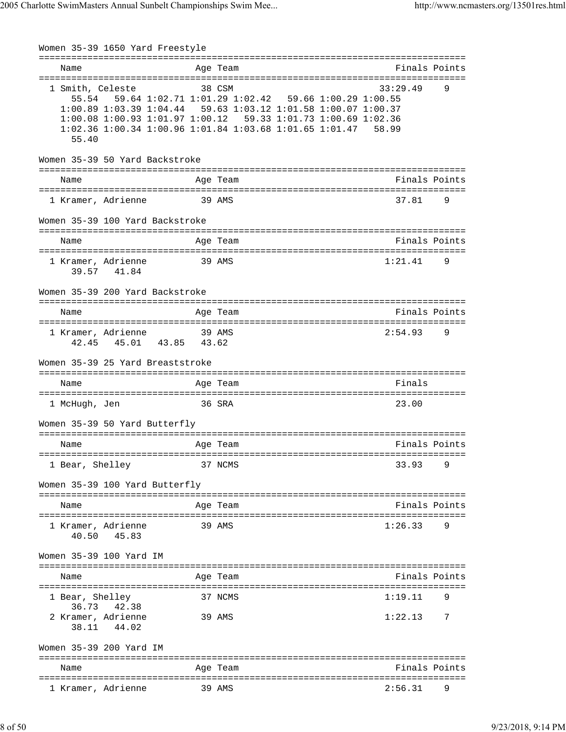Women 35-39 1650 Yard Freestyle

| Name | Age | Team | Finals | Points |
|---|---|---|---|---|
| 1 Smith, Celeste | 38 | CSM | 33:29.49 | 9 |

55.54 59.64 1:02.71 1:01.29 1:02.42 59.66 1:00.29 1:00.55
1:00.89 1:03.39 1:04.44 59.63 1:03.12 1:01.58 1:00.07 1:00.37
1:00.08 1:00.93 1:01.97 1:00.12 59.33 1:01.73 1:00.69 1:02.36
1:02.36 1:00.34 1:00.96 1:01.84 1:03.68 1:01.65 1:01.47 58.99
55.40

Women 35-39 50 Yard Backstroke

| Name | Age | Team | Finals | Points |
|---|---|---|---|---|
| 1 Kramer, Adrienne | 39 | AMS | 37.81 | 9 |

Women 35-39 100 Yard Backstroke

| Name | Age | Team | Finals | Points |
|---|---|---|---|---|
| 1 Kramer, Adrienne | 39 | AMS | 1:21.41 | 9 |

39.57 41.84

Women 35-39 200 Yard Backstroke

| Name | Age | Team | Finals | Points |
|---|---|---|---|---|
| 1 Kramer, Adrienne | 39 | AMS | 2:54.93 | 9 |

42.45 45.01 43.85 43.62

Women 35-39 25 Yard Breaststroke

| Name | Age | Team | Finals |
|---|---|---|---|
| 1 McHugh, Jen | 36 | SRA | 23.00 |

Women 35-39 50 Yard Butterfly

| Name | Age | Team | Finals | Points |
|---|---|---|---|---|
| 1 Bear, Shelley | 37 | NCMS | 33.93 | 9 |

Women 35-39 100 Yard Butterfly

| Name | Age | Team | Finals | Points |
|---|---|---|---|---|
| 1 Kramer, Adrienne | 39 | AMS | 1:26.33 | 9 |

40.50 45.83

Women 35-39 100 Yard IM

| Name | Age | Team | Finals | Points |
|---|---|---|---|---|
| 1 Bear, Shelley | 37 | NCMS | 1:19.11 | 9 |
| 36.73 42.38 | | | | |
| 2 Kramer, Adrienne | 39 | AMS | 1:22.13 | 7 |
| 38.11 44.02 | | | | |

Women 35-39 200 Yard IM

| Name | Age | Team | Finals | Points |
|---|---|---|---|---|
| 1 Kramer, Adrienne | 39 | AMS | 2:56.31 | 9 |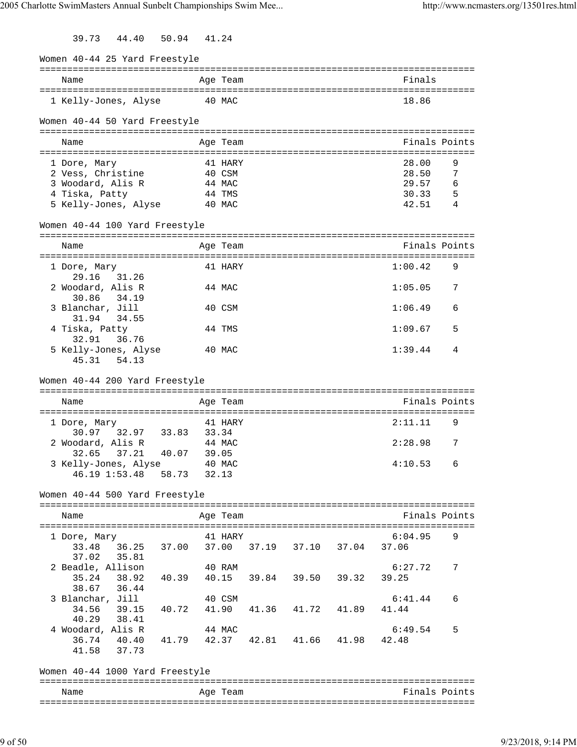39.73 44.40 50.94 41.24

## Women 40-44 25 Yard Freestyle

| Name | Age | Team | Finals |
|---|---|---|---|
| 1 Kelly-Jones, Alyse | 40 | MAC | 18.86 |

## Women 40-44 50 Yard Freestyle

| Name | Age | Team | Finals | Points |
|---|---|---|---|---|
| 1 Dore, Mary | 41 | HARY | 28.00 | 9 |
| 2 Vess, Christine | 40 | CSM | 28.50 | 7 |
| 3 Woodard, Alis R | 44 | MAC | 29.57 | 6 |
| 4 Tiska, Patty | 44 | TMS | 30.33 | 5 |
| 5 Kelly-Jones, Alyse | 40 | MAC | 42.51 | 4 |

## Women 40-44 100 Yard Freestyle

| Name | Age | Team | Finals | Points |
|---|---|---|---|---|
| 1 Dore, Mary | 41 | HARY | 1:00.42 | 9 |
| 29.16 31.26 | | | | |
| 2 Woodard, Alis R | 44 | MAC | 1:05.05 | 7 |
| 30.86 34.19 | | | | |
| 3 Blanchar, Jill | 40 | CSM | 1:06.49 | 6 |
| 31.94 34.55 | | | | |
| 4 Tiska, Patty | 44 | TMS | 1:09.67 | 5 |
| 32.91 36.76 | | | | |
| 5 Kelly-Jones, Alyse | 40 | MAC | 1:39.44 | 4 |
| 45.31 54.13 | | | | |

## Women 40-44 200 Yard Freestyle

| Name | Age | Team | Finals | Points |
|---|---|---|---|---|
| 1 Dore, Mary | 41 | HARY | 2:11.11 | 9 |
| 30.97 32.97 33.83 33.34 | | | | |
| 2 Woodard, Alis R | 44 | MAC | 2:28.98 | 7 |
| 32.65 37.21 40.07 39.05 | | | | |
| 3 Kelly-Jones, Alyse | 40 | MAC | 4:10.53 | 6 |
| 46.19 1:53.48 58.73 32.13 | | | | |

## Women 40-44 500 Yard Freestyle

| Name | Age | Team | Finals | Points |
|---|---|---|---|---|
| 1 Dore, Mary | 41 | HARY | 6:04.95 | 9 |
| 33.48 36.25 37.00 37.00 37.19 37.10 37.04 37.06 37.02 35.81 | | | | |
| 2 Beadle, Allison | 40 | RAM | 6:27.72 | 7 |
| 35.24 38.92 40.39 40.15 39.84 39.50 39.32 39.25 38.67 36.44 | | | | |
| 3 Blanchar, Jill | 40 | CSM | 6:41.44 | 6 |
| 34.56 39.15 40.72 41.90 41.36 41.72 41.89 41.44 40.29 38.41 | | | | |
| 4 Woodard, Alis R | 44 | MAC | 6:49.54 | 5 |
| 36.74 40.40 41.79 42.37 42.81 41.66 41.98 42.48 41.58 37.73 | | | | |

## Women 40-44 1000 Yard Freestyle

| Name | Age | Team | Finals | Points |
|---|---|---|---|---|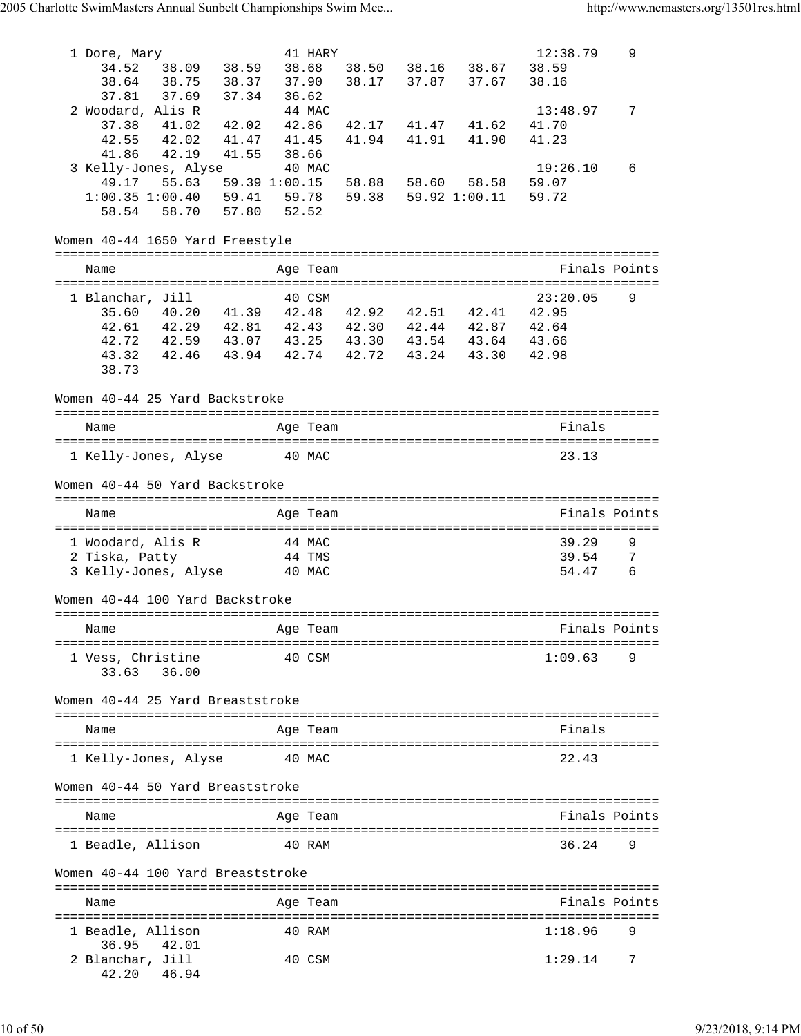```
  1 Dore, Mary                 41 HARY                              12:38.79    9
      34.52   38.09   38.59   38.68   38.50   38.16   38.67   38.59
      38.64   38.75   38.37   37.90   38.17   37.87   37.67   38.16
      37.81   37.69   37.34   36.62
  2 Woodard, Alis R            44 MAC                               13:48.97    7
      37.38   41.02   42.02   42.86   42.17   41.47   41.62   41.70
      42.55   42.02   41.47   41.45   41.94   41.91   41.90   41.23
      41.86   42.19   41.55   38.66
  3 Kelly-Jones, Alyse         40 MAC                               19:26.10    6
      49.17   55.63   59.39 1:00.15   58.88   58.60   58.58   59.07
    1:00.35 1:00.40   59.41   59.78   59.38   59.92 1:00.11   59.72
      58.54   58.70   57.80   52.52
```

Women 40-44 1650 Yard Freestyle

```
===============================================================================
    Name                    Age Team                               Finals Points
===============================================================================
  1 Blanchar, Jill             40 CSM                               23:20.05    9
      35.60   40.20   41.39   42.48   42.92   42.51   42.41   42.95
      42.61   42.29   42.81   42.43   42.30   42.44   42.87   42.64
      42.72   42.59   43.07   43.25   43.30   43.54   43.64   43.66
      43.32   42.46   43.94   42.74   42.72   43.24   43.30   42.98
      38.73
```

Women 40-44 25 Yard Backstroke

```
===============================================================================
    Name                    Age Team                               Finals
===============================================================================
  1 Kelly-Jones, Alyse         40 MAC                                  23.13
```

Women 40-44 50 Yard Backstroke

```
===============================================================================
    Name                    Age Team                               Finals Points
===============================================================================
  1 Woodard, Alis R            44 MAC                                  39.29    9
  2 Tiska, Patty               44 TMS                                  39.54    7
  3 Kelly-Jones, Alyse         40 MAC                                  54.47    6
```

Women 40-44 100 Yard Backstroke

```
===============================================================================
    Name                    Age Team                               Finals Points
===============================================================================
  1 Vess, Christine            40 CSM                                1:09.63    9
      33.63   36.00
```

Women 40-44 25 Yard Breaststroke

```
===============================================================================
    Name                    Age Team                               Finals
===============================================================================
  1 Kelly-Jones, Alyse         40 MAC                                  22.43
```

Women 40-44 50 Yard Breaststroke

```
===============================================================================
    Name                    Age Team                               Finals Points
===============================================================================
  1 Beadle, Allison            40 RAM                                  36.24    9
```

Women 40-44 100 Yard Breaststroke

```
===============================================================================
    Name                    Age Team                               Finals Points
===============================================================================
  1 Beadle, Allison            40 RAM                                1:18.96    9
      36.95   42.01
  2 Blanchar, Jill             40 CSM                                1:29.14    7
      42.20   46.94
```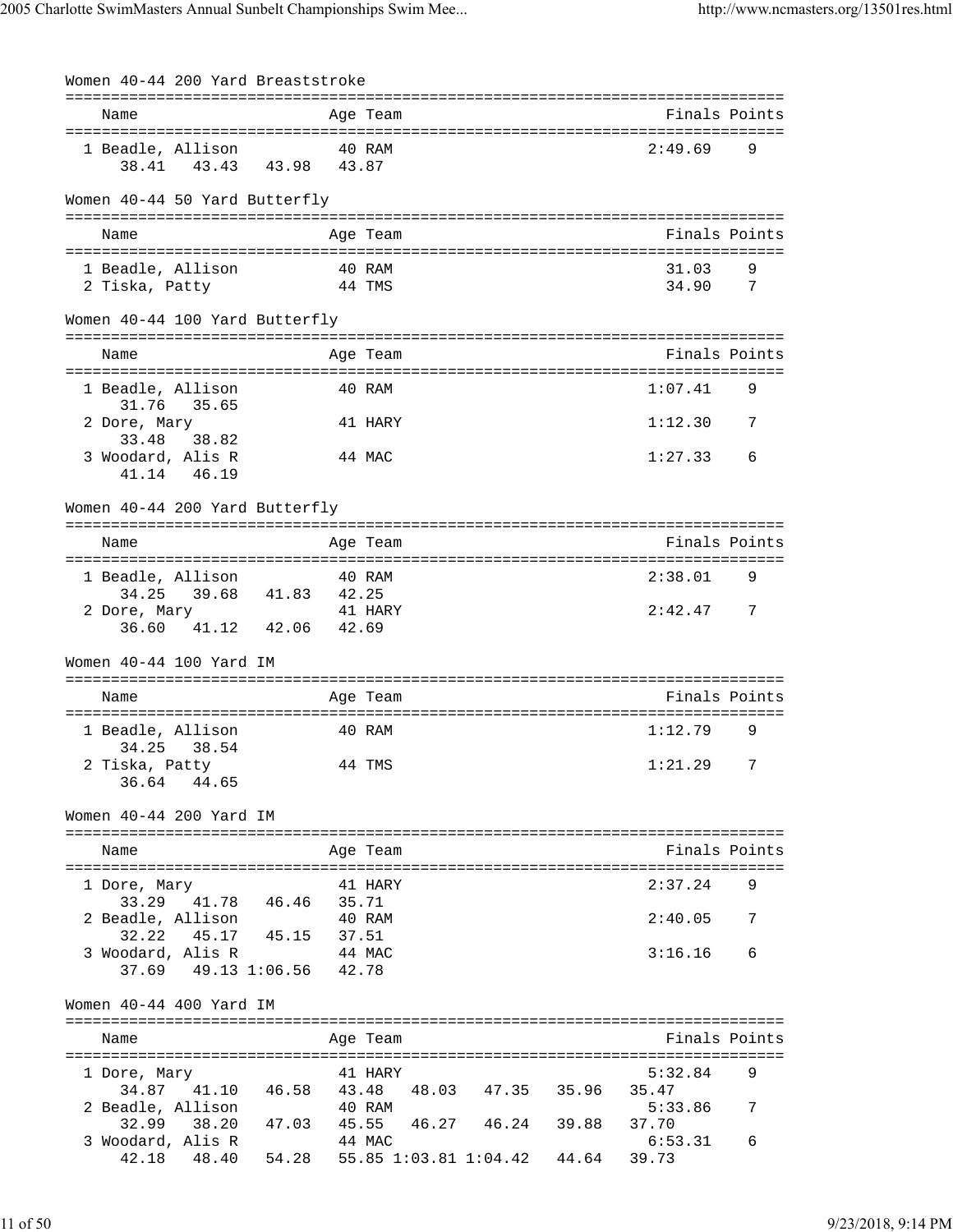## Women 40-44 200 Yard Breaststroke

| Name | Age | Team | Finals | Points |
|---|---|---|---|---|
| 1 Beadle, Allison | 40 | RAM | 2:49.69 | 9 |
| 38.41 43.43 43.98 43.87 | | | | |

## Women 40-44 50 Yard Butterfly

| Name | Age | Team | Finals | Points |
|---|---|---|---|---|
| 1 Beadle, Allison | 40 | RAM | 31.03 | 9 |
| 2 Tiska, Patty | 44 | TMS | 34.90 | 7 |

## Women 40-44 100 Yard Butterfly

| Name | Age | Team | Finals | Points |
|---|---|---|---|---|
| 1 Beadle, Allison | 40 | RAM | 1:07.41 | 9 |
| 31.76 35.65 | | | | |
| 2 Dore, Mary | 41 | HARY | 1:12.30 | 7 |
| 33.48 38.82 | | | | |
| 3 Woodard, Alis R | 44 | MAC | 1:27.33 | 6 |
| 41.14 46.19 | | | | |

## Women 40-44 200 Yard Butterfly

| Name | Age | Team | Finals | Points |
|---|---|---|---|---|
| 1 Beadle, Allison | 40 | RAM | 2:38.01 | 9 |
| 34.25 39.68 41.83 42.25 | | | | |
| 2 Dore, Mary | 41 | HARY | 2:42.47 | 7 |
| 36.60 41.12 42.06 42.69 | | | | |

## Women 40-44 100 Yard IM

| Name | Age | Team | Finals | Points |
|---|---|---|---|---|
| 1 Beadle, Allison | 40 | RAM | 1:12.79 | 9 |
| 34.25 38.54 | | | | |
| 2 Tiska, Patty | 44 | TMS | 1:21.29 | 7 |
| 36.64 44.65 | | | | |

## Women 40-44 200 Yard IM

| Name | Age | Team | Finals | Points |
|---|---|---|---|---|
| 1 Dore, Mary | 41 | HARY | 2:37.24 | 9 |
| 33.29 41.78 46.46 35.71 | | | | |
| 2 Beadle, Allison | 40 | RAM | 2:40.05 | 7 |
| 32.22 45.17 45.15 37.51 | | | | |
| 3 Woodard, Alis R | 44 | MAC | 3:16.16 | 6 |
| 37.69 49.13 1:06.56 42.78 | | | | |

## Women 40-44 400 Yard IM

| Name | Age | Team | Finals | Points |
|---|---|---|---|---|
| 1 Dore, Mary | 41 | HARY | 5:32.84 | 9 |
| 34.87 41.10 46.58 43.48 48.03 47.35 35.96 35.47 | | | | |
| 2 Beadle, Allison | 40 | RAM | 5:33.86 | 7 |
| 32.99 38.20 47.03 45.55 46.27 46.24 39.88 37.70 | | | | |
| 3 Woodard, Alis R | 44 | MAC | 6:53.31 | 6 |
| 42.18 48.40 54.28 55.85 1:03.81 1:04.42 44.64 39.73 | | | | |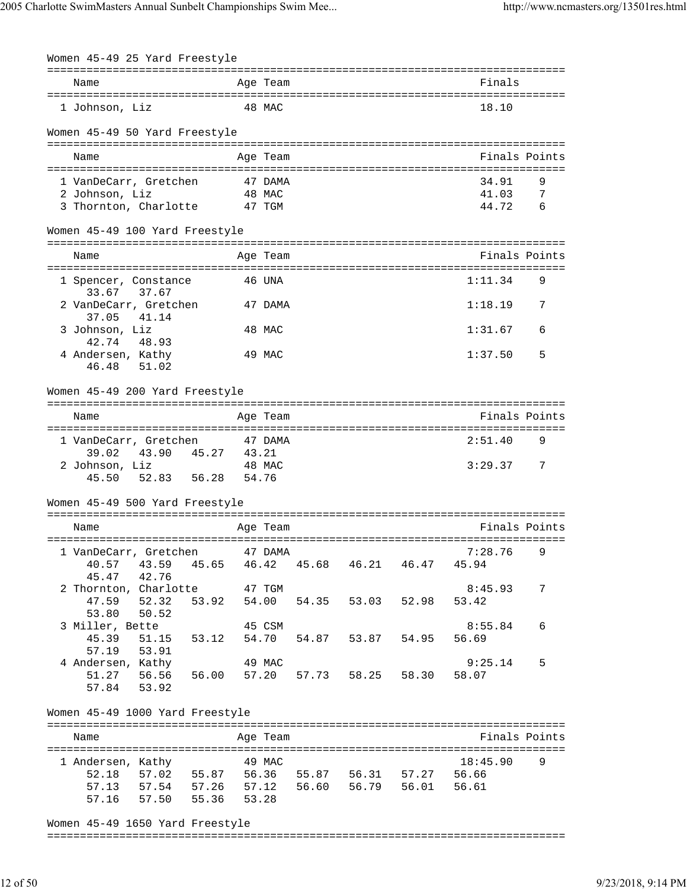## Women 45-49 25 Yard Freestyle

| Name | Age | Team | Finals |
|---|---|---|---|
| 1 Johnson, Liz | 48 | MAC | 18.10 |

## Women 45-49 50 Yard Freestyle

| Name | Age | Team | Finals | Points |
|---|---|---|---|---|
| 1 VanDeCarr, Gretchen | 47 | DAMA | 34.91 | 9 |
| 2 Johnson, Liz | 48 | MAC | 41.03 | 7 |
| 3 Thornton, Charlotte | 47 | TGM | 44.72 | 6 |

## Women 45-49 100 Yard Freestyle

| Name | Age | Team | Finals | Points |
|---|---|---|---|---|
| 1 Spencer, Constance | 46 | UNA | 1:11.34 | 9 |
| 33.67 37.67 | | | | |
| 2 VanDeCarr, Gretchen | 47 | DAMA | 1:18.19 | 7 |
| 37.05 41.14 | | | | |
| 3 Johnson, Liz | 48 | MAC | 1:31.67 | 6 |
| 42.74 48.93 | | | | |
| 4 Andersen, Kathy | 49 | MAC | 1:37.50 | 5 |
| 46.48 51.02 | | | | |

## Women 45-49 200 Yard Freestyle

| Name | Age | Team | Finals | Points |
|---|---|---|---|---|
| 1 VanDeCarr, Gretchen | 47 | DAMA | 2:51.40 | 9 |
| 39.02 43.90 45.27 43.21 | | | | |
| 2 Johnson, Liz | 48 | MAC | 3:29.37 | 7 |
| 45.50 52.83 56.28 54.76 | | | | |

## Women 45-49 500 Yard Freestyle

| Name | Age | Team | Finals | Points |
|---|---|---|---|---|
| 1 VanDeCarr, Gretchen | 47 | DAMA | 7:28.76 | 9 |
| 40.57 43.59 45.65 46.42 45.68 46.21 46.47 45.94 45.47 42.76 | | | | |
| 2 Thornton, Charlotte | 47 | TGM | 8:45.93 | 7 |
| 47.59 52.32 53.92 54.00 54.35 53.03 52.98 53.42 53.80 50.52 | | | | |
| 3 Miller, Bette | 45 | CSM | 8:55.84 | 6 |
| 45.39 51.15 53.12 54.70 54.87 53.87 54.95 56.69 57.19 53.91 | | | | |
| 4 Andersen, Kathy | 49 | MAC | 9:25.14 | 5 |
| 51.27 56.56 56.00 57.20 57.73 58.25 58.30 58.07 57.84 53.92 | | | | |

## Women 45-49 1000 Yard Freestyle

| Name | Age | Team | Finals | Points |
|---|---|---|---|---|
| 1 Andersen, Kathy | 49 | MAC | 18:45.90 | 9 |
| 52.18 57.02 55.87 56.36 55.87 56.31 57.27 56.66 57.13 57.54 57.26 57.12 56.60 56.79 56.01 56.61 57.16 57.50 55.36 53.28 | | | | |

## Women 45-49 1650 Yard Freestyle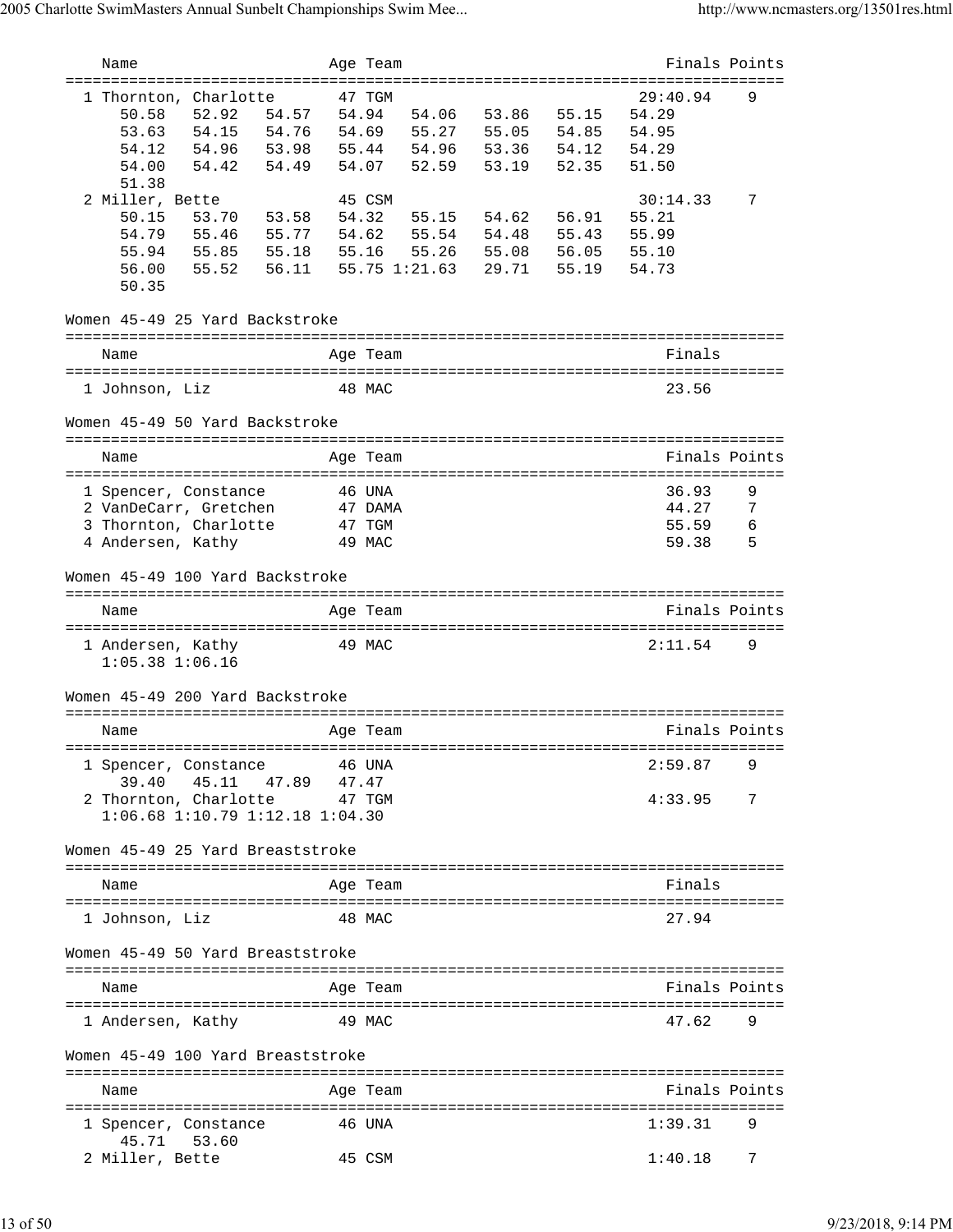| Name | Age | Team | Finals | Points |
|---|---|---|---|---|
| 1 Thornton, Charlotte | 47 | TGM | 29:40.94 | 9 |
| 50.58 52.92 54.57 54.94 54.06 53.86 55.15 54.29 | | | | |
| 53.63 54.15 54.76 54.69 55.27 55.05 54.85 54.95 | | | | |
| 54.12 54.96 53.98 55.44 54.96 53.36 54.12 54.29 | | | | |
| 54.00 54.42 54.49 54.07 52.59 53.19 52.35 51.50 | | | | |
| 51.38 | | | | |
| 2 Miller, Bette | 45 | CSM | 30:14.33 | 7 |
| 50.15 53.70 53.58 54.32 55.15 54.62 56.91 55.21 | | | | |
| 54.79 55.46 55.77 54.62 55.54 54.48 55.43 55.99 | | | | |
| 55.94 55.85 55.18 55.16 55.26 55.08 56.05 55.10 | | | | |
| 56.00 55.52 56.11 55.75 1:21.63 29.71 55.19 54.73 | | | | |
| 50.35 | | | | |

## Women 45-49 25 Yard Backstroke

| Name | Age | Team | Finals |
|---|---|---|---|
| 1 Johnson, Liz | 48 | MAC | 23.56 |

## Women 45-49 50 Yard Backstroke

| Name | Age | Team | Finals | Points |
|---|---|---|---|---|
| 1 Spencer, Constance | 46 | UNA | 36.93 | 9 |
| 2 VanDeCarr, Gretchen | 47 | DAMA | 44.27 | 7 |
| 3 Thornton, Charlotte | 47 | TGM | 55.59 | 6 |
| 4 Andersen, Kathy | 49 | MAC | 59.38 | 5 |

## Women 45-49 100 Yard Backstroke

| Name | Age | Team | Finals | Points |
|---|---|---|---|---|
| 1 Andersen, Kathy | 49 | MAC | 2:11.54 | 9 |
| 1:05.38 1:06.16 | | | | |

## Women 45-49 200 Yard Backstroke

| Name | Age | Team | Finals | Points |
|---|---|---|---|---|
| 1 Spencer, Constance | 46 | UNA | 2:59.87 | 9 |
| 39.40 45.11 47.89 47.47 | | | | |
| 2 Thornton, Charlotte | 47 | TGM | 4:33.95 | 7 |
| 1:06.68 1:10.79 1:12.18 1:04.30 | | | | |

## Women 45-49 25 Yard Breaststroke

| Name | Age | Team | Finals |
|---|---|---|---|
| 1 Johnson, Liz | 48 | MAC | 27.94 |

## Women 45-49 50 Yard Breaststroke

| Name | Age | Team | Finals | Points |
|---|---|---|---|---|
| 1 Andersen, Kathy | 49 | MAC | 47.62 | 9 |

## Women 45-49 100 Yard Breaststroke

| Name | Age | Team | Finals | Points |
|---|---|---|---|---|
| 1 Spencer, Constance | 46 | UNA | 1:39.31 | 9 |
| 45.71 53.60 | | | | |
| 2 Miller, Bette | 45 | CSM | 1:40.18 | 7 |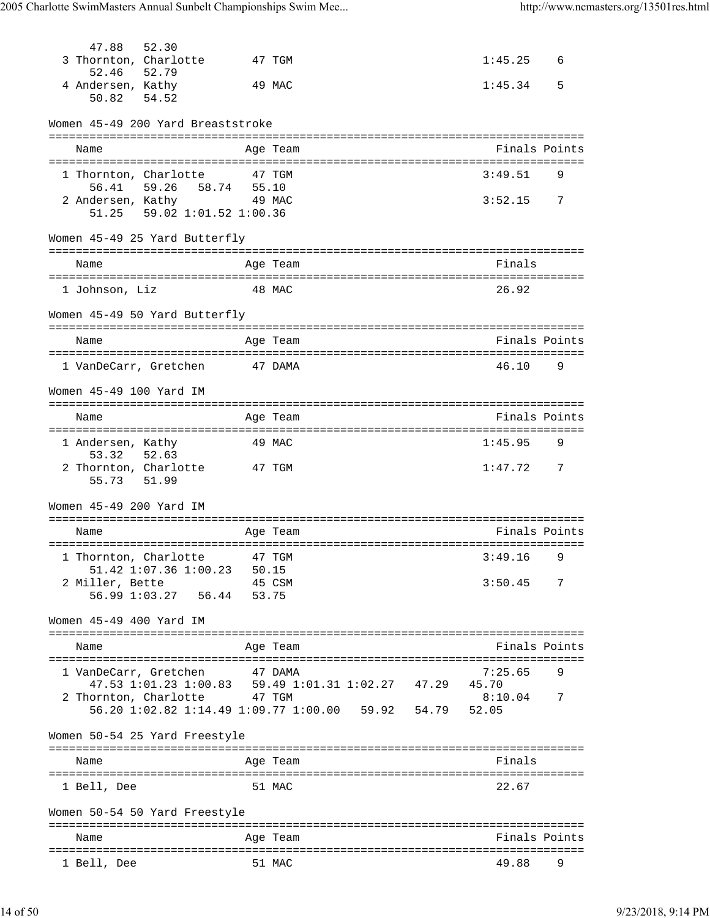```
     47.88   52.30
  3 Thornton, Charlotte       47 TGM                           1:45.25    6
     52.46   52.79
  4 Andersen, Kathy           49 MAC                           1:45.34    5
     50.82   54.52
```

Women 45-49 200 Yard Breaststroke

```
===============================================================================
    Name                    Age Team                            Finals Points
===============================================================================
  1 Thornton, Charlotte       47 TGM                           3:49.51    9
     56.41   59.26   58.74   55.10
  2 Andersen, Kathy           49 MAC                           3:52.15    7
     51.25   59.02 1:01.52 1:00.36
```

Women 45-49 25 Yard Butterfly

```
===============================================================================
    Name                    Age Team                            Finals
===============================================================================
  1 Johnson, Liz              48 MAC                             26.92
```

Women 45-49 50 Yard Butterfly

```
===============================================================================
    Name                    Age Team                            Finals Points
===============================================================================
  1 VanDeCarr, Gretchen       47 DAMA                            46.10    9
```

Women 45-49 100 Yard IM

```
===============================================================================
    Name                    Age Team                            Finals Points
===============================================================================
  1 Andersen, Kathy           49 MAC                           1:45.95    9
     53.32   52.63
  2 Thornton, Charlotte       47 TGM                           1:47.72    7
     55.73   51.99
```

Women 45-49 200 Yard IM

```
===============================================================================
    Name                    Age Team                            Finals Points
===============================================================================
  1 Thornton, Charlotte       47 TGM                           3:49.16    9
     51.42 1:07.36 1:00.23   50.15
  2 Miller, Bette             45 CSM                           3:50.45    7
     56.99 1:03.27   56.44   53.75
```

Women 45-49 400 Yard IM

```
===============================================================================
    Name                    Age Team                            Finals Points
===============================================================================
  1 VanDeCarr, Gretchen       47 DAMA                          7:25.65    9
     47.53 1:01.23 1:00.83   59.49 1:01.31 1:02.27   47.29   45.70
  2 Thornton, Charlotte       47 TGM                           8:10.04    7
     56.20 1:02.82 1:14.49 1:09.77 1:00.00   59.92   54.79   52.05
```

Women 50-54 25 Yard Freestyle

```
===============================================================================
    Name                    Age Team                            Finals
===============================================================================
  1 Bell, Dee                 51 MAC                             22.67
```

Women 50-54 50 Yard Freestyle

```
===============================================================================
    Name                    Age Team                            Finals Points
===============================================================================
  1 Bell, Dee                 51 MAC                             49.88    9
```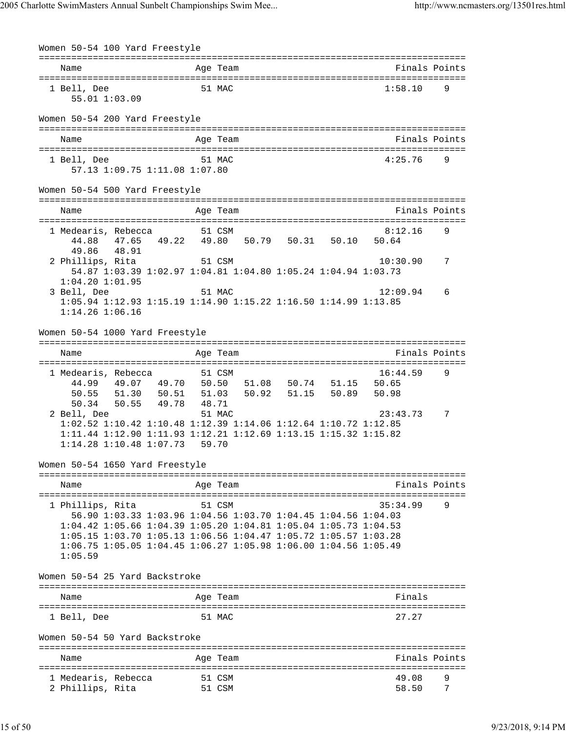## Women 50-54 100 Yard Freestyle

| Name | Age | Team | Finals | Points |
|---|---|---|---|---|
| 1 Bell, Dee | 51 | MAC | 1:58.10 | 9 |

55.01 1:03.09

## Women 50-54 200 Yard Freestyle

| Name | Age | Team | Finals | Points |
|---|---|---|---|---|
| 1 Bell, Dee | 51 | MAC | 4:25.76 | 9 |

57.13 1:09.75 1:11.08 1:07.80

## Women 50-54 500 Yard Freestyle

| Name | Age | Team | Finals | Points |
|---|---|---|---|---|
| 1 Medearis, Rebecca | 51 | CSM | 8:12.16 | 9 |
| 2 Phillips, Rita | 51 | CSM | 10:30.90 | 7 |
| 3 Bell, Dee | 51 | MAC | 12:09.94 | 6 |

Splits:

- Medearis, Rebecca: 44.88 47.65 49.22 49.80 50.79 50.31 50.10 50.64 49.86 48.91
- Phillips, Rita: 54.87 1:03.39 1:02.97 1:04.81 1:04.80 1:05.24 1:04.94 1:03.73 1:04.20 1:01.95
- Bell, Dee: 1:05.94 1:12.93 1:15.19 1:14.90 1:15.22 1:16.50 1:14.99 1:13.85 1:14.26 1:06.16

## Women 50-54 1000 Yard Freestyle

| Name | Age | Team | Finals | Points |
|---|---|---|---|---|
| 1 Medearis, Rebecca | 51 | CSM | 16:44.59 | 9 |
| 2 Bell, Dee | 51 | MAC | 23:43.73 | 7 |

Splits:

- Medearis, Rebecca: 44.99 49.07 49.70 50.50 51.08 50.74 51.15 50.65 50.55 51.30 50.51 51.03 50.92 51.15 50.89 50.98 50.34 50.55 49.78 48.71
- Bell, Dee: 1:02.52 1:10.42 1:10.48 1:12.39 1:14.06 1:12.64 1:10.72 1:12.85 1:11.44 1:12.90 1:11.93 1:12.21 1:12.69 1:13.15 1:15.32 1:15.82 1:14.28 1:10.48 1:07.73 59.70

## Women 50-54 1650 Yard Freestyle

| Name | Age | Team | Finals | Points |
|---|---|---|---|---|
| 1 Phillips, Rita | 51 | CSM | 35:34.99 | 9 |

56.90 1:03.33 1:03.96 1:04.56 1:03.70 1:04.45 1:04.56 1:04.03 1:04.42 1:05.66 1:04.39 1:05.20 1:04.81 1:05.04 1:05.73 1:04.53 1:05.15 1:03.70 1:05.13 1:06.56 1:04.47 1:05.72 1:05.57 1:03.28 1:06.75 1:05.05 1:04.45 1:06.27 1:05.98 1:06.00 1:04.56 1:05.49 1:05.59

## Women 50-54 25 Yard Backstroke

| Name | Age | Team | Finals |
|---|---|---|---|
| 1 Bell, Dee | 51 | MAC | 27.27 |

## Women 50-54 50 Yard Backstroke

| Name | Age | Team | Finals | Points |
|---|---|---|---|---|
| 1 Medearis, Rebecca | 51 | CSM | 49.08 | 9 |
| 2 Phillips, Rita | 51 | CSM | 58.50 | 7 |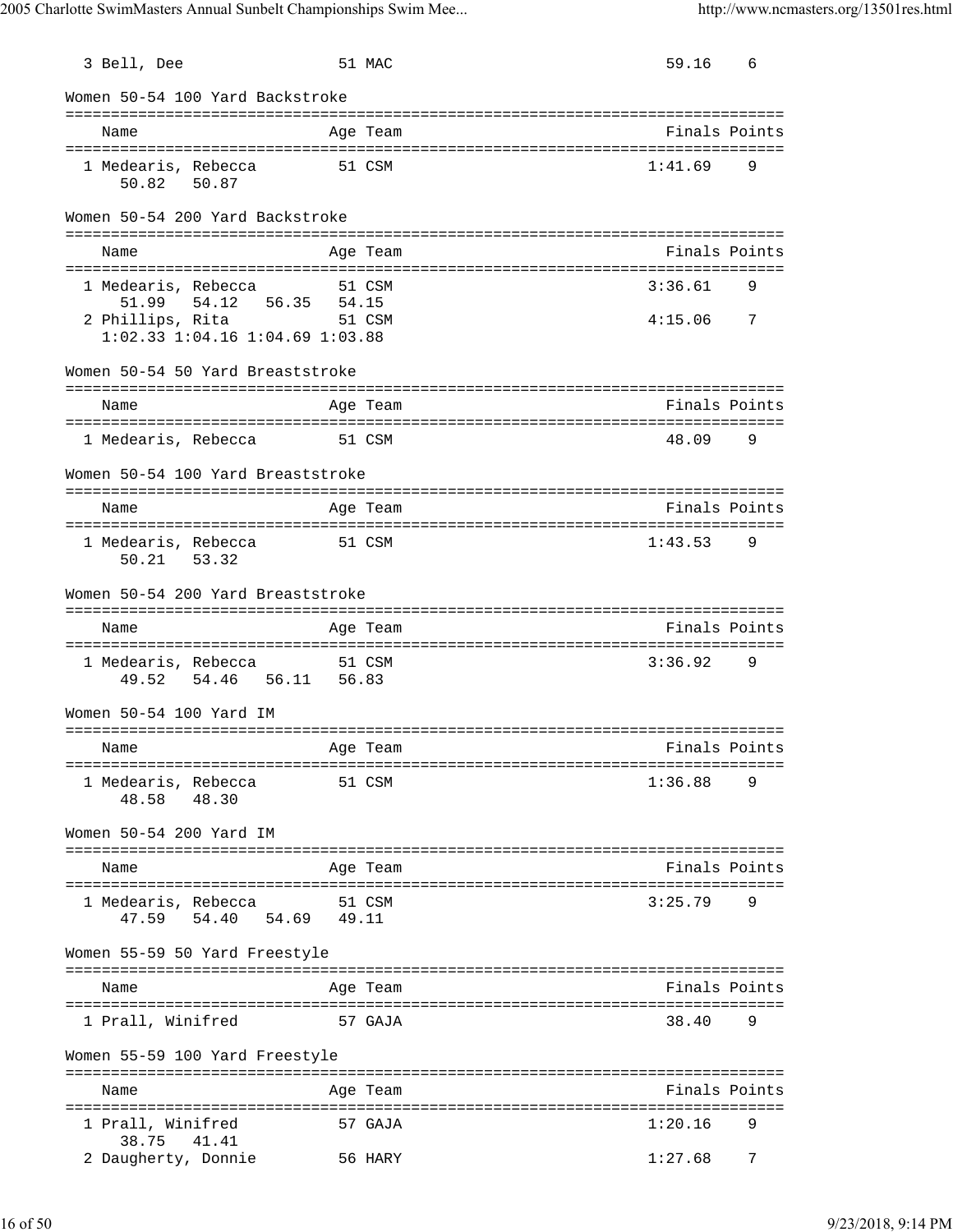| Name | Age | Team | Finals | Points |
|---|---|---|---|---|
| 3 Bell, Dee | 51 | MAC | 59.16 | 6 |

### Women 50-54 100 Yard Backstroke

| Name | Age | Team | Finals | Points |
|---|---|---|---|---|
| 1 Medearis, Rebecca | 51 | CSM | 1:41.69 | 9 |
| 50.82 50.87 | | | | |

### Women 50-54 200 Yard Backstroke

| Name | Age | Team | Finals | Points |
|---|---|---|---|---|
| 1 Medearis, Rebecca | 51 | CSM | 3:36.61 | 9 |
| 51.99 54.12 56.35 54.15 | | | | |
| 2 Phillips, Rita | 51 | CSM | 4:15.06 | 7 |
| 1:02.33 1:04.16 1:04.69 1:03.88 | | | | |

### Women 50-54 50 Yard Breaststroke

| Name | Age | Team | Finals | Points |
|---|---|---|---|---|
| 1 Medearis, Rebecca | 51 | CSM | 48.09 | 9 |

### Women 50-54 100 Yard Breaststroke

| Name | Age | Team | Finals | Points |
|---|---|---|---|---|
| 1 Medearis, Rebecca | 51 | CSM | 1:43.53 | 9 |
| 50.21 53.32 | | | | |

### Women 50-54 200 Yard Breaststroke

| Name | Age | Team | Finals | Points |
|---|---|---|---|---|
| 1 Medearis, Rebecca | 51 | CSM | 3:36.92 | 9 |
| 49.52 54.46 56.11 56.83 | | | | |

### Women 50-54 100 Yard IM

| Name | Age | Team | Finals | Points |
|---|---|---|---|---|
| 1 Medearis, Rebecca | 51 | CSM | 1:36.88 | 9 |
| 48.58 48.30 | | | | |

### Women 50-54 200 Yard IM

| Name | Age | Team | Finals | Points |
|---|---|---|---|---|
| 1 Medearis, Rebecca | 51 | CSM | 3:25.79 | 9 |
| 47.59 54.40 54.69 49.11 | | | | |

### Women 55-59 50 Yard Freestyle

| Name | Age | Team | Finals | Points |
|---|---|---|---|---|
| 1 Prall, Winifred | 57 | GAJA | 38.40 | 9 |

### Women 55-59 100 Yard Freestyle

| Name | Age | Team | Finals | Points |
|---|---|---|---|---|
| 1 Prall, Winifred | 57 | GAJA | 1:20.16 | 9 |
| 38.75 41.41 | | | | |
| 2 Daugherty, Donnie | 56 | HARY | 1:27.68 | 7 |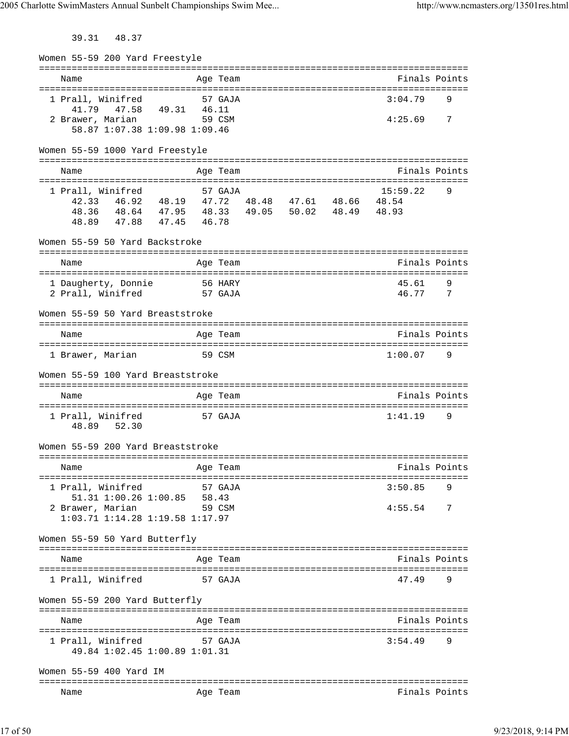39.31   48.37

## Women 55-59 200 Yard Freestyle

| Name | Age | Team | Finals | Points |
|---|---|---|---|---|
| 1 Prall, Winifred | 57 | GAJA | 3:04.79 | 9 |
| 41.79   47.58   49.31   46.11 | | | | |
| 2 Brawer, Marian | 59 | CSM | 4:25.69 | 7 |
| 58.87 1:07.38 1:09.98 1:09.46 | | | | |

## Women 55-59 1000 Yard Freestyle

| Name | Age | Team | Finals | Points |
|---|---|---|---|---|
| 1 Prall, Winifred | 57 | GAJA | 15:59.22 | 9 |
| 42.33   46.92   48.19   47.72   48.48   47.61   48.66   48.54 | | | | |
| 48.36   48.64   47.95   48.33   49.05   50.02   48.49   48.93 | | | | |
| 48.89   47.88   47.45   46.78 | | | | |

## Women 55-59 50 Yard Backstroke

| Name | Age | Team | Finals | Points |
|---|---|---|---|---|
| 1 Daugherty, Donnie | 56 | HARY | 45.61 | 9 |
| 2 Prall, Winifred | 57 | GAJA | 46.77 | 7 |

## Women 55-59 50 Yard Breaststroke

| Name | Age | Team | Finals | Points |
|---|---|---|---|---|
| 1 Brawer, Marian | 59 | CSM | 1:00.07 | 9 |

## Women 55-59 100 Yard Breaststroke

| Name | Age | Team | Finals | Points |
|---|---|---|---|---|
| 1 Prall, Winifred | 57 | GAJA | 1:41.19 | 9 |
| 48.89   52.30 | | | | |

## Women 55-59 200 Yard Breaststroke

| Name | Age | Team | Finals | Points |
|---|---|---|---|---|
| 1 Prall, Winifred | 57 | GAJA | 3:50.85 | 9 |
| 51.31 1:00.26 1:00.85   58.43 | | | | |
| 2 Brawer, Marian | 59 | CSM | 4:55.54 | 7 |
| 1:03.71 1:14.28 1:19.58 1:17.97 | | | | |

## Women 55-59 50 Yard Butterfly

| Name | Age | Team | Finals | Points |
|---|---|---|---|---|
| 1 Prall, Winifred | 57 | GAJA | 47.49 | 9 |

## Women 55-59 200 Yard Butterfly

| Name | Age | Team | Finals | Points |
|---|---|---|---|---|
| 1 Prall, Winifred | 57 | GAJA | 3:54.49 | 9 |
| 49.84 1:02.45 1:00.89 1:01.31 | | | | |

## Women 55-59 400 Yard IM

| Name | Age | Team | Finals | Points |
|---|---|---|---|---|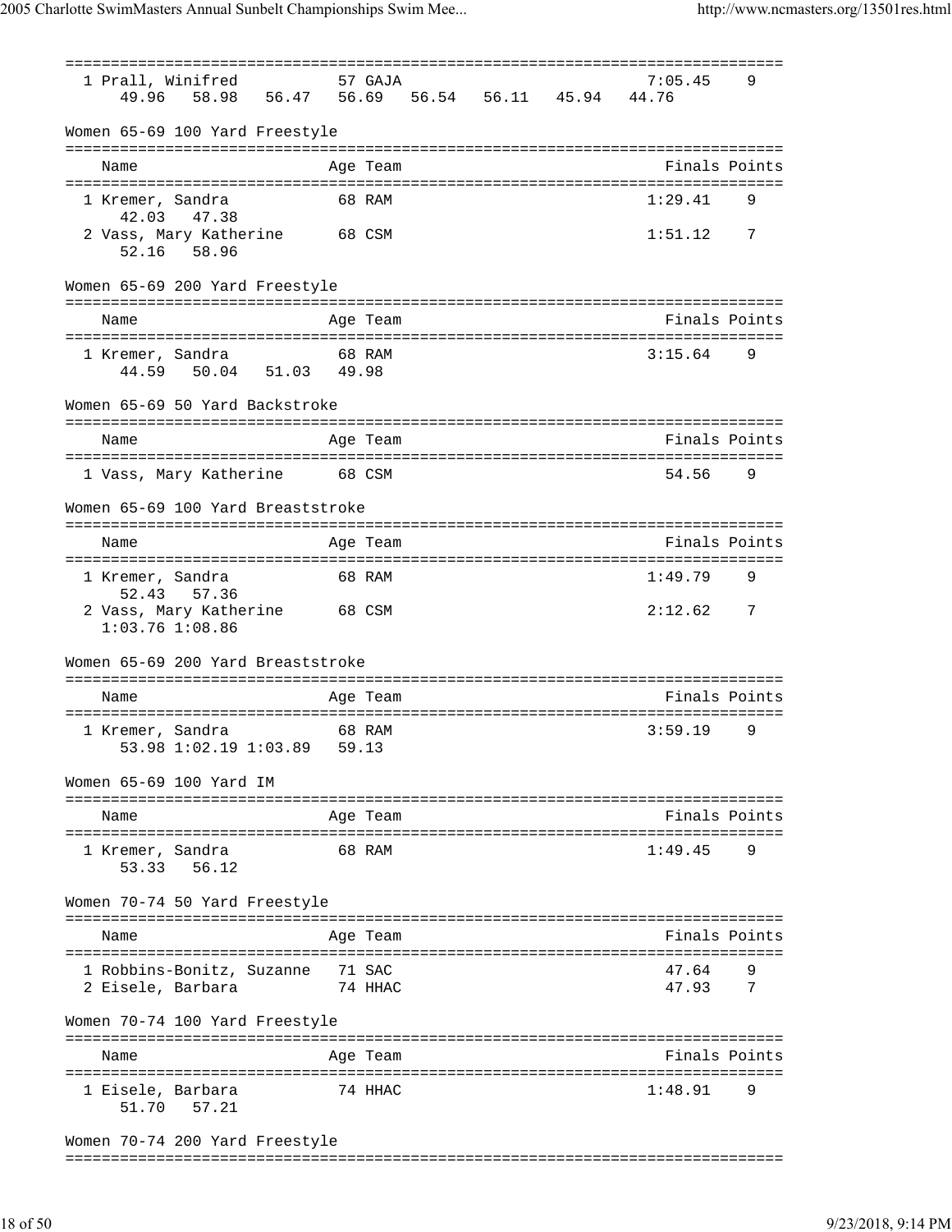| Name | Age | Team | Finals | Points |
|---|---|---|---|---|
| 1 Prall, Winifred | 57 | GAJA | 7:05.45 | 9 |
| 49.96 58.98 56.47 56.69 56.54 56.11 45.94 44.76 | | | | |

## Women 65-69 100 Yard Freestyle

| Name | Age | Team | Finals | Points |
|---|---|---|---|---|
| 1 Kremer, Sandra | 68 | RAM | 1:29.41 | 9 |
| 42.03 47.38 | | | | |
| 2 Vass, Mary Katherine | 68 | CSM | 1:51.12 | 7 |
| 52.16 58.96 | | | | |

## Women 65-69 200 Yard Freestyle

| Name | Age | Team | Finals | Points |
|---|---|---|---|---|
| 1 Kremer, Sandra | 68 | RAM | 3:15.64 | 9 |
| 44.59 50.04 51.03 49.98 | | | | |

## Women 65-69 50 Yard Backstroke

| Name | Age | Team | Finals | Points |
|---|---|---|---|---|
| 1 Vass, Mary Katherine | 68 | CSM | 54.56 | 9 |

## Women 65-69 100 Yard Breaststroke

| Name | Age | Team | Finals | Points |
|---|---|---|---|---|
| 1 Kremer, Sandra | 68 | RAM | 1:49.79 | 9 |
| 52.43 57.36 | | | | |
| 2 Vass, Mary Katherine | 68 | CSM | 2:12.62 | 7 |
| 1:03.76 1:08.86 | | | | |

## Women 65-69 200 Yard Breaststroke

| Name | Age | Team | Finals | Points |
|---|---|---|---|---|
| 1 Kremer, Sandra | 68 | RAM | 3:59.19 | 9 |
| 53.98 1:02.19 1:03.89 59.13 | | | | |

## Women 65-69 100 Yard IM

| Name | Age | Team | Finals | Points |
|---|---|---|---|---|
| 1 Kremer, Sandra | 68 | RAM | 1:49.45 | 9 |
| 53.33 56.12 | | | | |

## Women 70-74 50 Yard Freestyle

| Name | Age | Team | Finals | Points |
|---|---|---|---|---|
| 1 Robbins-Bonitz, Suzanne | 71 | SAC | 47.64 | 9 |
| 2 Eisele, Barbara | 74 | HHAC | 47.93 | 7 |

## Women 70-74 100 Yard Freestyle

| Name | Age | Team | Finals | Points |
|---|---|---|---|---|
| 1 Eisele, Barbara | 74 | HHAC | 1:48.91 | 9 |
| 51.70 57.21 | | | | |

## Women 70-74 200 Yard Freestyle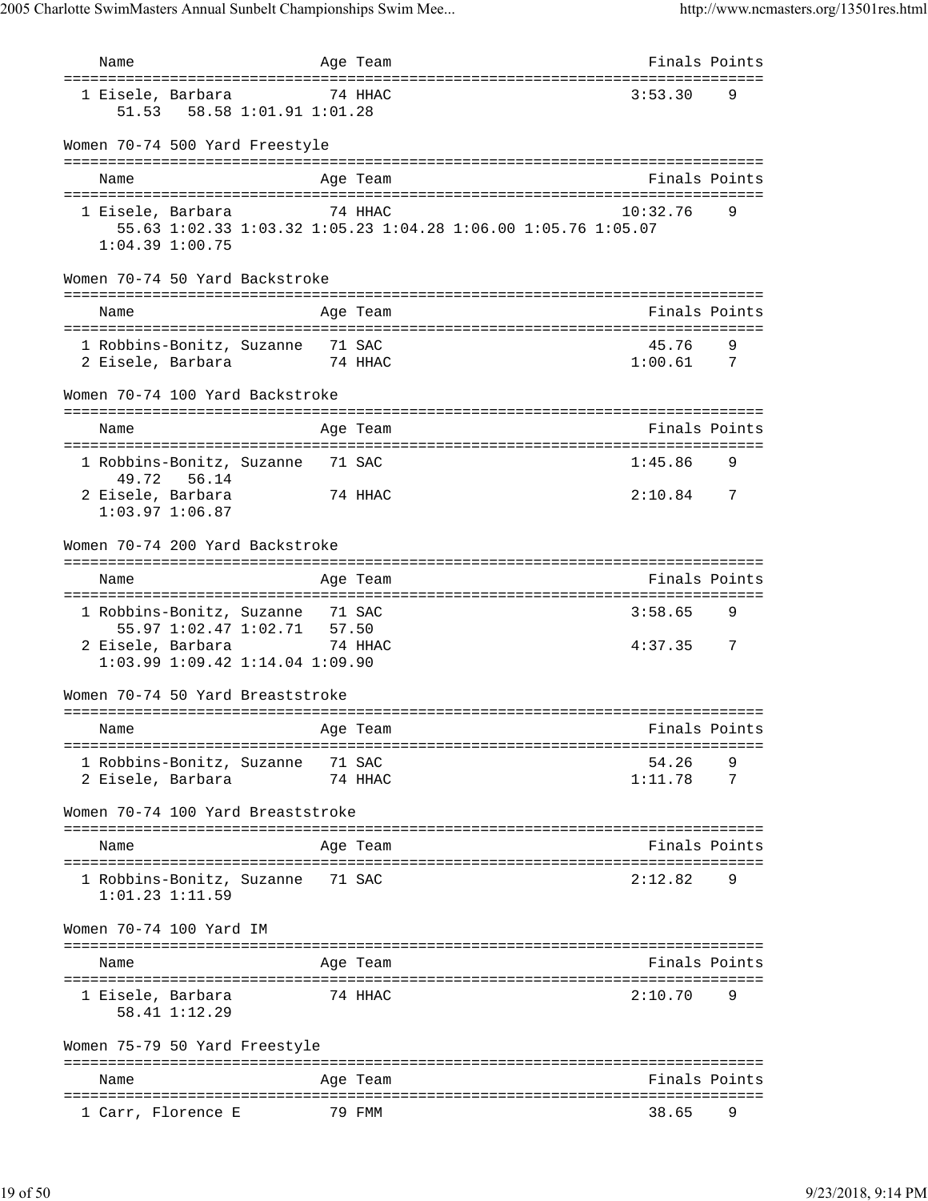| Name | Age | Team | Finals | Points |
|---|---|---|---|---|
| 1 Eisele, Barbara | 74 | HHAC | 3:53.30 | 9 |
| 51.53 58.58 1:01.91 1:01.28 | | | | |

Women 70-74 500 Yard Freestyle

| Name | Age | Team | Finals | Points |
|---|---|---|---|---|
| 1 Eisele, Barbara | 74 | HHAC | 10:32.76 | 9 |
| 55.63 1:02.33 1:03.32 1:05.23 1:04.28 1:06.00 1:05.76 1:05.07 1:04.39 1:00.75 | | | | |

Women 70-74 50 Yard Backstroke

| Name | Age | Team | Finals | Points |
|---|---|---|---|---|
| 1 Robbins-Bonitz, Suzanne | 71 | SAC | 45.76 | 9 |
| 2 Eisele, Barbara | 74 | HHAC | 1:00.61 | 7 |

Women 70-74 100 Yard Backstroke

| Name | Age | Team | Finals | Points |
|---|---|---|---|---|
| 1 Robbins-Bonitz, Suzanne | 71 | SAC | 1:45.86 | 9 |
| 49.72 56.14 | | | | |
| 2 Eisele, Barbara | 74 | HHAC | 2:10.84 | 7 |
| 1:03.97 1:06.87 | | | | |

Women 70-74 200 Yard Backstroke

| Name | Age | Team | Finals | Points |
|---|---|---|---|---|
| 1 Robbins-Bonitz, Suzanne | 71 | SAC | 3:58.65 | 9 |
| 55.97 1:02.47 1:02.71 57.50 | | | | |
| 2 Eisele, Barbara | 74 | HHAC | 4:37.35 | 7 |
| 1:03.99 1:09.42 1:14.04 1:09.90 | | | | |

Women 70-74 50 Yard Breaststroke

| Name | Age | Team | Finals | Points |
|---|---|---|---|---|
| 1 Robbins-Bonitz, Suzanne | 71 | SAC | 54.26 | 9 |
| 2 Eisele, Barbara | 74 | HHAC | 1:11.78 | 7 |

Women 70-74 100 Yard Breaststroke

| Name | Age | Team | Finals | Points |
|---|---|---|---|---|
| 1 Robbins-Bonitz, Suzanne | 71 | SAC | 2:12.82 | 9 |
| 1:01.23 1:11.59 | | | | |

Women 70-74 100 Yard IM

| Name | Age | Team | Finals | Points |
|---|---|---|---|---|
| 1 Eisele, Barbara | 74 | HHAC | 2:10.70 | 9 |
| 58.41 1:12.29 | | | | |

Women 75-79 50 Yard Freestyle

| Name | Age | Team | Finals | Points |
|---|---|---|---|---|
| 1 Carr, Florence E | 79 | FMM | 38.65 | 9 |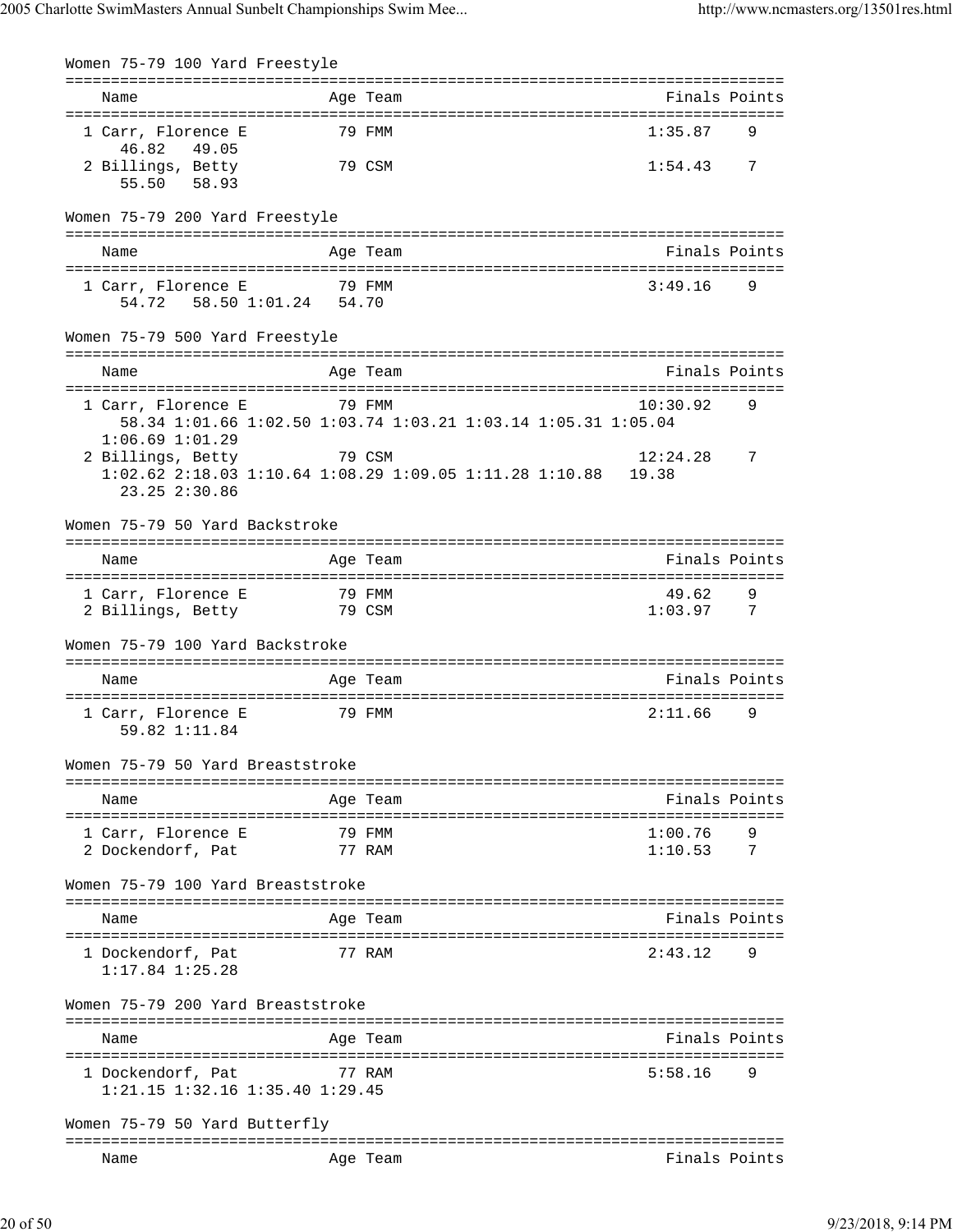## Women 75-79 100 Yard Freestyle

| | Name | Age | Team | Finals | Points |
|---|---|---|---|---|---|
| 1 | Carr, Florence E | 79 | FMM | 1:35.87 | 9 |
| | 46.82 49.05 | | | | |
| 2 | Billings, Betty | 79 | CSM | 1:54.43 | 7 |
| | 55.50 58.93 | | | | |

## Women 75-79 200 Yard Freestyle

| | Name | Age | Team | Finals | Points |
|---|---|---|---|---|---|
| 1 | Carr, Florence E | 79 | FMM | 3:49.16 | 9 |
| | 54.72 58.50 1:01.24 54.70 | | | | |

## Women 75-79 500 Yard Freestyle

| | Name | Age | Team | Finals | Points |
|---|---|---|---|---|---|
| 1 | Carr, Florence E | 79 | FMM | 10:30.92 | 9 |
| | 58.34 1:01.66 1:02.50 1:03.74 1:03.21 1:03.14 1:05.31 1:05.04 1:06.69 1:01.29 | | | | |
| 2 | Billings, Betty | 79 | CSM | 12:24.28 | 7 |
| | 1:02.62 2:18.03 1:10.64 1:08.29 1:09.05 1:11.28 1:10.88 19.38 23.25 2:30.86 | | | | |

## Women 75-79 50 Yard Backstroke

| | Name | Age | Team | Finals | Points |
|---|---|---|---|---|---|
| 1 | Carr, Florence E | 79 | FMM | 49.62 | 9 |
| 2 | Billings, Betty | 79 | CSM | 1:03.97 | 7 |

## Women 75-79 100 Yard Backstroke

| | Name | Age | Team | Finals | Points |
|---|---|---|---|---|---|
| 1 | Carr, Florence E | 79 | FMM | 2:11.66 | 9 |
| | 59.82 1:11.84 | | | | |

## Women 75-79 50 Yard Breaststroke

| | Name | Age | Team | Finals | Points |
|---|---|---|---|---|---|
| 1 | Carr, Florence E | 79 | FMM | 1:00.76 | 9 |
| 2 | Dockendorf, Pat | 77 | RAM | 1:10.53 | 7 |

## Women 75-79 100 Yard Breaststroke

| | Name | Age | Team | Finals | Points |
|---|---|---|---|---|---|
| 1 | Dockendorf, Pat | 77 | RAM | 2:43.12 | 9 |
| | 1:17.84 1:25.28 | | | | |

## Women 75-79 200 Yard Breaststroke

| | Name | Age | Team | Finals | Points |
|---|---|---|---|---|---|
| 1 | Dockendorf, Pat | 77 | RAM | 5:58.16 | 9 |
| | 1:21.15 1:32.16 1:35.40 1:29.45 | | | | |

## Women 75-79 50 Yard Butterfly

| | Name | Age | Team | Finals | Points |
|---|---|---|---|---|---|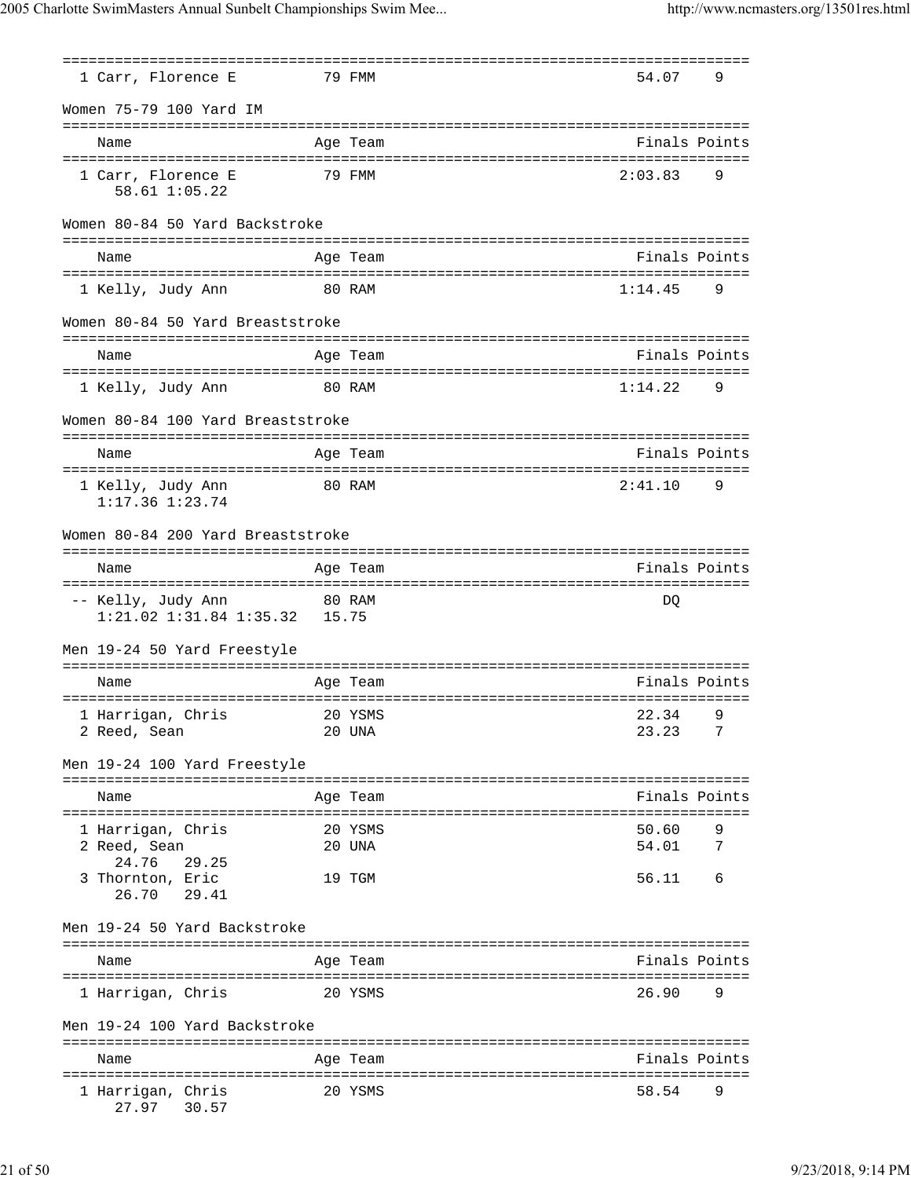| | Name | Age | Team | Finals | Points |
|---|---|---|---|---|---|
| 1 | Carr, Florence E | 79 | FMM | 54.07 | 9 |

Women 75-79 100 Yard IM

| | Name | Age | Team | Finals | Points |
|---|---|---|---|---|---|
| 1 | Carr, Florence E | 79 | FMM | 2:03.83 | 9 |
| | 58.61 1:05.22 | | | | |

Women 80-84 50 Yard Backstroke

| | Name | Age | Team | Finals | Points |
|---|---|---|---|---|---|
| 1 | Kelly, Judy Ann | 80 | RAM | 1:14.45 | 9 |

Women 80-84 50 Yard Breaststroke

| | Name | Age | Team | Finals | Points |
|---|---|---|---|---|---|
| 1 | Kelly, Judy Ann | 80 | RAM | 1:14.22 | 9 |

Women 80-84 100 Yard Breaststroke

| | Name | Age | Team | Finals | Points |
|---|---|---|---|---|---|
| 1 | Kelly, Judy Ann | 80 | RAM | 2:41.10 | 9 |
| | 1:17.36 1:23.74 | | | | |

Women 80-84 200 Yard Breaststroke

| | Name | Age | Team | Finals | Points |
|---|---|---|---|---|---|
| -- | Kelly, Judy Ann | 80 | RAM | DQ | |
| | 1:21.02 1:31.84 1:35.32 15.75 | | | | |

Men 19-24 50 Yard Freestyle

| | Name | Age | Team | Finals | Points |
|---|---|---|---|---|---|
| 1 | Harrigan, Chris | 20 | YSMS | 22.34 | 9 |
| 2 | Reed, Sean | 20 | UNA | 23.23 | 7 |

Men 19-24 100 Yard Freestyle

| | Name | Age | Team | Finals | Points |
|---|---|---|---|---|---|
| 1 | Harrigan, Chris | 20 | YSMS | 50.60 | 9 |
| 2 | Reed, Sean | 20 | UNA | 54.01 | 7 |
| | 24.76 29.25 | | | | |
| 3 | Thornton, Eric | 19 | TGM | 56.11 | 6 |
| | 26.70 29.41 | | | | |

Men 19-24 50 Yard Backstroke

| | Name | Age | Team | Finals | Points |
|---|---|---|---|---|---|
| 1 | Harrigan, Chris | 20 | YSMS | 26.90 | 9 |

Men 19-24 100 Yard Backstroke

| | Name | Age | Team | Finals | Points |
|---|---|---|---|---|---|
| 1 | Harrigan, Chris | 20 | YSMS | 58.54 | 9 |
| | 27.97 30.57 | | | | |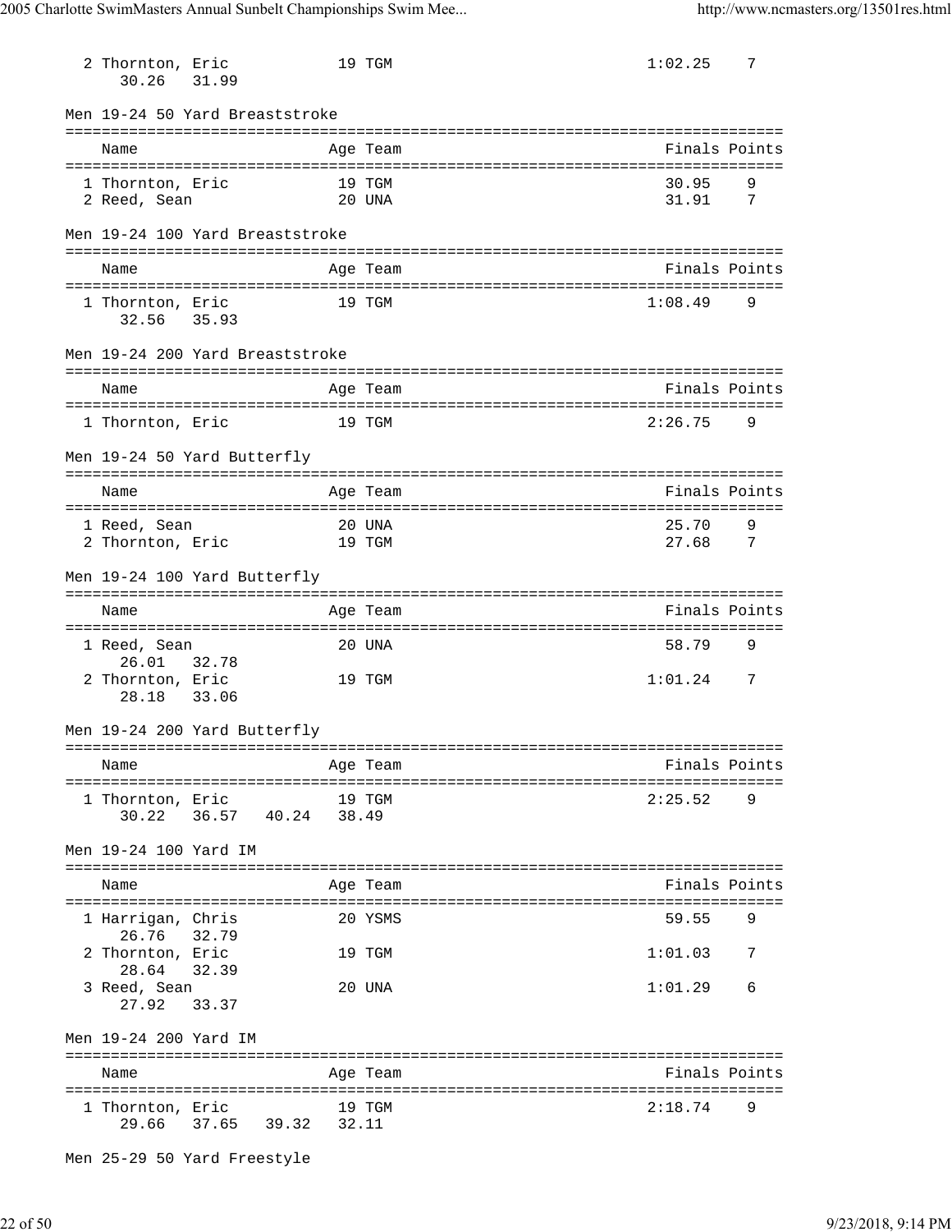| Name | Age | Team | Finals | Points |
|---|---|---|---|---|
| 2 Thornton, Eric | 19 | TGM | 1:02.25 | 7 |
| 30.26 31.99 | | | | |

## Men 19-24 50 Yard Breaststroke

| Name | Age | Team | Finals | Points |
|---|---|---|---|---|
| 1 Thornton, Eric | 19 | TGM | 30.95 | 9 |
| 2 Reed, Sean | 20 | UNA | 31.91 | 7 |

## Men 19-24 100 Yard Breaststroke

| Name | Age | Team | Finals | Points |
|---|---|---|---|---|
| 1 Thornton, Eric | 19 | TGM | 1:08.49 | 9 |
| 32.56 35.93 | | | | |

## Men 19-24 200 Yard Breaststroke

| Name | Age | Team | Finals | Points |
|---|---|---|---|---|
| 1 Thornton, Eric | 19 | TGM | 2:26.75 | 9 |

## Men 19-24 50 Yard Butterfly

| Name | Age | Team | Finals | Points |
|---|---|---|---|---|
| 1 Reed, Sean | 20 | UNA | 25.70 | 9 |
| 2 Thornton, Eric | 19 | TGM | 27.68 | 7 |

## Men 19-24 100 Yard Butterfly

| Name | Age | Team | Finals | Points |
|---|---|---|---|---|
| 1 Reed, Sean | 20 | UNA | 58.79 | 9 |
| 26.01 32.78 | | | | |
| 2 Thornton, Eric | 19 | TGM | 1:01.24 | 7 |
| 28.18 33.06 | | | | |

## Men 19-24 200 Yard Butterfly

| Name | Age | Team | Finals | Points |
|---|---|---|---|---|
| 1 Thornton, Eric | 19 | TGM | 2:25.52 | 9 |
| 30.22 36.57 40.24 38.49 | | | | |

## Men 19-24 100 Yard IM

| Name | Age | Team | Finals | Points |
|---|---|---|---|---|
| 1 Harrigan, Chris | 20 | YSMS | 59.55 | 9 |
| 26.76 32.79 | | | | |
| 2 Thornton, Eric | 19 | TGM | 1:01.03 | 7 |
| 28.64 32.39 | | | | |
| 3 Reed, Sean | 20 | UNA | 1:01.29 | 6 |
| 27.92 33.37 | | | | |

## Men 19-24 200 Yard IM

| Name | Age | Team | Finals | Points |
|---|---|---|---|---|
| 1 Thornton, Eric | 19 | TGM | 2:18.74 | 9 |
| 29.66 37.65 39.32 32.11 | | | | |

## Men 25-29 50 Yard Freestyle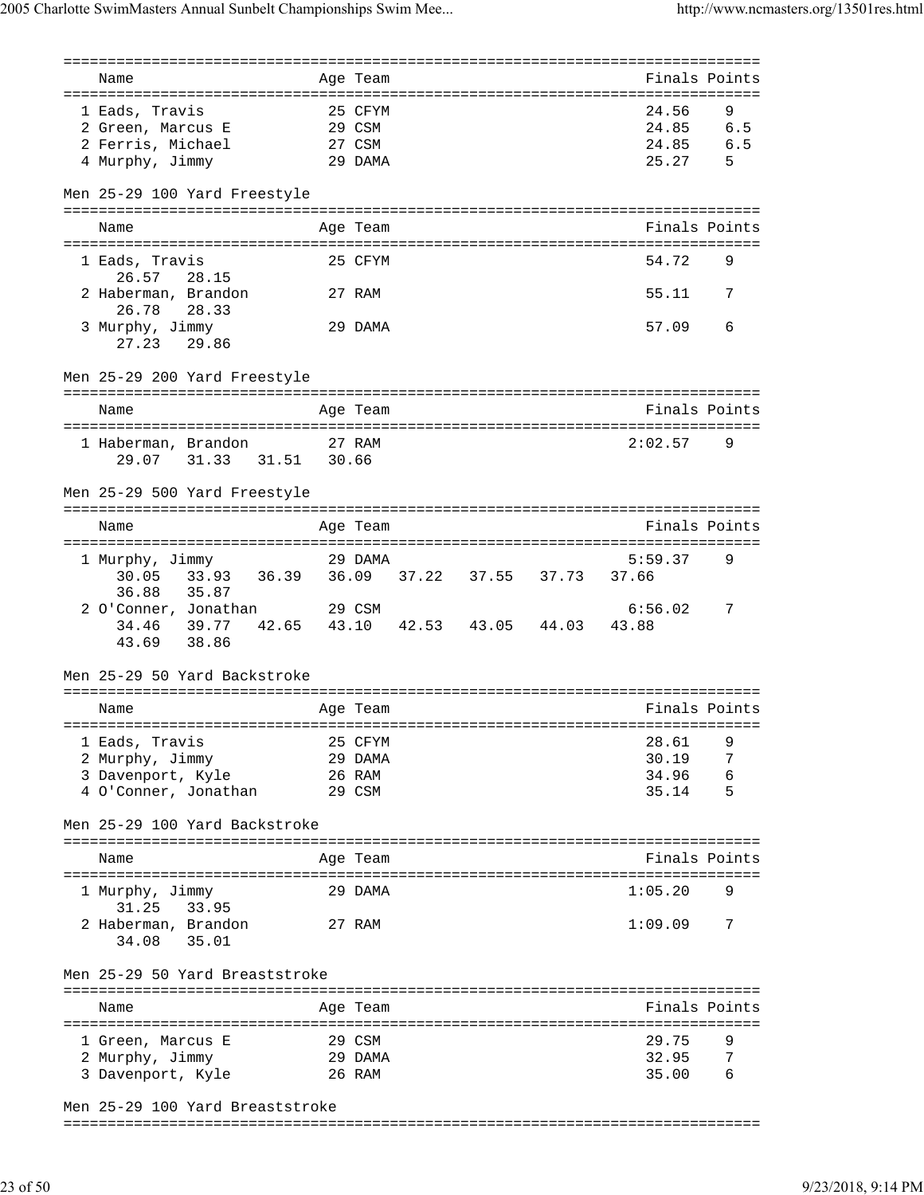| Name | Age | Team | Finals | Points |
|---|---|---|---|---|
| 1 Eads, Travis | 25 | CFYM | 24.56 | 9 |
| 2 Green, Marcus E | 29 | CSM | 24.85 | 6.5 |
| 2 Ferris, Michael | 27 | CSM | 24.85 | 6.5 |
| 4 Murphy, Jimmy | 29 | DAMA | 25.27 | 5 |

### Men 25-29 100 Yard Freestyle

| Name | Age | Team | Finals | Points |
|---|---|---|---|---|
| 1 Eads, Travis | 25 | CFYM | 54.72 | 9 |
| 26.57 28.15 | | | | |
| 2 Haberman, Brandon | 27 | RAM | 55.11 | 7 |
| 26.78 28.33 | | | | |
| 3 Murphy, Jimmy | 29 | DAMA | 57.09 | 6 |
| 27.23 29.86 | | | | |

### Men 25-29 200 Yard Freestyle

| Name | Age | Team | Finals | Points |
|---|---|---|---|---|
| 1 Haberman, Brandon | 27 | RAM | 2:02.57 | 9 |
| 29.07 31.33 31.51 30.66 | | | | |

### Men 25-29 500 Yard Freestyle

| Name | Age | Team | Finals | Points |
|---|---|---|---|---|
| 1 Murphy, Jimmy | 29 | DAMA | 5:59.37 | 9 |
| 30.05 33.93 36.39 36.09 37.22 37.55 37.73 37.66 36.88 35.87 | | | | |
| 2 O'Conner, Jonathan | 29 | CSM | 6:56.02 | 7 |
| 34.46 39.77 42.65 43.10 42.53 43.05 44.03 43.88 43.69 38.86 | | | | |

### Men 25-29 50 Yard Backstroke

| Name | Age | Team | Finals | Points |
|---|---|---|---|---|
| 1 Eads, Travis | 25 | CFYM | 28.61 | 9 |
| 2 Murphy, Jimmy | 29 | DAMA | 30.19 | 7 |
| 3 Davenport, Kyle | 26 | RAM | 34.96 | 6 |
| 4 O'Conner, Jonathan | 29 | CSM | 35.14 | 5 |

### Men 25-29 100 Yard Backstroke

| Name | Age | Team | Finals | Points |
|---|---|---|---|---|
| 1 Murphy, Jimmy | 29 | DAMA | 1:05.20 | 9 |
| 31.25 33.95 | | | | |
| 2 Haberman, Brandon | 27 | RAM | 1:09.09 | 7 |
| 34.08 35.01 | | | | |

### Men 25-29 50 Yard Breaststroke

| Name | Age | Team | Finals | Points |
|---|---|---|---|---|
| 1 Green, Marcus E | 29 | CSM | 29.75 | 9 |
| 2 Murphy, Jimmy | 29 | DAMA | 32.95 | 7 |
| 3 Davenport, Kyle | 26 | RAM | 35.00 | 6 |

### Men 25-29 100 Yard Breaststroke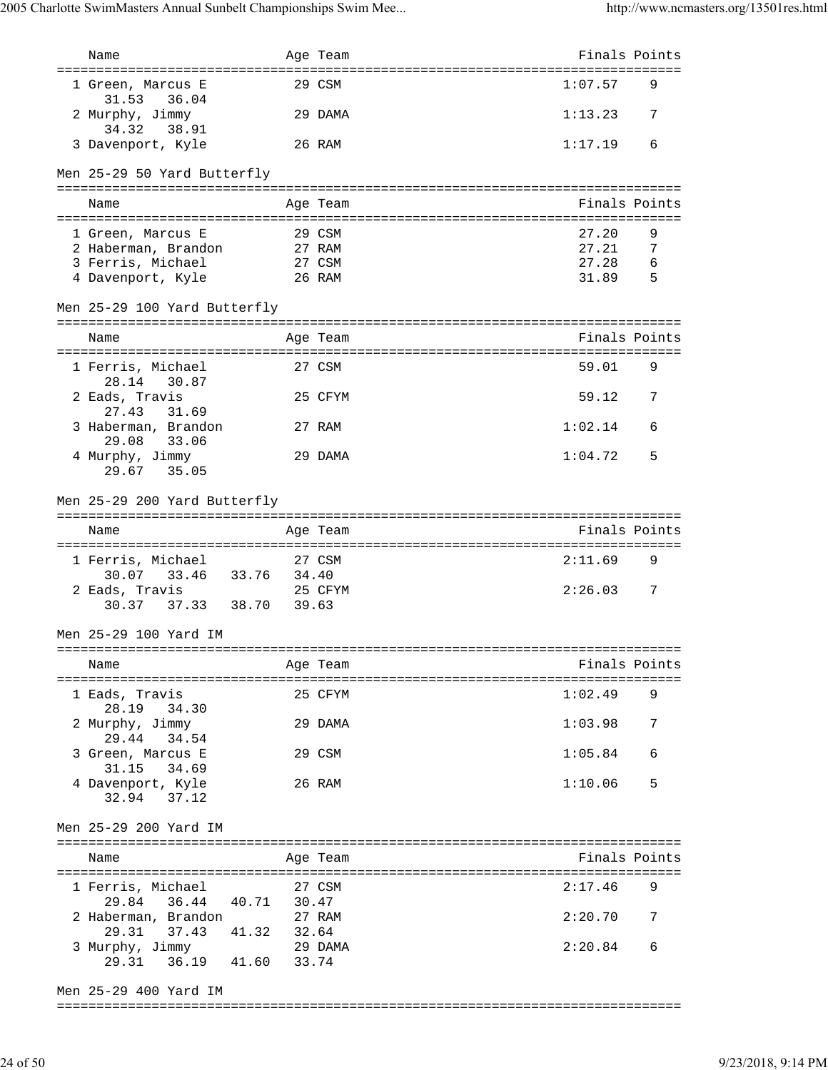| Name | Age | Team | Finals | Points |
|---|---|---|---|---|
| 1 Green, Marcus E | 29 | CSM | 1:07.57 | 9 |
| 31.53 36.04 | | | | |
| 2 Murphy, Jimmy | 29 | DAMA | 1:13.23 | 7 |
| 34.32 38.91 | | | | |
| 3 Davenport, Kyle | 26 | RAM | 1:17.19 | 6 |

## Men 25-29 50 Yard Butterfly

| Name | Age | Team | Finals | Points |
|---|---|---|---|---|
| 1 Green, Marcus E | 29 | CSM | 27.20 | 9 |
| 2 Haberman, Brandon | 27 | RAM | 27.21 | 7 |
| 3 Ferris, Michael | 27 | CSM | 27.28 | 6 |
| 4 Davenport, Kyle | 26 | RAM | 31.89 | 5 |

## Men 25-29 100 Yard Butterfly

| Name | Age | Team | Finals | Points |
|---|---|---|---|---|
| 1 Ferris, Michael | 27 | CSM | 59.01 | 9 |
| 28.14 30.87 | | | | |
| 2 Eads, Travis | 25 | CFYM | 59.12 | 7 |
| 27.43 31.69 | | | | |
| 3 Haberman, Brandon | 27 | RAM | 1:02.14 | 6 |
| 29.08 33.06 | | | | |
| 4 Murphy, Jimmy | 29 | DAMA | 1:04.72 | 5 |
| 29.67 35.05 | | | | |

## Men 25-29 200 Yard Butterfly

| Name | Age | Team | Finals | Points |
|---|---|---|---|---|
| 1 Ferris, Michael | 27 | CSM | 2:11.69 | 9 |
| 30.07 33.46 33.76 34.40 | | | | |
| 2 Eads, Travis | 25 | CFYM | 2:26.03 | 7 |
| 30.37 37.33 38.70 39.63 | | | | |

## Men 25-29 100 Yard IM

| Name | Age | Team | Finals | Points |
|---|---|---|---|---|
| 1 Eads, Travis | 25 | CFYM | 1:02.49 | 9 |
| 28.19 34.30 | | | | |
| 2 Murphy, Jimmy | 29 | DAMA | 1:03.98 | 7 |
| 29.44 34.54 | | | | |
| 3 Green, Marcus E | 29 | CSM | 1:05.84 | 6 |
| 31.15 34.69 | | | | |
| 4 Davenport, Kyle | 26 | RAM | 1:10.06 | 5 |
| 32.94 37.12 | | | | |

## Men 25-29 200 Yard IM

| Name | Age | Team | Finals | Points |
|---|---|---|---|---|
| 1 Ferris, Michael | 27 | CSM | 2:17.46 | 9 |
| 29.84 36.44 40.71 30.47 | | | | |
| 2 Haberman, Brandon | 27 | RAM | 2:20.70 | 7 |
| 29.31 37.43 41.32 32.64 | | | | |
| 3 Murphy, Jimmy | 29 | DAMA | 2:20.84 | 6 |
| 29.31 36.19 41.60 33.74 | | | | |

## Men 25-29 400 Yard IM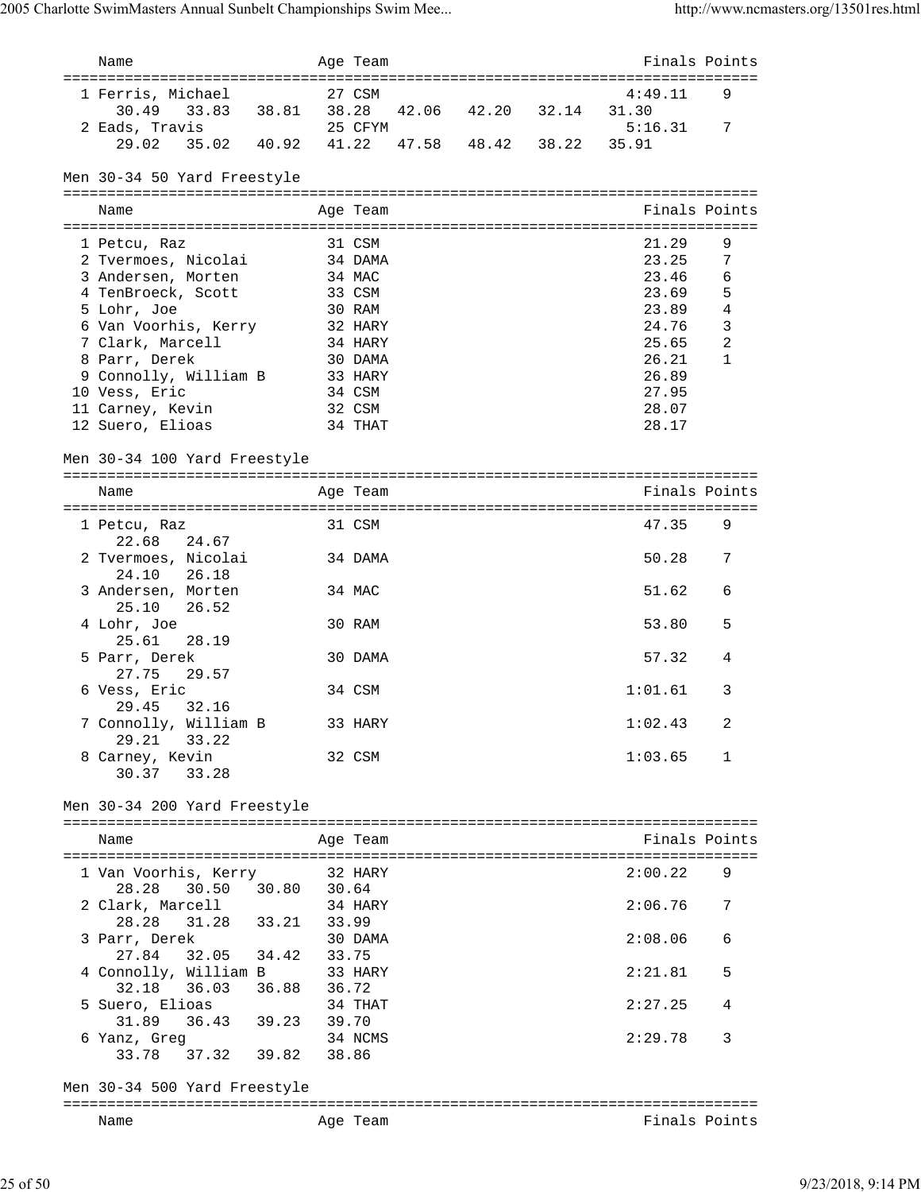| Name | Age | Team | Finals | Points |
|---|---|---|---|---|
| 1 Ferris, Michael | 27 | CSM | 4:49.11 | 9 |
| 30.49 33.83 38.81 38.28 42.06 42.20 32.14 31.30 | | | | |
| 2 Eads, Travis | 25 | CFYM | 5:16.31 | 7 |
| 29.02 35.02 40.92 41.22 47.58 48.42 38.22 35.91 | | | | |

### Men 30-34 50 Yard Freestyle

| Name | Age | Team | Finals | Points |
|---|---|---|---|---|
| 1 Petcu, Raz | 31 | CSM | 21.29 | 9 |
| 2 Tvermoes, Nicolai | 34 | DAMA | 23.25 | 7 |
| 3 Andersen, Morten | 34 | MAC | 23.46 | 6 |
| 4 TenBroeck, Scott | 33 | CSM | 23.69 | 5 |
| 5 Lohr, Joe | 30 | RAM | 23.89 | 4 |
| 6 Van Voorhis, Kerry | 32 | HARY | 24.76 | 3 |
| 7 Clark, Marcell | 34 | HARY | 25.65 | 2 |
| 8 Parr, Derek | 30 | DAMA | 26.21 | 1 |
| 9 Connolly, William B | 33 | HARY | 26.89 | |
| 10 Vess, Eric | 34 | CSM | 27.95 | |
| 11 Carney, Kevin | 32 | CSM | 28.07 | |
| 12 Suero, Elioas | 34 | THAT | 28.17 | |

### Men 30-34 100 Yard Freestyle

| Name | Age | Team | Finals | Points |
|---|---|---|---|---|
| 1 Petcu, Raz | 31 | CSM | 47.35 | 9 |
| 22.68 24.67 | | | | |
| 2 Tvermoes, Nicolai | 34 | DAMA | 50.28 | 7 |
| 24.10 26.18 | | | | |
| 3 Andersen, Morten | 34 | MAC | 51.62 | 6 |
| 25.10 26.52 | | | | |
| 4 Lohr, Joe | 30 | RAM | 53.80 | 5 |
| 25.61 28.19 | | | | |
| 5 Parr, Derek | 30 | DAMA | 57.32 | 4 |
| 27.75 29.57 | | | | |
| 6 Vess, Eric | 34 | CSM | 1:01.61 | 3 |
| 29.45 32.16 | | | | |
| 7 Connolly, William B | 33 | HARY | 1:02.43 | 2 |
| 29.21 33.22 | | | | |
| 8 Carney, Kevin | 32 | CSM | 1:03.65 | 1 |
| 30.37 33.28 | | | | |

### Men 30-34 200 Yard Freestyle

| Name | Age | Team | Finals | Points |
|---|---|---|---|---|
| 1 Van Voorhis, Kerry | 32 | HARY | 2:00.22 | 9 |
| 28.28 30.50 30.80 30.64 | | | | |
| 2 Clark, Marcell | 34 | HARY | 2:06.76 | 7 |
| 28.28 31.28 33.21 33.99 | | | | |
| 3 Parr, Derek | 30 | DAMA | 2:08.06 | 6 |
| 27.84 32.05 34.42 33.75 | | | | |
| 4 Connolly, William B | 33 | HARY | 2:21.81 | 5 |
| 32.18 36.03 36.88 36.72 | | | | |
| 5 Suero, Elioas | 34 | THAT | 2:27.25 | 4 |
| 31.89 36.43 39.23 39.70 | | | | |
| 6 Yanz, Greg | 34 | NCMS | 2:29.78 | 3 |
| 33.78 37.32 39.82 38.86 | | | | |

### Men 30-34 500 Yard Freestyle

| Name | Age | Team | Finals | Points |
|---|---|---|---|---|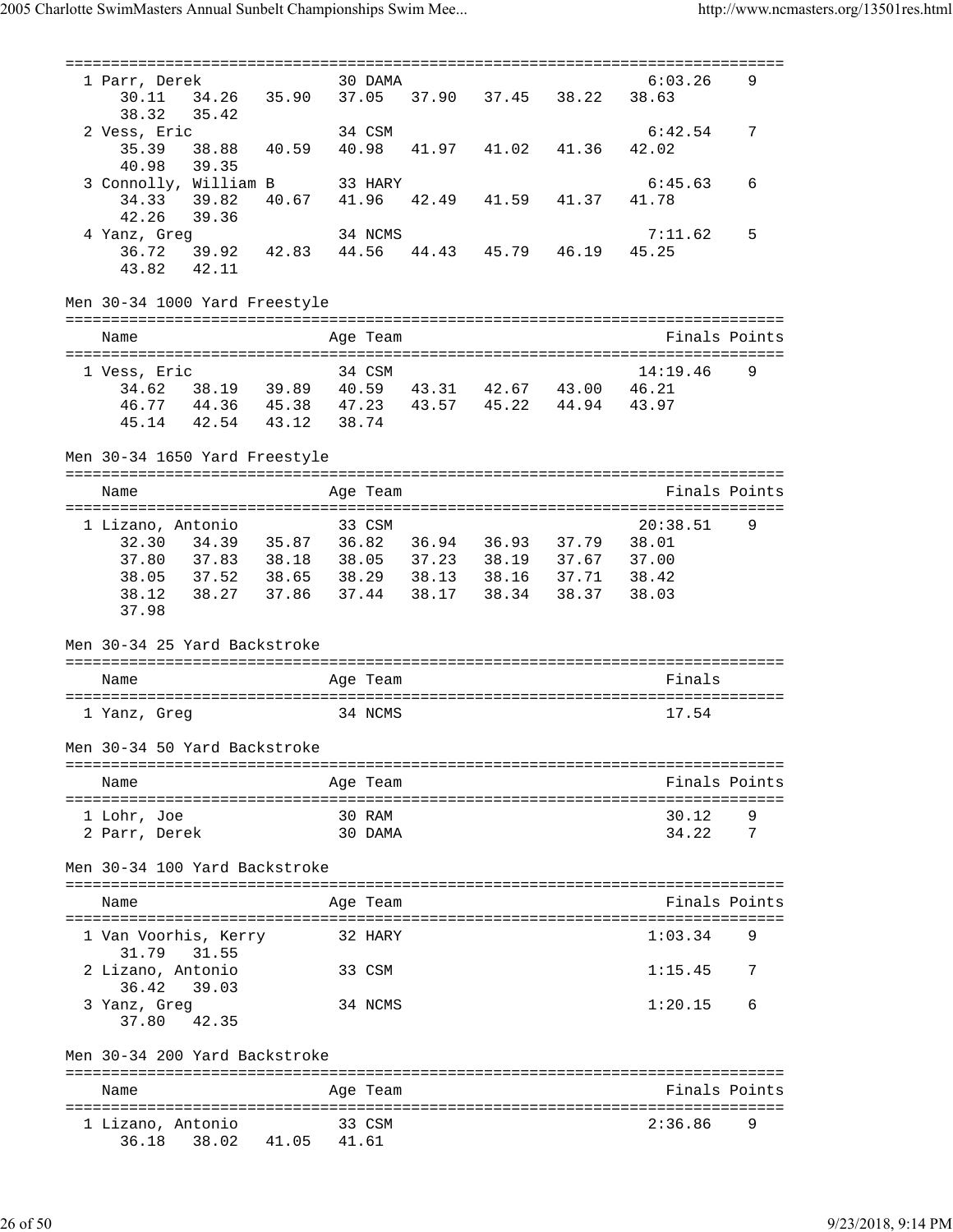| Name | Age | Team | Finals | Points |
|---|---|---|---|---|
| 1 Parr, Derek | 30 | DAMA | 6:03.26 | 9 |
| 30.11 34.26 35.90 37.05 37.90 37.45 38.22 38.63 38.32 35.42 | | | | |
| 2 Vess, Eric | 34 | CSM | 6:42.54 | 7 |
| 35.39 38.88 40.59 40.98 41.97 41.02 41.36 42.02 40.98 39.35 | | | | |
| 3 Connolly, William B | 33 | HARY | 6:45.63 | 6 |
| 34.33 39.82 40.67 41.96 42.49 41.59 41.37 41.78 42.26 39.36 | | | | |
| 4 Yanz, Greg | 34 | NCMS | 7:11.62 | 5 |
| 36.72 39.92 42.83 44.56 44.43 45.79 46.19 45.25 43.82 42.11 | | | | |

## Men 30-34 1000 Yard Freestyle

| Name | Age | Team | Finals | Points |
|---|---|---|---|---|
| 1 Vess, Eric | 34 | CSM | 14:19.46 | 9 |
| 34.62 38.19 39.89 40.59 43.31 42.67 43.00 46.21 46.77 44.36 45.38 47.23 43.57 45.22 44.94 43.97 45.14 42.54 43.12 38.74 | | | | |

## Men 30-34 1650 Yard Freestyle

| Name | Age | Team | Finals | Points |
|---|---|---|---|---|
| 1 Lizano, Antonio | 33 | CSM | 20:38.51 | 9 |
| 32.30 34.39 35.87 36.82 36.94 36.93 37.79 38.01 37.80 37.83 38.18 38.05 37.23 38.19 37.67 37.00 38.05 37.52 38.65 38.29 38.13 38.16 37.71 38.42 38.12 38.27 37.86 37.44 38.17 38.34 38.37 38.03 37.98 | | | | |

## Men 30-34 25 Yard Backstroke

| Name | Age | Team | Finals |
|---|---|---|---|
| 1 Yanz, Greg | 34 | NCMS | 17.54 |

## Men 30-34 50 Yard Backstroke

| Name | Age | Team | Finals | Points |
|---|---|---|---|---|
| 1 Lohr, Joe | 30 | RAM | 30.12 | 9 |
| 2 Parr, Derek | 30 | DAMA | 34.22 | 7 |

## Men 30-34 100 Yard Backstroke

| Name | Age | Team | Finals | Points |
|---|---|---|---|---|
| 1 Van Voorhis, Kerry | 32 | HARY | 1:03.34 | 9 |
| 31.79 31.55 | | | | |
| 2 Lizano, Antonio | 33 | CSM | 1:15.45 | 7 |
| 36.42 39.03 | | | | |
| 3 Yanz, Greg | 34 | NCMS | 1:20.15 | 6 |
| 37.80 42.35 | | | | |

## Men 30-34 200 Yard Backstroke

| Name | Age | Team | Finals | Points |
|---|---|---|---|---|
| 1 Lizano, Antonio | 33 | CSM | 2:36.86 | 9 |
| 36.18 38.02 41.05 41.61 | | | | |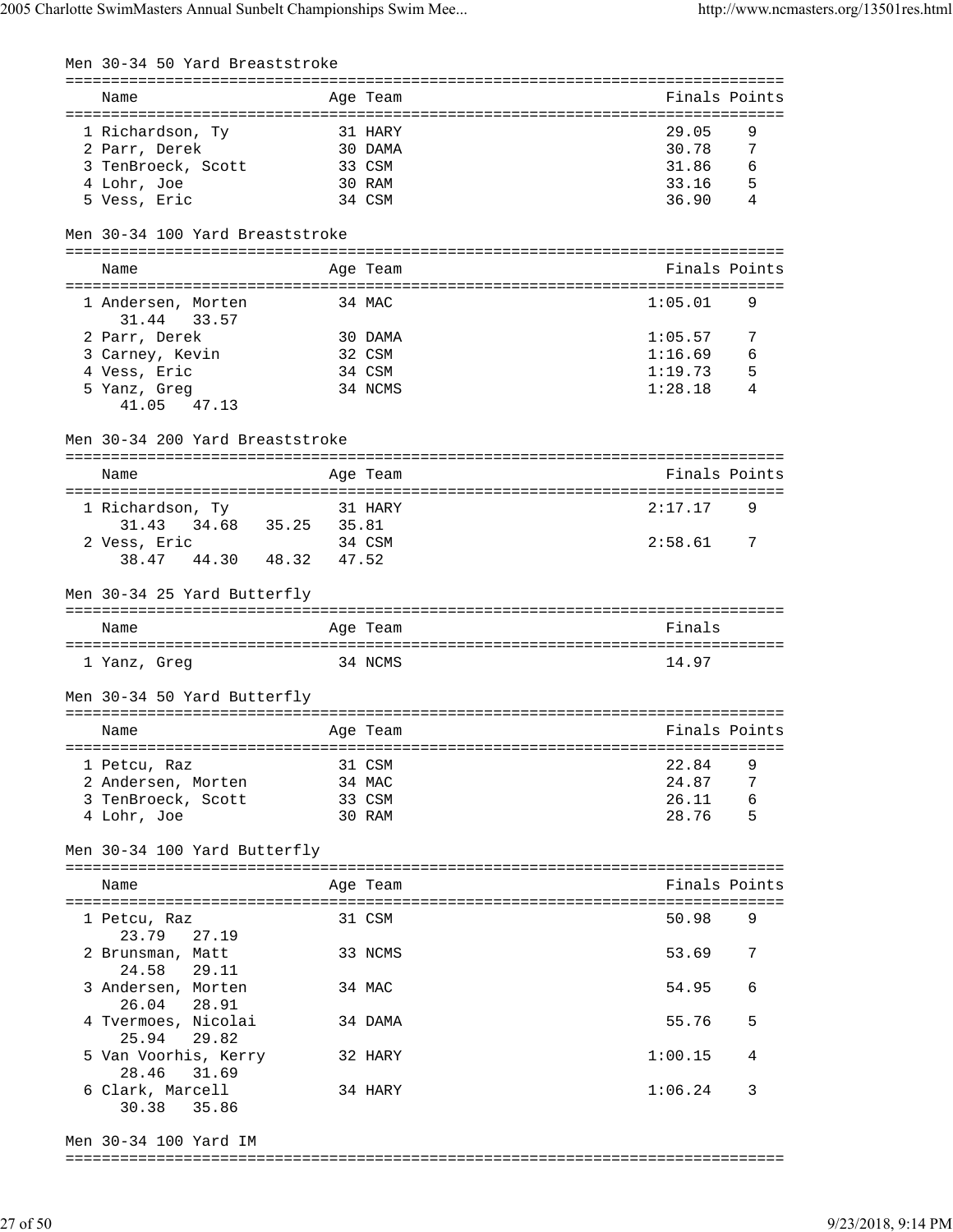## Men 30-34 50 Yard Breaststroke

| | Name | Age | Team | Finals | Points |
|---|---|---|---|---|---|
| 1 | Richardson, Ty | 31 | HARY | 29.05 | 9 |
| 2 | Parr, Derek | 30 | DAMA | 30.78 | 7 |
| 3 | TenBroeck, Scott | 33 | CSM | 31.86 | 6 |
| 4 | Lohr, Joe | 30 | RAM | 33.16 | 5 |
| 5 | Vess, Eric | 34 | CSM | 36.90 | 4 |

## Men 30-34 100 Yard Breaststroke

| | Name | Age | Team | Finals | Points |
|---|---|---|---|---|---|
| 1 | Andersen, Morten | 34 | MAC | 1:05.01 | 9 |
| | 31.44 33.57 | | | | |
| 2 | Parr, Derek | 30 | DAMA | 1:05.57 | 7 |
| 3 | Carney, Kevin | 32 | CSM | 1:16.69 | 6 |
| 4 | Vess, Eric | 34 | CSM | 1:19.73 | 5 |
| 5 | Yanz, Greg | 34 | NCMS | 1:28.18 | 4 |
| | 41.05 47.13 | | | | |

## Men 30-34 200 Yard Breaststroke

| | Name | Age | Team | Finals | Points |
|---|---|---|---|---|---|
| 1 | Richardson, Ty | 31 | HARY | 2:17.17 | 9 |
| | 31.43 34.68 35.25 35.81 | | | | |
| 2 | Vess, Eric | 34 | CSM | 2:58.61 | 7 |
| | 38.47 44.30 48.32 47.52 | | | | |

## Men 30-34 25 Yard Butterfly

| | Name | Age | Team | Finals |
|---|---|---|---|---|
| 1 | Yanz, Greg | 34 | NCMS | 14.97 |

## Men 30-34 50 Yard Butterfly

| | Name | Age | Team | Finals | Points |
|---|---|---|---|---|---|
| 1 | Petcu, Raz | 31 | CSM | 22.84 | 9 |
| 2 | Andersen, Morten | 34 | MAC | 24.87 | 7 |
| 3 | TenBroeck, Scott | 33 | CSM | 26.11 | 6 |
| 4 | Lohr, Joe | 30 | RAM | 28.76 | 5 |

## Men 30-34 100 Yard Butterfly

| | Name | Age | Team | Finals | Points |
|---|---|---|---|---|---|
| 1 | Petcu, Raz | 31 | CSM | 50.98 | 9 |
| | 23.79 27.19 | | | | |
| 2 | Brunsman, Matt | 33 | NCMS | 53.69 | 7 |
| | 24.58 29.11 | | | | |
| 3 | Andersen, Morten | 34 | MAC | 54.95 | 6 |
| | 26.04 28.91 | | | | |
| 4 | Tvermoes, Nicolai | 34 | DAMA | 55.76 | 5 |
| | 25.94 29.82 | | | | |
| 5 | Van Voorhis, Kerry | 32 | HARY | 1:00.15 | 4 |
| | 28.46 31.69 | | | | |
| 6 | Clark, Marcell | 34 | HARY | 1:06.24 | 3 |
| | 30.38 35.86 | | | | |

## Men 30-34 100 Yard IM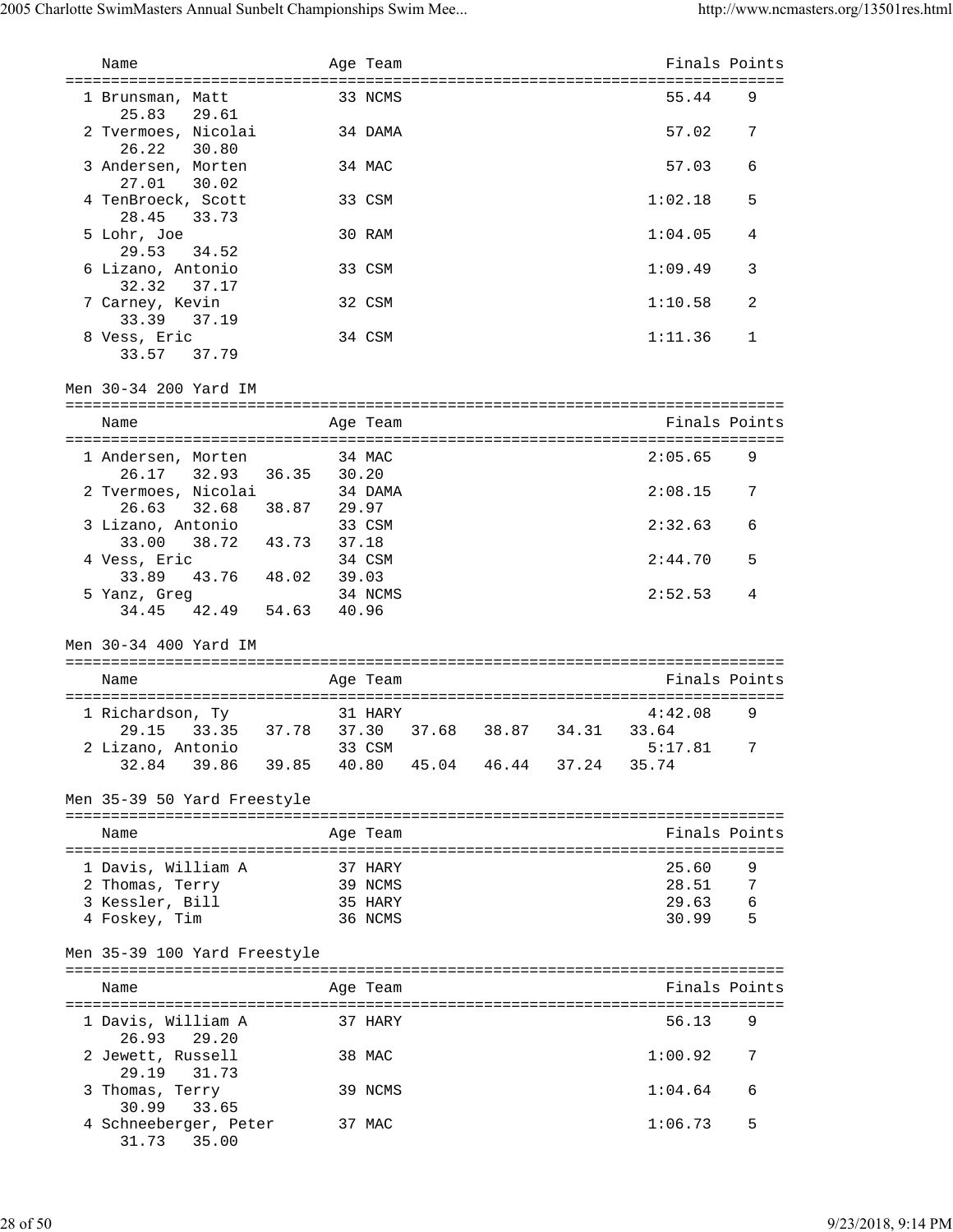| Name | Age | Team | Finals | Points |
|---|---|---|---|---|
| 1 Brunsman, Matt | 33 | NCMS | 55.44 | 9 |
| 25.83  29.61 | | | | |
| 2 Tvermoes, Nicolai | 34 | DAMA | 57.02 | 7 |
| 26.22  30.80 | | | | |
| 3 Andersen, Morten | 34 | MAC | 57.03 | 6 |
| 27.01  30.02 | | | | |
| 4 TenBroeck, Scott | 33 | CSM | 1:02.18 | 5 |
| 28.45  33.73 | | | | |
| 5 Lohr, Joe | 30 | RAM | 1:04.05 | 4 |
| 29.53  34.52 | | | | |
| 6 Lizano, Antonio | 33 | CSM | 1:09.49 | 3 |
| 32.32  37.17 | | | | |
| 7 Carney, Kevin | 32 | CSM | 1:10.58 | 2 |
| 33.39  37.19 | | | | |
| 8 Vess, Eric | 34 | CSM | 1:11.36 | 1 |
| 33.57  37.79 | | | | |

## Men 30-34 200 Yard IM

| Name | Age | Team | Finals | Points |
|---|---|---|---|---|
| 1 Andersen, Morten | 34 | MAC | 2:05.65 | 9 |
| 26.17  32.93  36.35  30.20 | | | | |
| 2 Tvermoes, Nicolai | 34 | DAMA | 2:08.15 | 7 |
| 26.63  32.68  38.87  29.97 | | | | |
| 3 Lizano, Antonio | 33 | CSM | 2:32.63 | 6 |
| 33.00  38.72  43.73  37.18 | | | | |
| 4 Vess, Eric | 34 | CSM | 2:44.70 | 5 |
| 33.89  43.76  48.02  39.03 | | | | |
| 5 Yanz, Greg | 34 | NCMS | 2:52.53 | 4 |
| 34.45  42.49  54.63  40.96 | | | | |

## Men 30-34 400 Yard IM

| Name | Age | Team | Finals | Points |
|---|---|---|---|---|
| 1 Richardson, Ty | 31 | HARY | 4:42.08 | 9 |
| 29.15  33.35  37.78  37.30  37.68  38.87  34.31  33.64 | | | | |
| 2 Lizano, Antonio | 33 | CSM | 5:17.81 | 7 |
| 32.84  39.86  39.85  40.80  45.04  46.44  37.24  35.74 | | | | |

## Men 35-39 50 Yard Freestyle

| Name | Age | Team | Finals | Points |
|---|---|---|---|---|
| 1 Davis, William A | 37 | HARY | 25.60 | 9 |
| 2 Thomas, Terry | 39 | NCMS | 28.51 | 7 |
| 3 Kessler, Bill | 35 | HARY | 29.63 | 6 |
| 4 Foskey, Tim | 36 | NCMS | 30.99 | 5 |

## Men 35-39 100 Yard Freestyle

| Name | Age | Team | Finals | Points |
|---|---|---|---|---|
| 1 Davis, William A | 37 | HARY | 56.13 | 9 |
| 26.93  29.20 | | | | |
| 2 Jewett, Russell | 38 | MAC | 1:00.92 | 7 |
| 29.19  31.73 | | | | |
| 3 Thomas, Terry | 39 | NCMS | 1:04.64 | 6 |
| 30.99  33.65 | | | | |
| 4 Schneeberger, Peter | 37 | MAC | 1:06.73 | 5 |
| 31.73  35.00 | | | | |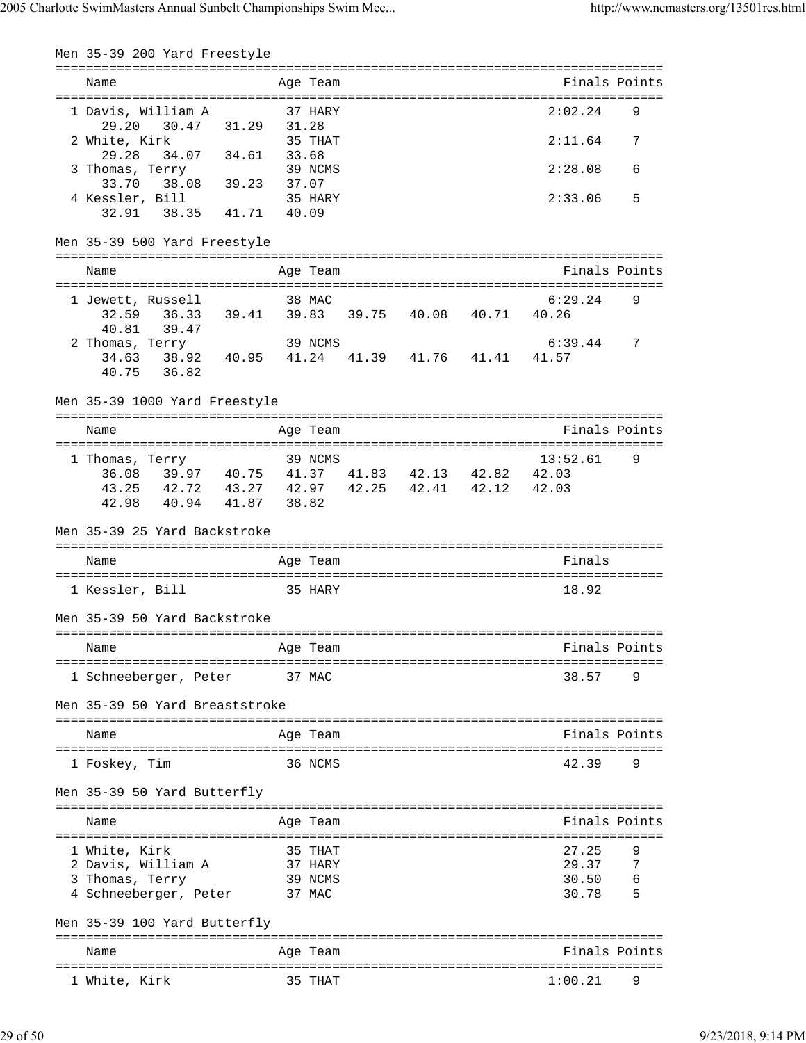## Men 35-39 200 Yard Freestyle

| | Name | Age | Team | Finals | Points |
|---|---|---|---|---|---|
| 1 | Davis, William A | 37 | HARY | 2:02.24 | 9 |
| | 29.20 30.47 31.29 31.28 | | | | |
| 2 | White, Kirk | 35 | THAT | 2:11.64 | 7 |
| | 29.28 34.07 34.61 33.68 | | | | |
| 3 | Thomas, Terry | 39 | NCMS | 2:28.08 | 6 |
| | 33.70 38.08 39.23 37.07 | | | | |
| 4 | Kessler, Bill | 35 | HARY | 2:33.06 | 5 |
| | 32.91 38.35 41.71 40.09 | | | | |

## Men 35-39 500 Yard Freestyle

| | Name | Age | Team | Finals | Points |
|---|---|---|---|---|---|
| 1 | Jewett, Russell | 38 | MAC | 6:29.24 | 9 |
| | 32.59 36.33 39.41 39.83 39.75 40.08 40.71 40.26 | | | | |
| | 40.81 39.47 | | | | |
| 2 | Thomas, Terry | 39 | NCMS | 6:39.44 | 7 |
| | 34.63 38.92 40.95 41.24 41.39 41.76 41.41 41.57 | | | | |
| | 40.75 36.82 | | | | |

## Men 35-39 1000 Yard Freestyle

| | Name | Age | Team | Finals | Points |
|---|---|---|---|---|---|
| 1 | Thomas, Terry | 39 | NCMS | 13:52.61 | 9 |
| | 36.08 39.97 40.75 41.37 41.83 42.13 42.82 42.03 | | | | |
| | 43.25 42.72 43.27 42.97 42.25 42.41 42.12 42.03 | | | | |
| | 42.98 40.94 41.87 38.82 | | | | |

## Men 35-39 25 Yard Backstroke

| | Name | Age | Team | Finals |
|---|---|---|---|---|
| 1 | Kessler, Bill | 35 | HARY | 18.92 |

## Men 35-39 50 Yard Backstroke

| | Name | Age | Team | Finals | Points |
|---|---|---|---|---|---|
| 1 | Schneeberger, Peter | 37 | MAC | 38.57 | 9 |

## Men 35-39 50 Yard Breaststroke

| | Name | Age | Team | Finals | Points |
|---|---|---|---|---|---|
| 1 | Foskey, Tim | 36 | NCMS | 42.39 | 9 |

## Men 35-39 50 Yard Butterfly

| | Name | Age | Team | Finals | Points |
|---|---|---|---|---|---|
| 1 | White, Kirk | 35 | THAT | 27.25 | 9 |
| 2 | Davis, William A | 37 | HARY | 29.37 | 7 |
| 3 | Thomas, Terry | 39 | NCMS | 30.50 | 6 |
| 4 | Schneeberger, Peter | 37 | MAC | 30.78 | 5 |

## Men 35-39 100 Yard Butterfly

| | Name | Age | Team | Finals | Points |
|---|---|---|---|---|---|
| 1 | White, Kirk | 35 | THAT | 1:00.21 | 9 |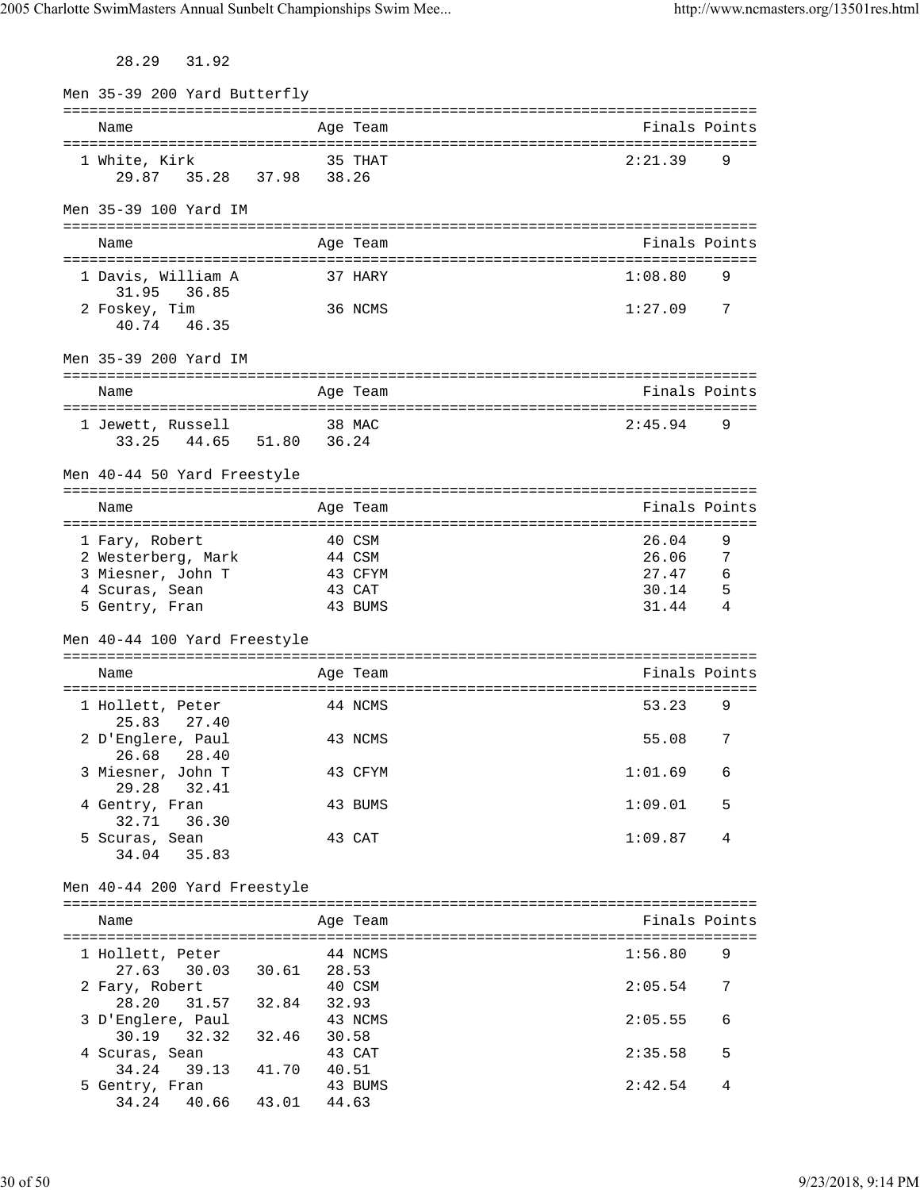28.29   31.92

## Men 35-39 200 Yard Butterfly

| Name | Age | Team | Finals | Points |
|---|---|---|---|---|
| 1 White, Kirk | 35 | THAT | 2:21.39 | 9 |
| 29.87   35.28   37.98   38.26 | | | | |

## Men 35-39 100 Yard IM

| Name | Age | Team | Finals | Points |
|---|---|---|---|---|
| 1 Davis, William A | 37 | HARY | 1:08.80 | 9 |
| 31.95   36.85 | | | | |
| 2 Foskey, Tim | 36 | NCMS | 1:27.09 | 7 |
| 40.74   46.35 | | | | |

## Men 35-39 200 Yard IM

| Name | Age | Team | Finals | Points |
|---|---|---|---|---|
| 1 Jewett, Russell | 38 | MAC | 2:45.94 | 9 |
| 33.25   44.65   51.80   36.24 | | | | |

## Men 40-44 50 Yard Freestyle

| Name | Age | Team | Finals | Points |
|---|---|---|---|---|
| 1 Fary, Robert | 40 | CSM | 26.04 | 9 |
| 2 Westerberg, Mark | 44 | CSM | 26.06 | 7 |
| 3 Miesner, John T | 43 | CFYM | 27.47 | 6 |
| 4 Scuras, Sean | 43 | CAT | 30.14 | 5 |
| 5 Gentry, Fran | 43 | BUMS | 31.44 | 4 |

## Men 40-44 100 Yard Freestyle

| Name | Age | Team | Finals | Points |
|---|---|---|---|---|
| 1 Hollett, Peter | 44 | NCMS | 53.23 | 9 |
| 25.83   27.40 | | | | |
| 2 D'Englere, Paul | 43 | NCMS | 55.08 | 7 |
| 26.68   28.40 | | | | |
| 3 Miesner, John T | 43 | CFYM | 1:01.69 | 6 |
| 29.28   32.41 | | | | |
| 4 Gentry, Fran | 43 | BUMS | 1:09.01 | 5 |
| 32.71   36.30 | | | | |
| 5 Scuras, Sean | 43 | CAT | 1:09.87 | 4 |
| 34.04   35.83 | | | | |

## Men 40-44 200 Yard Freestyle

| Name | Age | Team | Finals | Points |
|---|---|---|---|---|
| 1 Hollett, Peter | 44 | NCMS | 1:56.80 | 9 |
| 27.63   30.03   30.61   28.53 | | | | |
| 2 Fary, Robert | 40 | CSM | 2:05.54 | 7 |
| 28.20   31.57   32.84   32.93 | | | | |
| 3 D'Englere, Paul | 43 | NCMS | 2:05.55 | 6 |
| 30.19   32.32   32.46   30.58 | | | | |
| 4 Scuras, Sean | 43 | CAT | 2:35.58 | 5 |
| 34.24   39.13   41.70   40.51 | | | | |
| 5 Gentry, Fran | 43 | BUMS | 2:42.54 | 4 |
| 34.24   40.66   43.01   44.63 | | | | |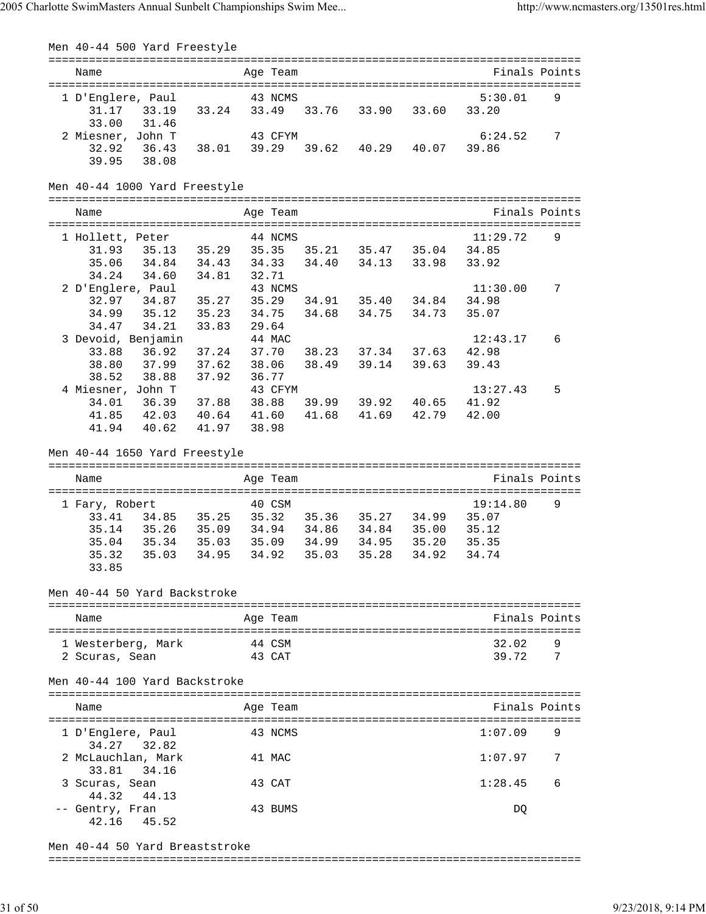## Men 40-44 500 Yard Freestyle

| Place | Name | Age | Team | Finals | Points |
|---|---|---|---|---|---|
| 1 | D'Englere, Paul | 43 | NCMS | 5:30.01 | 9 |
| | 31.17 33.19 33.24 33.49 33.76 33.90 33.60 33.20 33.00 31.46 | | | | |
| 2 | Miesner, John T | 43 | CFYM | 6:24.52 | 7 |
| | 32.92 36.43 38.01 39.29 39.62 40.29 40.07 39.86 39.95 38.08 | | | | |

## Men 40-44 1000 Yard Freestyle

| Place | Name | Age | Team | Finals | Points |
|---|---|---|---|---|---|
| 1 | Hollett, Peter | 44 | NCMS | 11:29.72 | 9 |
| | 31.93 35.13 35.29 35.35 35.21 35.47 35.04 34.85 35.06 34.84 34.43 34.33 34.40 34.13 33.98 33.92 34.24 34.60 34.81 32.71 | | | | |
| 2 | D'Englere, Paul | 43 | NCMS | 11:30.00 | 7 |
| | 32.97 34.87 35.27 35.29 34.91 35.40 34.84 34.98 34.99 35.12 35.23 34.75 34.68 34.75 34.73 35.07 34.47 34.21 33.83 29.64 | | | | |
| 3 | Devoid, Benjamin | 44 | MAC | 12:43.17 | 6 |
| | 33.88 36.92 37.24 37.70 38.23 37.34 37.63 42.98 38.80 37.99 37.62 38.06 38.49 39.14 39.63 39.43 38.52 38.88 37.92 36.77 | | | | |
| 4 | Miesner, John T | 43 | CFYM | 13:27.43 | 5 |
| | 34.01 36.39 37.88 38.88 39.99 39.92 40.65 41.92 41.85 42.03 40.64 41.60 41.68 41.69 42.79 42.00 41.94 40.62 41.97 38.98 | | | | |

## Men 40-44 1650 Yard Freestyle

| Place | Name | Age | Team | Finals | Points |
|---|---|---|---|---|---|
| 1 | Fary, Robert | 40 | CSM | 19:14.80 | 9 |
| | 33.41 34.85 35.25 35.32 35.36 35.27 34.99 35.07 35.14 35.26 35.09 34.94 34.86 34.84 35.00 35.12 35.04 35.34 35.03 35.09 34.99 34.95 35.20 35.35 35.32 35.03 34.95 34.92 35.03 35.28 34.92 34.74 33.85 | | | | |

## Men 40-44 50 Yard Backstroke

| Place | Name | Age | Team | Finals | Points |
|---|---|---|---|---|---|
| 1 | Westerberg, Mark | 44 | CSM | 32.02 | 9 |
| 2 | Scuras, Sean | 43 | CAT | 39.72 | 7 |

## Men 40-44 100 Yard Backstroke

| Place | Name | Age | Team | Finals | Points |
|---|---|---|---|---|---|
| 1 | D'Englere, Paul | 43 | NCMS | 1:07.09 | 9 |
| | 34.27 32.82 | | | | |
| 2 | McLauchlan, Mark | 41 | MAC | 1:07.97 | 7 |
| | 33.81 34.16 | | | | |
| 3 | Scuras, Sean | 43 | CAT | 1:28.45 | 6 |
| | 44.32 44.13 | | | | |
| -- | Gentry, Fran | 43 | BUMS | DQ | |
| | 42.16 45.52 | | | | |

## Men 40-44 50 Yard Breaststroke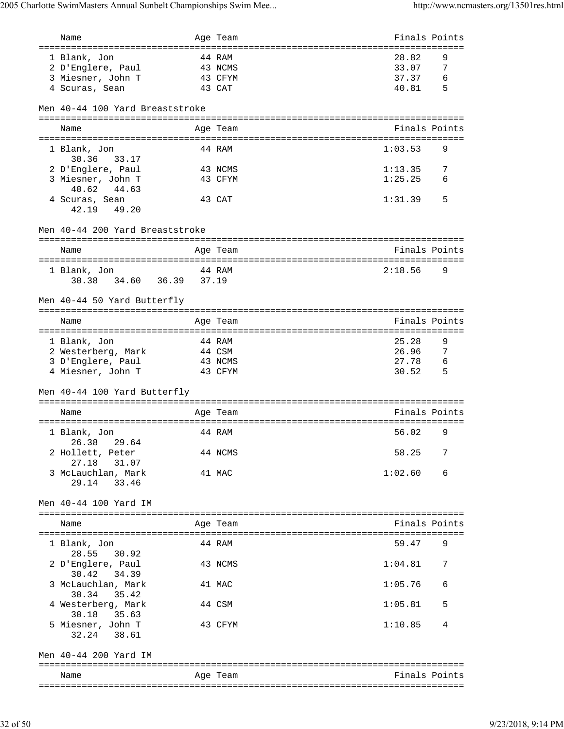| Name | Age | Team | Finals | Points |
|---|---|---|---|---|
| 1 Blank, Jon | 44 | RAM | 28.82 | 9 |
| 2 D'Englere, Paul | 43 | NCMS | 33.07 | 7 |
| 3 Miesner, John T | 43 | CFYM | 37.37 | 6 |
| 4 Scuras, Sean | 43 | CAT | 40.81 | 5 |

Men 40-44 100 Yard Breaststroke

| Name | Age | Team | Finals | Points |
|---|---|---|---|---|
| 1 Blank, Jon | 44 | RAM | 1:03.53 | 9 |
| 30.36 33.17 | | | | |
| 2 D'Englere, Paul | 43 | NCMS | 1:13.35 | 7 |
| 3 Miesner, John T | 43 | CFYM | 1:25.25 | 6 |
| 40.62 44.63 | | | | |
| 4 Scuras, Sean | 43 | CAT | 1:31.39 | 5 |
| 42.19 49.20 | | | | |

Men 40-44 200 Yard Breaststroke

| Name | Age | Team | Finals | Points |
|---|---|---|---|---|
| 1 Blank, Jon | 44 | RAM | 2:18.56 | 9 |
| 30.38 34.60 36.39 37.19 | | | | |

Men 40-44 50 Yard Butterfly

| Name | Age | Team | Finals | Points |
|---|---|---|---|---|
| 1 Blank, Jon | 44 | RAM | 25.28 | 9 |
| 2 Westerberg, Mark | 44 | CSM | 26.96 | 7 |
| 3 D'Englere, Paul | 43 | NCMS | 27.78 | 6 |
| 4 Miesner, John T | 43 | CFYM | 30.52 | 5 |

Men 40-44 100 Yard Butterfly

| Name | Age | Team | Finals | Points |
|---|---|---|---|---|
| 1 Blank, Jon | 44 | RAM | 56.02 | 9 |
| 26.38 29.64 | | | | |
| 2 Hollett, Peter | 44 | NCMS | 58.25 | 7 |
| 27.18 31.07 | | | | |
| 3 McLauchlan, Mark | 41 | MAC | 1:02.60 | 6 |
| 29.14 33.46 | | | | |

Men 40-44 100 Yard IM

| Name | Age | Team | Finals | Points |
|---|---|---|---|---|
| 1 Blank, Jon | 44 | RAM | 59.47 | 9 |
| 28.55 30.92 | | | | |
| 2 D'Englere, Paul | 43 | NCMS | 1:04.81 | 7 |
| 30.42 34.39 | | | | |
| 3 McLauchlan, Mark | 41 | MAC | 1:05.76 | 6 |
| 30.34 35.42 | | | | |
| 4 Westerberg, Mark | 44 | CSM | 1:05.81 | 5 |
| 30.18 35.63 | | | | |
| 5 Miesner, John T | 43 | CFYM | 1:10.85 | 4 |
| 32.24 38.61 | | | | |

Men 40-44 200 Yard IM

| Name | Age | Team | Finals | Points |
|---|---|---|---|---|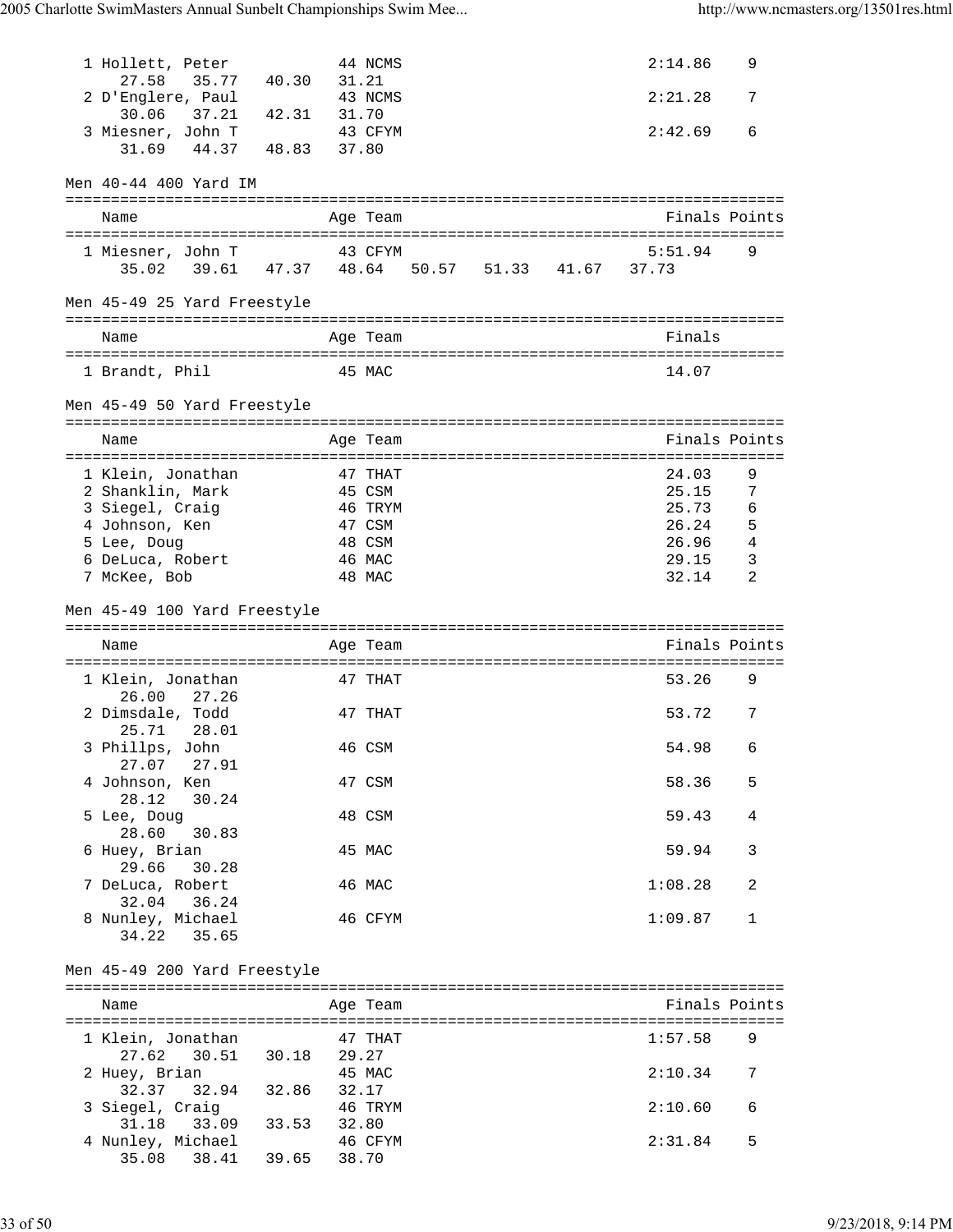| Place | Name | Age | Team | Finals | Points |
|---|---|---|---|---|---|
| 1 | Hollett, Peter | 44 | NCMS | 2:14.86 | 9 |
| | 27.58 35.77 40.30 31.21 | | | | |
| 2 | D'Englere, Paul | 43 | NCMS | 2:21.28 | 7 |
| | 30.06 37.21 42.31 31.70 | | | | |
| 3 | Miesner, John T | 43 | CFYM | 2:42.69 | 6 |
| | 31.69 44.37 48.83 37.80 | | | | |

Men 40-44 400 Yard IM

| Place | Name | Age | Team | Finals | Points |
|---|---|---|---|---|---|
| 1 | Miesner, John T | 43 | CFYM | 5:51.94 | 9 |
| | 35.02 39.61 47.37 48.64 50.57 51.33 41.67 37.73 | | | | |

Men 45-49 25 Yard Freestyle

| Place | Name | Age | Team | Finals |
|---|---|---|---|---|
| 1 | Brandt, Phil | 45 | MAC | 14.07 |

Men 45-49 50 Yard Freestyle

| Place | Name | Age | Team | Finals | Points |
|---|---|---|---|---|---|
| 1 | Klein, Jonathan | 47 | THAT | 24.03 | 9 |
| 2 | Shanklin, Mark | 45 | CSM | 25.15 | 7 |
| 3 | Siegel, Craig | 46 | TRYM | 25.73 | 6 |
| 4 | Johnson, Ken | 47 | CSM | 26.24 | 5 |
| 5 | Lee, Doug | 48 | CSM | 26.96 | 4 |
| 6 | DeLuca, Robert | 46 | MAC | 29.15 | 3 |
| 7 | McKee, Bob | 48 | MAC | 32.14 | 2 |

Men 45-49 100 Yard Freestyle

| Place | Name | Age | Team | Finals | Points |
|---|---|---|---|---|---|
| 1 | Klein, Jonathan | 47 | THAT | 53.26 | 9 |
| | 26.00 27.26 | | | | |
| 2 | Dimsdale, Todd | 47 | THAT | 53.72 | 7 |
| | 25.71 28.01 | | | | |
| 3 | Phillps, John | 46 | CSM | 54.98 | 6 |
| | 27.07 27.91 | | | | |
| 4 | Johnson, Ken | 47 | CSM | 58.36 | 5 |
| | 28.12 30.24 | | | | |
| 5 | Lee, Doug | 48 | CSM | 59.43 | 4 |
| | 28.60 30.83 | | | | |
| 6 | Huey, Brian | 45 | MAC | 59.94 | 3 |
| | 29.66 30.28 | | | | |
| 7 | DeLuca, Robert | 46 | MAC | 1:08.28 | 2 |
| | 32.04 36.24 | | | | |
| 8 | Nunley, Michael | 46 | CFYM | 1:09.87 | 1 |
| | 34.22 35.65 | | | | |

Men 45-49 200 Yard Freestyle

| Place | Name | Age | Team | Finals | Points |
|---|---|---|---|---|---|
| 1 | Klein, Jonathan | 47 | THAT | 1:57.58 | 9 |
| | 27.62 30.51 30.18 29.27 | | | | |
| 2 | Huey, Brian | 45 | MAC | 2:10.34 | 7 |
| | 32.37 32.94 32.86 32.17 | | | | |
| 3 | Siegel, Craig | 46 | TRYM | 2:10.60 | 6 |
| | 31.18 33.09 33.53 32.80 | | | | |
| 4 | Nunley, Michael | 46 | CFYM | 2:31.84 | 5 |
| | 35.08 38.41 39.65 38.70 | | | | |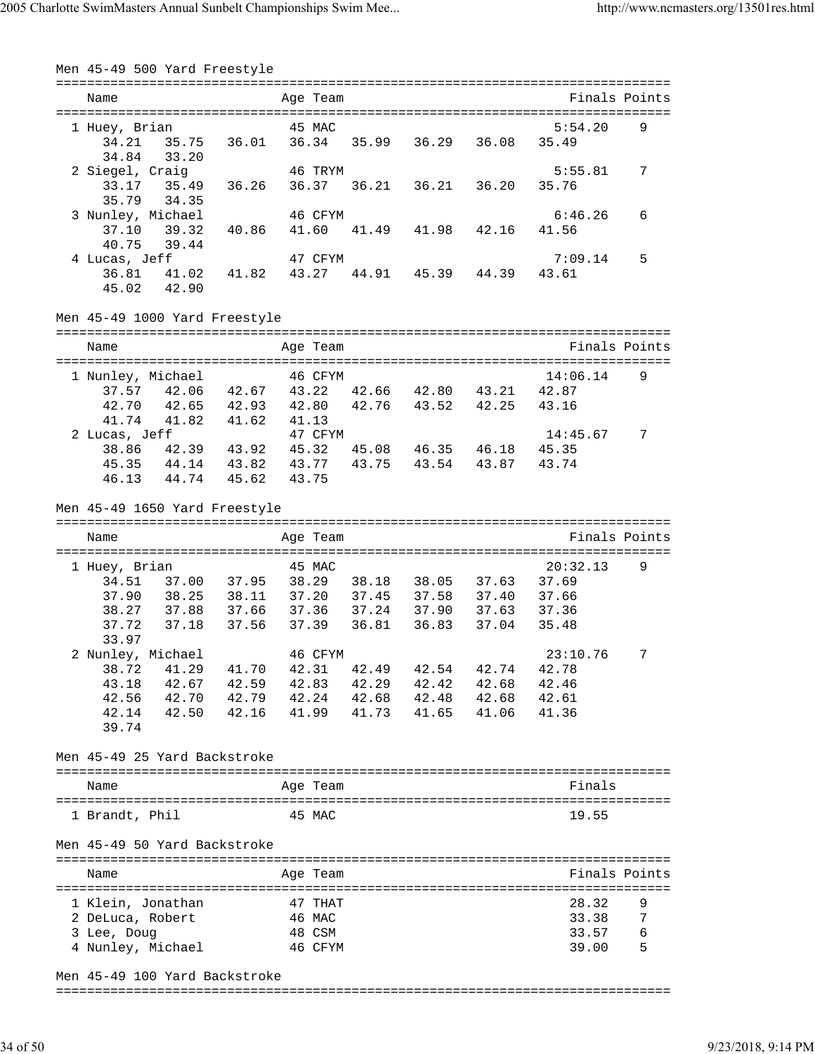## Men 45-49 500 Yard Freestyle

| Place | Name | Age | Team | Finals | Points |
|---|---|---|---|---|---|
| 1 | Huey, Brian | 45 | MAC | 5:54.20 | 9 |
| | 34.21 35.75 36.01 36.34 35.99 36.29 36.08 35.49 34.84 33.20 | | | | |
| 2 | Siegel, Craig | 46 | TRYM | 5:55.81 | 7 |
| | 33.17 35.49 36.26 36.37 36.21 36.21 36.20 35.76 35.79 34.35 | | | | |
| 3 | Nunley, Michael | 46 | CFYM | 6:46.26 | 6 |
| | 37.10 39.32 40.86 41.60 41.49 41.98 42.16 41.56 40.75 39.44 | | | | |
| 4 | Lucas, Jeff | 47 | CFYM | 7:09.14 | 5 |
| | 36.81 41.02 41.82 43.27 44.91 45.39 44.39 43.61 45.02 42.90 | | | | |

## Men 45-49 1000 Yard Freestyle

| Place | Name | Age | Team | Finals | Points |
|---|---|---|---|---|---|
| 1 | Nunley, Michael | 46 | CFYM | 14:06.14 | 9 |
| | 37.57 42.06 42.67 43.22 42.66 42.80 43.21 42.87 42.70 42.65 42.93 42.80 42.76 43.52 42.25 43.16 41.74 41.82 41.62 41.13 | | | | |
| 2 | Lucas, Jeff | 47 | CFYM | 14:45.67 | 7 |
| | 38.86 42.39 43.92 45.32 45.08 46.35 46.18 45.35 45.35 44.14 43.82 43.77 43.75 43.54 43.87 43.74 46.13 44.74 45.62 43.75 | | | | |

## Men 45-49 1650 Yard Freestyle

| Place | Name | Age | Team | Finals | Points |
|---|---|---|---|---|---|
| 1 | Huey, Brian | 45 | MAC | 20:32.13 | 9 |
| | 34.51 37.00 37.95 38.29 38.18 38.05 37.63 37.69 37.90 38.25 38.11 37.20 37.45 37.58 37.40 37.66 38.27 37.88 37.66 37.36 37.24 37.90 37.63 37.36 37.72 37.18 37.56 37.39 36.81 36.83 37.04 35.48 33.97 | | | | |
| 2 | Nunley, Michael | 46 | CFYM | 23:10.76 | 7 |
| | 38.72 41.29 41.70 42.31 42.49 42.54 42.74 42.78 43.18 42.67 42.59 42.83 42.29 42.42 42.68 42.46 42.56 42.70 42.79 42.24 42.68 42.48 42.68 42.61 42.14 42.50 42.16 41.99 41.73 41.65 41.06 41.36 39.74 | | | | |

## Men 45-49 25 Yard Backstroke

| Place | Name | Age | Team | Finals |
|---|---|---|---|---|
| 1 | Brandt, Phil | 45 | MAC | 19.55 |

## Men 45-49 50 Yard Backstroke

| Place | Name | Age | Team | Finals | Points |
|---|---|---|---|---|---|
| 1 | Klein, Jonathan | 47 | THAT | 28.32 | 9 |
| 2 | DeLuca, Robert | 46 | MAC | 33.38 | 7 |
| 3 | Lee, Doug | 48 | CSM | 33.57 | 6 |
| 4 | Nunley, Michael | 46 | CFYM | 39.00 | 5 |

## Men 45-49 100 Yard Backstroke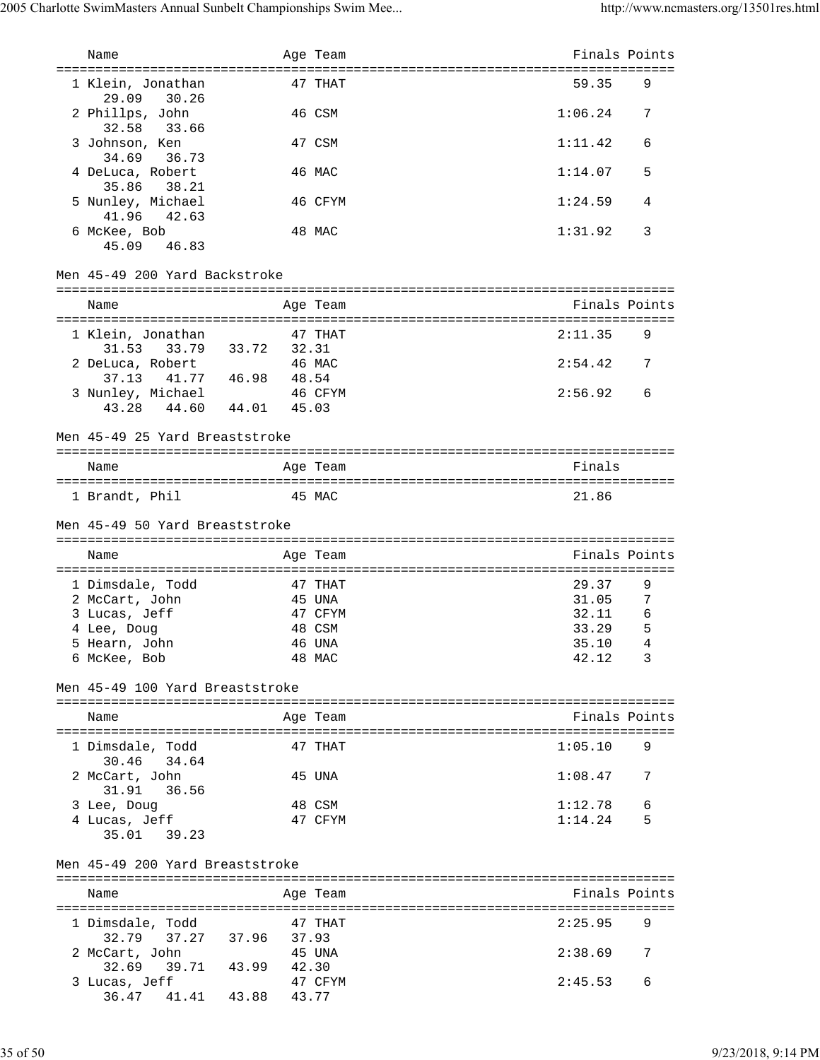| Name | Age | Team | Finals | Points |
|---|---|---|---|---|
| 1 Klein, Jonathan | 47 | THAT | 59.35 | 9 |
| 29.09 30.26 | | | | |
| 2 Phillps, John | 46 | CSM | 1:06.24 | 7 |
| 32.58 33.66 | | | | |
| 3 Johnson, Ken | 47 | CSM | 1:11.42 | 6 |
| 34.69 36.73 | | | | |
| 4 DeLuca, Robert | 46 | MAC | 1:14.07 | 5 |
| 35.86 38.21 | | | | |
| 5 Nunley, Michael | 46 | CFYM | 1:24.59 | 4 |
| 41.96 42.63 | | | | |
| 6 McKee, Bob | 48 | MAC | 1:31.92 | 3 |
| 45.09 46.83 | | | | |

Men 45-49 200 Yard Backstroke

| Name | Age | Team | Finals | Points |
|---|---|---|---|---|
| 1 Klein, Jonathan | 47 | THAT | 2:11.35 | 9 |
| 31.53 33.79 33.72 32.31 | | | | |
| 2 DeLuca, Robert | 46 | MAC | 2:54.42 | 7 |
| 37.13 41.77 46.98 48.54 | | | | |
| 3 Nunley, Michael | 46 | CFYM | 2:56.92 | 6 |
| 43.28 44.60 44.01 45.03 | | | | |

Men 45-49 25 Yard Breaststroke

| Name | Age | Team | Finals |
|---|---|---|---|
| 1 Brandt, Phil | 45 | MAC | 21.86 |

Men 45-49 50 Yard Breaststroke

| Name | Age | Team | Finals | Points |
|---|---|---|---|---|
| 1 Dimsdale, Todd | 47 | THAT | 29.37 | 9 |
| 2 McCart, John | 45 | UNA | 31.05 | 7 |
| 3 Lucas, Jeff | 47 | CFYM | 32.11 | 6 |
| 4 Lee, Doug | 48 | CSM | 33.29 | 5 |
| 5 Hearn, John | 46 | UNA | 35.10 | 4 |
| 6 McKee, Bob | 48 | MAC | 42.12 | 3 |

Men 45-49 100 Yard Breaststroke

| Name | Age | Team | Finals | Points |
|---|---|---|---|---|
| 1 Dimsdale, Todd | 47 | THAT | 1:05.10 | 9 |
| 30.46 34.64 | | | | |
| 2 McCart, John | 45 | UNA | 1:08.47 | 7 |
| 31.91 36.56 | | | | |
| 3 Lee, Doug | 48 | CSM | 1:12.78 | 6 |
| 4 Lucas, Jeff | 47 | CFYM | 1:14.24 | 5 |
| 35.01 39.23 | | | | |

Men 45-49 200 Yard Breaststroke

| Name | Age | Team | Finals | Points |
|---|---|---|---|---|
| 1 Dimsdale, Todd | 47 | THAT | 2:25.95 | 9 |
| 32.79 37.27 37.96 37.93 | | | | |
| 2 McCart, John | 45 | UNA | 2:38.69 | 7 |
| 32.69 39.71 43.99 42.30 | | | | |
| 3 Lucas, Jeff | 47 | CFYM | 2:45.53 | 6 |
| 36.47 41.41 43.88 43.77 | | | | |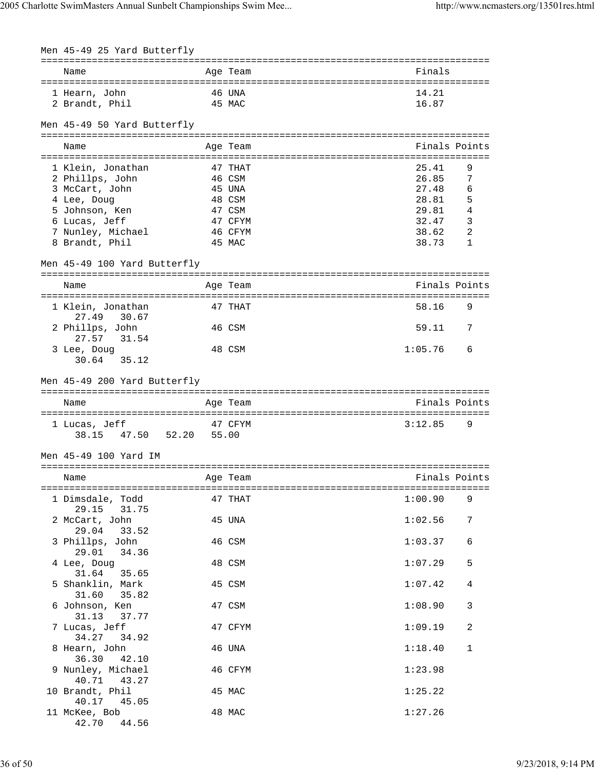## Men 45-49 25 Yard Butterfly

| Name | Age | Team | Finals |
|---|---|---|---|
| 1 Hearn, John | 46 | UNA | 14.21 |
| 2 Brandt, Phil | 45 | MAC | 16.87 |

## Men 45-49 50 Yard Butterfly

| Name | Age | Team | Finals | Points |
|---|---|---|---|---|
| 1 Klein, Jonathan | 47 | THAT | 25.41 | 9 |
| 2 Phillps, John | 46 | CSM | 26.85 | 7 |
| 3 McCart, John | 45 | UNA | 27.48 | 6 |
| 4 Lee, Doug | 48 | CSM | 28.81 | 5 |
| 5 Johnson, Ken | 47 | CSM | 29.81 | 4 |
| 6 Lucas, Jeff | 47 | CFYM | 32.47 | 3 |
| 7 Nunley, Michael | 46 | CFYM | 38.62 | 2 |
| 8 Brandt, Phil | 45 | MAC | 38.73 | 1 |

## Men 45-49 100 Yard Butterfly

| Name | Age | Team | Finals | Points |
|---|---|---|---|---|
| 1 Klein, Jonathan | 47 | THAT | 58.16 | 9 |
| 27.49 30.67 | | | | |
| 2 Phillps, John | 46 | CSM | 59.11 | 7 |
| 27.57 31.54 | | | | |
| 3 Lee, Doug | 48 | CSM | 1:05.76 | 6 |
| 30.64 35.12 | | | | |

## Men 45-49 200 Yard Butterfly

| Name | Age | Team | Finals | Points |
|---|---|---|---|---|
| 1 Lucas, Jeff | 47 | CFYM | 3:12.85 | 9 |
| 38.15 47.50 52.20 55.00 | | | | |

## Men 45-49 100 Yard IM

| Name | Age | Team | Finals | Points |
|---|---|---|---|---|
| 1 Dimsdale, Todd | 47 | THAT | 1:00.90 | 9 |
| 29.15 31.75 | | | | |
| 2 McCart, John | 45 | UNA | 1:02.56 | 7 |
| 29.04 33.52 | | | | |
| 3 Phillps, John | 46 | CSM | 1:03.37 | 6 |
| 29.01 34.36 | | | | |
| 4 Lee, Doug | 48 | CSM | 1:07.29 | 5 |
| 31.64 35.65 | | | | |
| 5 Shanklin, Mark | 45 | CSM | 1:07.42 | 4 |
| 31.60 35.82 | | | | |
| 6 Johnson, Ken | 47 | CSM | 1:08.90 | 3 |
| 31.13 37.77 | | | | |
| 7 Lucas, Jeff | 47 | CFYM | 1:09.19 | 2 |
| 34.27 34.92 | | | | |
| 8 Hearn, John | 46 | UNA | 1:18.40 | 1 |
| 36.30 42.10 | | | | |
| 9 Nunley, Michael | 46 | CFYM | 1:23.98 | |
| 40.71 43.27 | | | | |
| 10 Brandt, Phil | 45 | MAC | 1:25.22 | |
| 40.17 45.05 | | | | |
| 11 McKee, Bob | 48 | MAC | 1:27.26 | |
| 42.70 44.56 | | | | |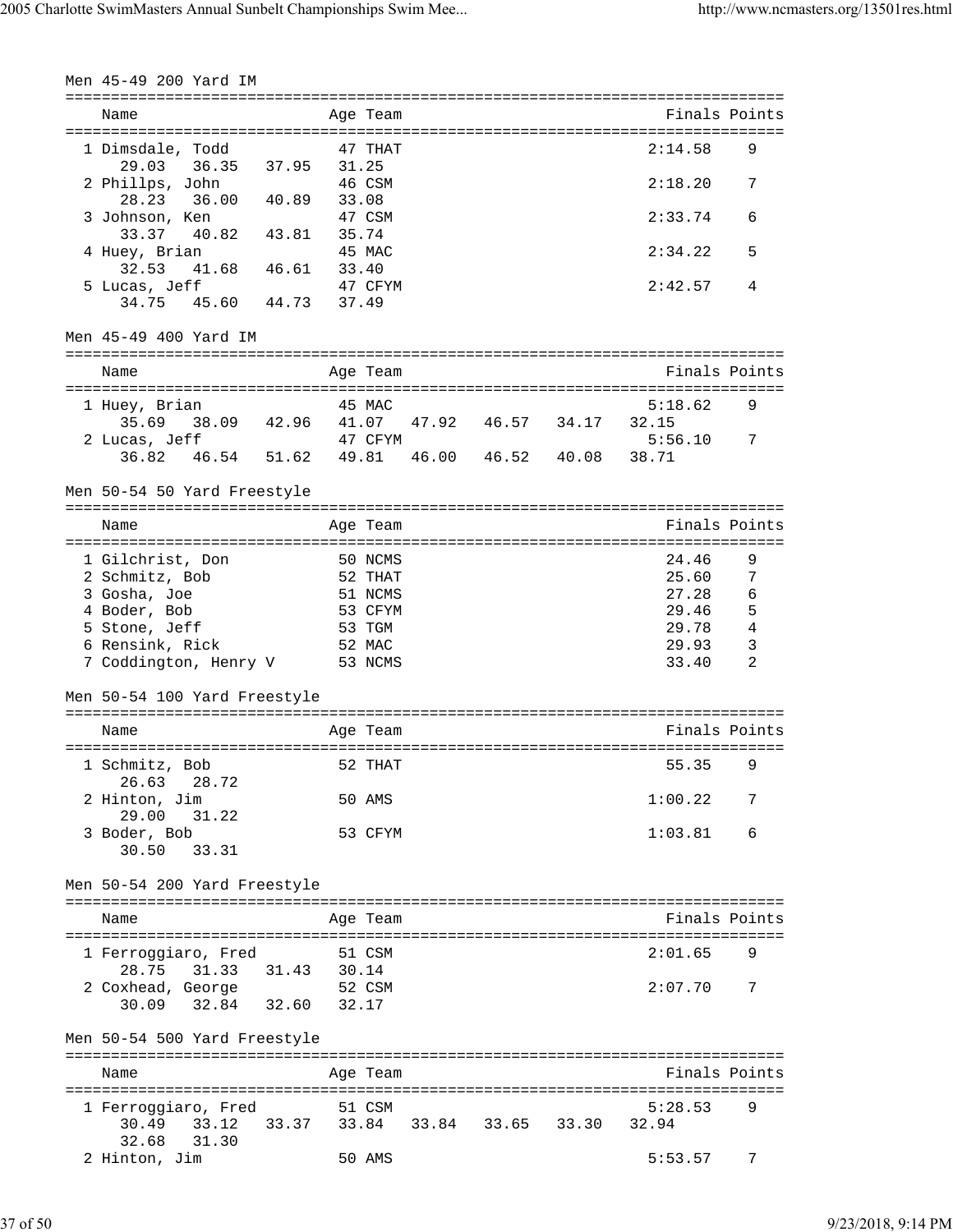## Men 45-49 200 Yard IM

| Name | Age | Team | Finals | Points |
|---|---|---|---|---|
| 1 Dimsdale, Todd | 47 | THAT | 2:14.58 | 9 |
| 29.03 36.35 37.95 31.25 | | | | |
| 2 Phillps, John | 46 | CSM | 2:18.20 | 7 |
| 28.23 36.00 40.89 33.08 | | | | |
| 3 Johnson, Ken | 47 | CSM | 2:33.74 | 6 |
| 33.37 40.82 43.81 35.74 | | | | |
| 4 Huey, Brian | 45 | MAC | 2:34.22 | 5 |
| 32.53 41.68 46.61 33.40 | | | | |
| 5 Lucas, Jeff | 47 | CFYM | 2:42.57 | 4 |
| 34.75 45.60 44.73 37.49 | | | | |

## Men 45-49 400 Yard IM

| Name | Age | Team | Finals | Points |
|---|---|---|---|---|
| 1 Huey, Brian | 45 | MAC | 5:18.62 | 9 |
| 35.69 38.09 42.96 41.07 47.92 46.57 34.17 32.15 | | | | |
| 2 Lucas, Jeff | 47 | CFYM | 5:56.10 | 7 |
| 36.82 46.54 51.62 49.81 46.00 46.52 40.08 38.71 | | | | |

## Men 50-54 50 Yard Freestyle

| Name | Age | Team | Finals | Points |
|---|---|---|---|---|
| 1 Gilchrist, Don | 50 | NCMS | 24.46 | 9 |
| 2 Schmitz, Bob | 52 | THAT | 25.60 | 7 |
| 3 Gosha, Joe | 51 | NCMS | 27.28 | 6 |
| 4 Boder, Bob | 53 | CFYM | 29.46 | 5 |
| 5 Stone, Jeff | 53 | TGM | 29.78 | 4 |
| 6 Rensink, Rick | 52 | MAC | 29.93 | 3 |
| 7 Coddington, Henry V | 53 | NCMS | 33.40 | 2 |

## Men 50-54 100 Yard Freestyle

| Name | Age | Team | Finals | Points |
|---|---|---|---|---|
| 1 Schmitz, Bob | 52 | THAT | 55.35 | 9 |
| 26.63 28.72 | | | | |
| 2 Hinton, Jim | 50 | AMS | 1:00.22 | 7 |
| 29.00 31.22 | | | | |
| 3 Boder, Bob | 53 | CFYM | 1:03.81 | 6 |
| 30.50 33.31 | | | | |

## Men 50-54 200 Yard Freestyle

| Name | Age | Team | Finals | Points |
|---|---|---|---|---|
| 1 Ferroggiaro, Fred | 51 | CSM | 2:01.65 | 9 |
| 28.75 31.33 31.43 30.14 | | | | |
| 2 Coxhead, George | 52 | CSM | 2:07.70 | 7 |
| 30.09 32.84 32.60 32.17 | | | | |

## Men 50-54 500 Yard Freestyle

| Name | Age | Team | Finals | Points |
|---|---|---|---|---|
| 1 Ferroggiaro, Fred | 51 | CSM | 5:28.53 | 9 |
| 30.49 33.12 33.37 33.84 33.84 33.65 33.30 32.94 | | | | |
| 32.68 31.30 | | | | |
| 2 Hinton, Jim | 50 | AMS | 5:53.57 | 7 |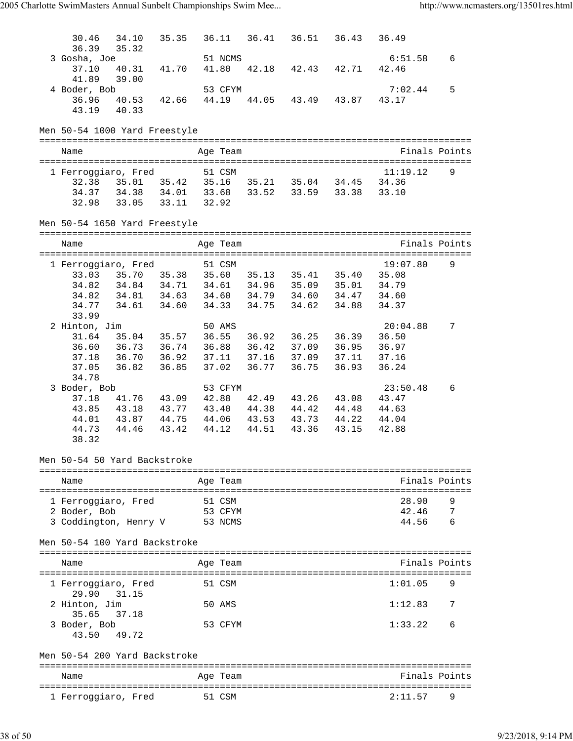```
    30.46   34.10   35.35   36.11   36.41   36.51   36.43   36.49
    36.39   35.32
 3 Gosha, Joe               51 NCMS                          6:51.58    6
    37.10   40.31   41.70   41.80   42.18   42.43   42.71   42.46
    41.89   39.00
 4 Boder, Bob               53 CFYM                          7:02.44    5
    36.96   40.53   42.66   44.19   44.05   43.49   43.87   43.17
    43.19   40.33
```

## Men 50-54 1000 Yard Freestyle

```
===============================================================================
   Name                    Age Team                            Finals Points
===============================================================================
 1 Ferroggiaro, Fred        51 CSM                          11:19.12    9
    32.38   35.01   35.42   35.16   35.21   35.04   34.45   34.36
    34.37   34.38   34.01   33.68   33.52   33.59   33.38   33.10
    32.98   33.05   33.11   32.92
```

## Men 50-54 1650 Yard Freestyle

```
===============================================================================
   Name                    Age Team                            Finals Points
===============================================================================
 1 Ferroggiaro, Fred        51 CSM                          19:07.80    9
    33.03   35.70   35.38   35.60   35.13   35.41   35.40   35.08
    34.82   34.84   34.71   34.61   34.96   35.09   35.01   34.79
    34.82   34.81   34.63   34.60   34.79   34.60   34.47   34.60
    34.77   34.61   34.60   34.33   34.75   34.62   34.88   34.37
    33.99
 2 Hinton, Jim              50 AMS                          20:04.88    7
    31.64   35.04   35.57   36.55   36.92   36.25   36.39   36.50
    36.60   36.73   36.74   36.88   36.42   37.09   36.95   36.97
    37.18   36.70   36.92   37.11   37.16   37.09   37.11   37.16
    37.05   36.82   36.85   37.02   36.77   36.75   36.93   36.24
    34.78
 3 Boder, Bob               53 CFYM                         23:50.48    6
    37.18   41.76   43.09   42.88   42.49   43.26   43.08   43.47
    43.85   43.18   43.77   43.40   44.38   44.42   44.48   44.63
    44.01   43.87   44.75   44.06   43.53   43.73   44.22   44.04
    44.73   44.46   43.42   44.12   44.51   43.36   43.15   42.88
    38.32
```

## Men 50-54 50 Yard Backstroke

```
===============================================================================
   Name                    Age Team                            Finals Points
===============================================================================
 1 Ferroggiaro, Fred        51 CSM                             28.90    9
 2 Boder, Bob               53 CFYM                            42.46    7
 3 Coddington, Henry V      53 NCMS                            44.56    6
```

## Men 50-54 100 Yard Backstroke

```
===============================================================================
   Name                    Age Team                            Finals Points
===============================================================================
 1 Ferroggiaro, Fred        51 CSM                           1:01.05    9
    29.90   31.15
 2 Hinton, Jim              50 AMS                           1:12.83    7
    35.65   37.18
 3 Boder, Bob               53 CFYM                          1:33.22    6
    43.50   49.72
```

## Men 50-54 200 Yard Backstroke

```
===============================================================================
   Name                    Age Team                            Finals Points
===============================================================================
 1 Ferroggiaro, Fred        51 CSM                           2:11.57    9
```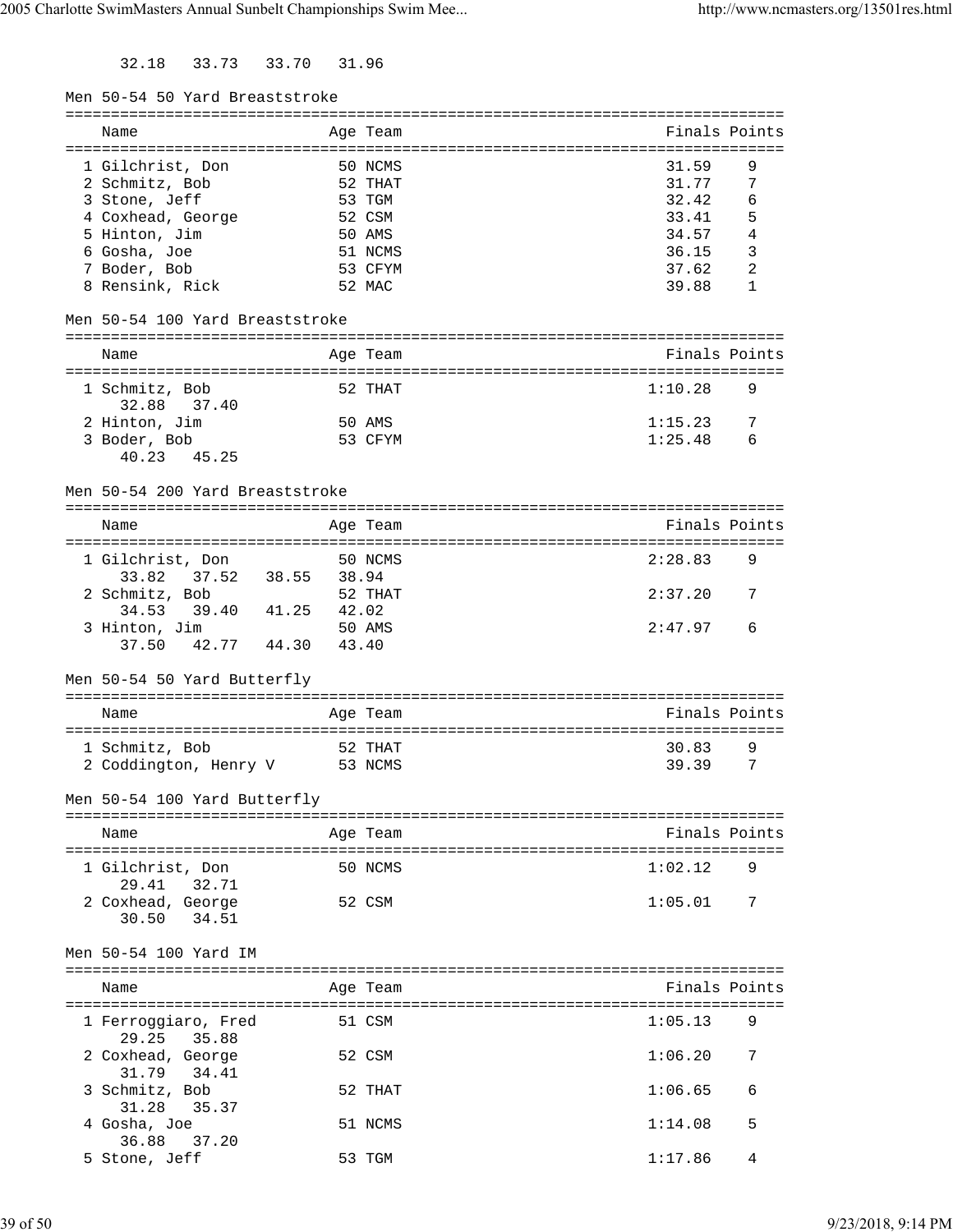32.18   33.73   33.70   31.96

## Men 50-54 50 Yard Breaststroke

| | Name | Age | Team | Finals | Points |
|---|---|---|---|---|---|
| 1 | Gilchrist, Don | 50 | NCMS | 31.59 | 9 |
| 2 | Schmitz, Bob | 52 | THAT | 31.77 | 7 |
| 3 | Stone, Jeff | 53 | TGM | 32.42 | 6 |
| 4 | Coxhead, George | 52 | CSM | 33.41 | 5 |
| 5 | Hinton, Jim | 50 | AMS | 34.57 | 4 |
| 6 | Gosha, Joe | 51 | NCMS | 36.15 | 3 |
| 7 | Boder, Bob | 53 | CFYM | 37.62 | 2 |
| 8 | Rensink, Rick | 52 | MAC | 39.88 | 1 |

## Men 50-54 100 Yard Breaststroke

| | Name | Age | Team | Finals | Points |
|---|---|---|---|---|---|
| 1 | Schmitz, Bob | 52 | THAT | 1:10.28 | 9 |
| | 32.88   37.40 | | | | |
| 2 | Hinton, Jim | 50 | AMS | 1:15.23 | 7 |
| 3 | Boder, Bob | 53 | CFYM | 1:25.48 | 6 |
| | 40.23   45.25 | | | | |

## Men 50-54 200 Yard Breaststroke

| | Name | Age | Team | Finals | Points |
|---|---|---|---|---|---|
| 1 | Gilchrist, Don | 50 | NCMS | 2:28.83 | 9 |
| | 33.82   37.52   38.55   38.94 | | | | |
| 2 | Schmitz, Bob | 52 | THAT | 2:37.20 | 7 |
| | 34.53   39.40   41.25   42.02 | | | | |
| 3 | Hinton, Jim | 50 | AMS | 2:47.97 | 6 |
| | 37.50   42.77   44.30   43.40 | | | | |

## Men 50-54 50 Yard Butterfly

| | Name | Age | Team | Finals | Points |
|---|---|---|---|---|---|
| 1 | Schmitz, Bob | 52 | THAT | 30.83 | 9 |
| 2 | Coddington, Henry V | 53 | NCMS | 39.39 | 7 |

## Men 50-54 100 Yard Butterfly

| | Name | Age | Team | Finals | Points |
|---|---|---|---|---|---|
| 1 | Gilchrist, Don | 50 | NCMS | 1:02.12 | 9 |
| | 29.41   32.71 | | | | |
| 2 | Coxhead, George | 52 | CSM | 1:05.01 | 7 |
| | 30.50   34.51 | | | | |

## Men 50-54 100 Yard IM

| | Name | Age | Team | Finals | Points |
|---|---|---|---|---|---|
| 1 | Ferroggiaro, Fred | 51 | CSM | 1:05.13 | 9 |
| | 29.25   35.88 | | | | |
| 2 | Coxhead, George | 52 | CSM | 1:06.20 | 7 |
| | 31.79   34.41 | | | | |
| 3 | Schmitz, Bob | 52 | THAT | 1:06.65 | 6 |
| | 31.28   35.37 | | | | |
| 4 | Gosha, Joe | 51 | NCMS | 1:14.08 | 5 |
| | 36.88   37.20 | | | | |
| 5 | Stone, Jeff | 53 | TGM | 1:17.86 | 4 |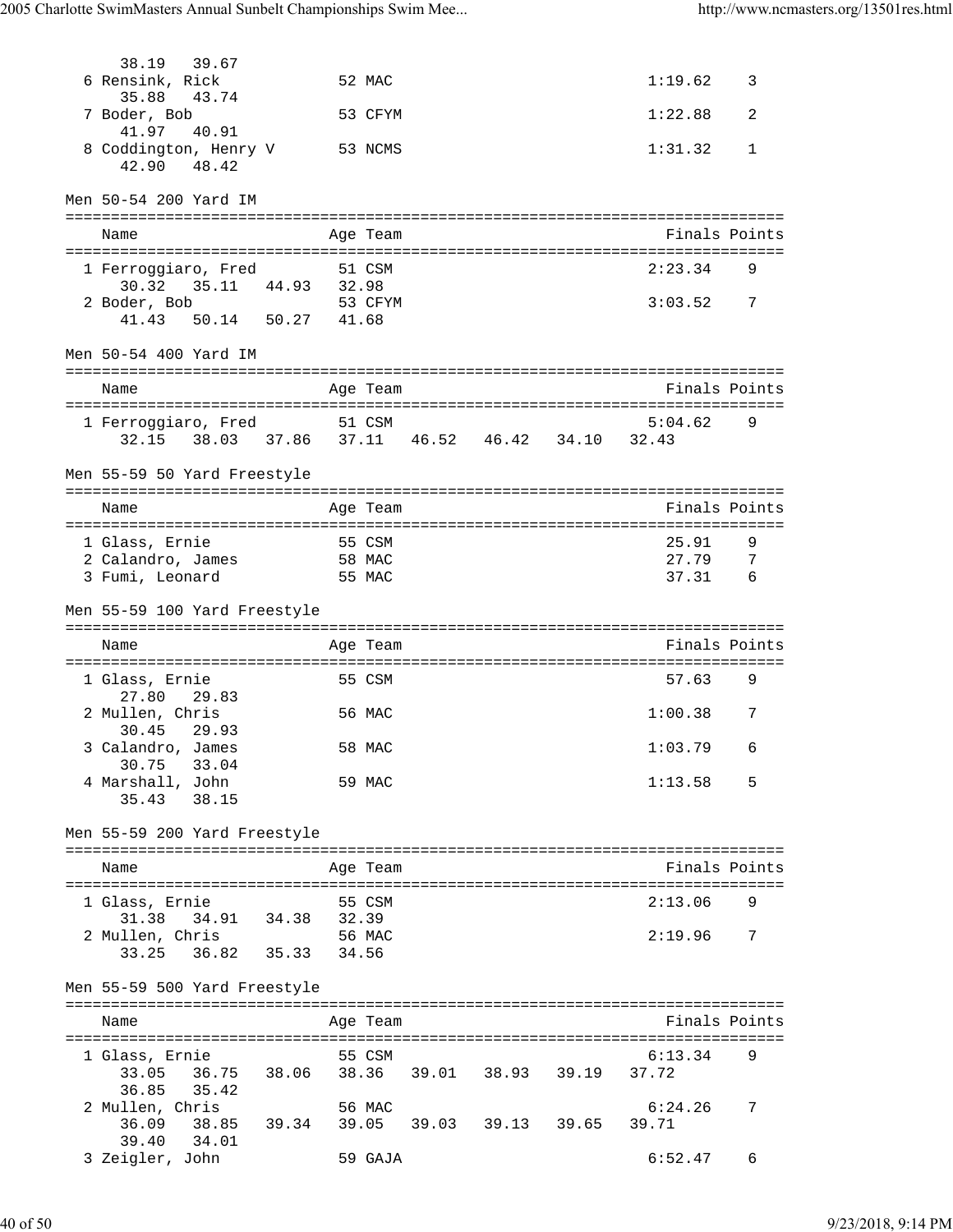38.19 39.67

| Name | Age | Team | Finals | Points |
|---|---|---|---|---|
| 6 Rensink, Rick | 52 | MAC | 1:19.62 | 3 |
| 35.88 43.74 | | | | |
| 7 Boder, Bob | 53 | CFYM | 1:22.88 | 2 |
| 41.97 40.91 | | | | |
| 8 Coddington, Henry V | 53 | NCMS | 1:31.32 | 1 |
| 42.90 48.42 | | | | |

## Men 50-54 200 Yard IM

| Name | Age | Team | Finals | Points |
|---|---|---|---|---|
| 1 Ferroggiaro, Fred | 51 | CSM | 2:23.34 | 9 |
| 30.32 35.11 44.93 32.98 | | | | |
| 2 Boder, Bob | 53 | CFYM | 3:03.52 | 7 |
| 41.43 50.14 50.27 41.68 | | | | |

## Men 50-54 400 Yard IM

| Name | Age | Team | Finals | Points |
|---|---|---|---|---|
| 1 Ferroggiaro, Fred | 51 | CSM | 5:04.62 | 9 |
| 32.15 38.03 37.86 37.11 46.52 46.42 34.10 32.43 | | | | |

## Men 55-59 50 Yard Freestyle

| Name | Age | Team | Finals | Points |
|---|---|---|---|---|
| 1 Glass, Ernie | 55 | CSM | 25.91 | 9 |
| 2 Calandro, James | 58 | MAC | 27.79 | 7 |
| 3 Fumi, Leonard | 55 | MAC | 37.31 | 6 |

## Men 55-59 100 Yard Freestyle

| Name | Age | Team | Finals | Points |
|---|---|---|---|---|
| 1 Glass, Ernie | 55 | CSM | 57.63 | 9 |
| 27.80 29.83 | | | | |
| 2 Mullen, Chris | 56 | MAC | 1:00.38 | 7 |
| 30.45 29.93 | | | | |
| 3 Calandro, James | 58 | MAC | 1:03.79 | 6 |
| 30.75 33.04 | | | | |
| 4 Marshall, John | 59 | MAC | 1:13.58 | 5 |
| 35.43 38.15 | | | | |

## Men 55-59 200 Yard Freestyle

| Name | Age | Team | Finals | Points |
|---|---|---|---|---|
| 1 Glass, Ernie | 55 | CSM | 2:13.06 | 9 |
| 31.38 34.91 34.38 32.39 | | | | |
| 2 Mullen, Chris | 56 | MAC | 2:19.96 | 7 |
| 33.25 36.82 35.33 34.56 | | | | |

## Men 55-59 500 Yard Freestyle

| Name | Age | Team | Finals | Points |
|---|---|---|---|---|
| 1 Glass, Ernie | 55 | CSM | 6:13.34 | 9 |
| 33.05 36.75 38.06 38.36 39.01 38.93 39.19 37.72 | | | | |
| 36.85 35.42 | | | | |
| 2 Mullen, Chris | 56 | MAC | 6:24.26 | 7 |
| 36.09 38.85 39.34 39.05 39.03 39.13 39.65 39.71 | | | | |
| 39.40 34.01 | | | | |
| 3 Zeigler, John | 59 | GAJA | 6:52.47 | 6 |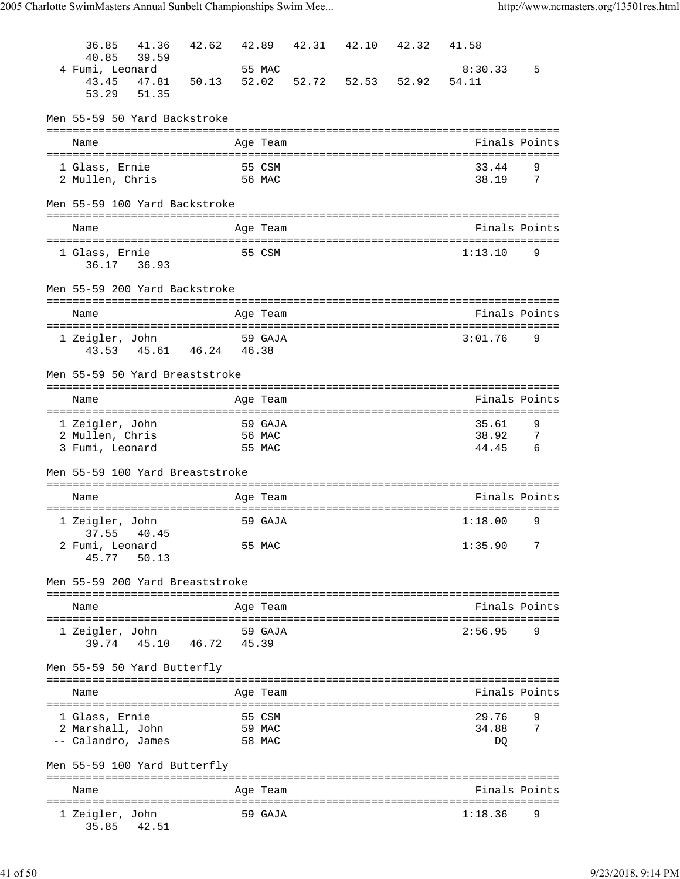```
     36.85   41.36   42.62   42.89   42.31   42.10   42.32   41.58
     40.85   39.59
  4 Fumi, Leonard            55 MAC                           8:30.33    5
     43.45   47.81   50.13   52.02   52.72   52.53   52.92   54.11
     53.29   51.35
```

Men 55-59 50 Yard Backstroke

| Name | Age | Team | Finals | Points |
|---|---|---|---|---|
| 1 Glass, Ernie | 55 | CSM | 33.44 | 9 |
| 2 Mullen, Chris | 56 | MAC | 38.19 | 7 |

Men 55-59 100 Yard Backstroke

| Name | Age | Team | Finals | Points |
|---|---|---|---|---|
| 1 Glass, Ernie | 55 | CSM | 1:13.10 | 9 |
| 36.17 36.93 | | | | |

Men 55-59 200 Yard Backstroke

| Name | Age | Team | Finals | Points |
|---|---|---|---|---|
| 1 Zeigler, John | 59 | GAJA | 3:01.76 | 9 |
| 43.53 45.61 46.24 46.38 | | | | |

Men 55-59 50 Yard Breaststroke

| Name | Age | Team | Finals | Points |
|---|---|---|---|---|
| 1 Zeigler, John | 59 | GAJA | 35.61 | 9 |
| 2 Mullen, Chris | 56 | MAC | 38.92 | 7 |
| 3 Fumi, Leonard | 55 | MAC | 44.45 | 6 |

Men 55-59 100 Yard Breaststroke

| Name | Age | Team | Finals | Points |
|---|---|---|---|---|
| 1 Zeigler, John | 59 | GAJA | 1:18.00 | 9 |
| 37.55 40.45 | | | | |
| 2 Fumi, Leonard | 55 | MAC | 1:35.90 | 7 |
| 45.77 50.13 | | | | |

Men 55-59 200 Yard Breaststroke

| Name | Age | Team | Finals | Points |
|---|---|---|---|---|
| 1 Zeigler, John | 59 | GAJA | 2:56.95 | 9 |
| 39.74 45.10 46.72 45.39 | | | | |

Men 55-59 50 Yard Butterfly

| Name | Age | Team | Finals | Points |
|---|---|---|---|---|
| 1 Glass, Ernie | 55 | CSM | 29.76 | 9 |
| 2 Marshall, John | 59 | MAC | 34.88 | 7 |
| -- Calandro, James | 58 | MAC | DQ | |

Men 55-59 100 Yard Butterfly

| Name | Age | Team | Finals | Points |
|---|---|---|---|---|
| 1 Zeigler, John | 59 | GAJA | 1:18.36 | 9 |
| 35.85 42.51 | | | | |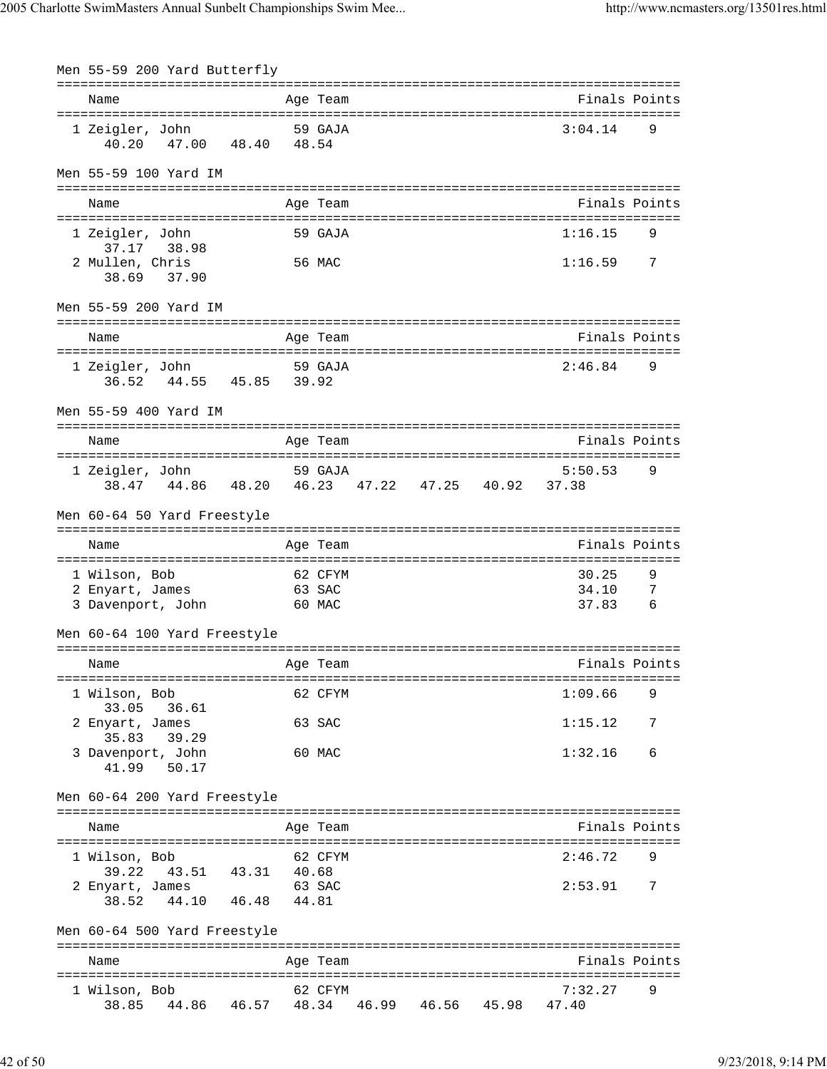### Men 55-59 200 Yard Butterfly

| Name | Age | Team | Finals | Points |
|---|---|---|---|---|
| 1 Zeigler, John | 59 | GAJA | 3:04.14 | 9 |
| 40.20 47.00 48.40 48.54 | | | | |

### Men 55-59 100 Yard IM

| Name | Age | Team | Finals | Points |
|---|---|---|---|---|
| 1 Zeigler, John | 59 | GAJA | 1:16.15 | 9 |
| 37.17 38.98 | | | | |
| 2 Mullen, Chris | 56 | MAC | 1:16.59 | 7 |
| 38.69 37.90 | | | | |

### Men 55-59 200 Yard IM

| Name | Age | Team | Finals | Points |
|---|---|---|---|---|
| 1 Zeigler, John | 59 | GAJA | 2:46.84 | 9 |
| 36.52 44.55 45.85 39.92 | | | | |

### Men 55-59 400 Yard IM

| Name | Age | Team | Finals | Points |
|---|---|---|---|---|
| 1 Zeigler, John | 59 | GAJA | 5:50.53 | 9 |
| 38.47 44.86 48.20 46.23 47.22 47.25 40.92 37.38 | | | | |

### Men 60-64 50 Yard Freestyle

| Name | Age | Team | Finals | Points |
|---|---|---|---|---|
| 1 Wilson, Bob | 62 | CFYM | 30.25 | 9 |
| 2 Enyart, James | 63 | SAC | 34.10 | 7 |
| 3 Davenport, John | 60 | MAC | 37.83 | 6 |

### Men 60-64 100 Yard Freestyle

| Name | Age | Team | Finals | Points |
|---|---|---|---|---|
| 1 Wilson, Bob | 62 | CFYM | 1:09.66 | 9 |
| 33.05 36.61 | | | | |
| 2 Enyart, James | 63 | SAC | 1:15.12 | 7 |
| 35.83 39.29 | | | | |
| 3 Davenport, John | 60 | MAC | 1:32.16 | 6 |
| 41.99 50.17 | | | | |

### Men 60-64 200 Yard Freestyle

| Name | Age | Team | Finals | Points |
|---|---|---|---|---|
| 1 Wilson, Bob | 62 | CFYM | 2:46.72 | 9 |
| 39.22 43.51 43.31 40.68 | | | | |
| 2 Enyart, James | 63 | SAC | 2:53.91 | 7 |
| 38.52 44.10 46.48 44.81 | | | | |

### Men 60-64 500 Yard Freestyle

| Name | Age | Team | Finals | Points |
|---|---|---|---|---|
| 1 Wilson, Bob | 62 | CFYM | 7:32.27 | 9 |
| 38.85 44.86 46.57 48.34 46.99 46.56 45.98 47.40 | | | | |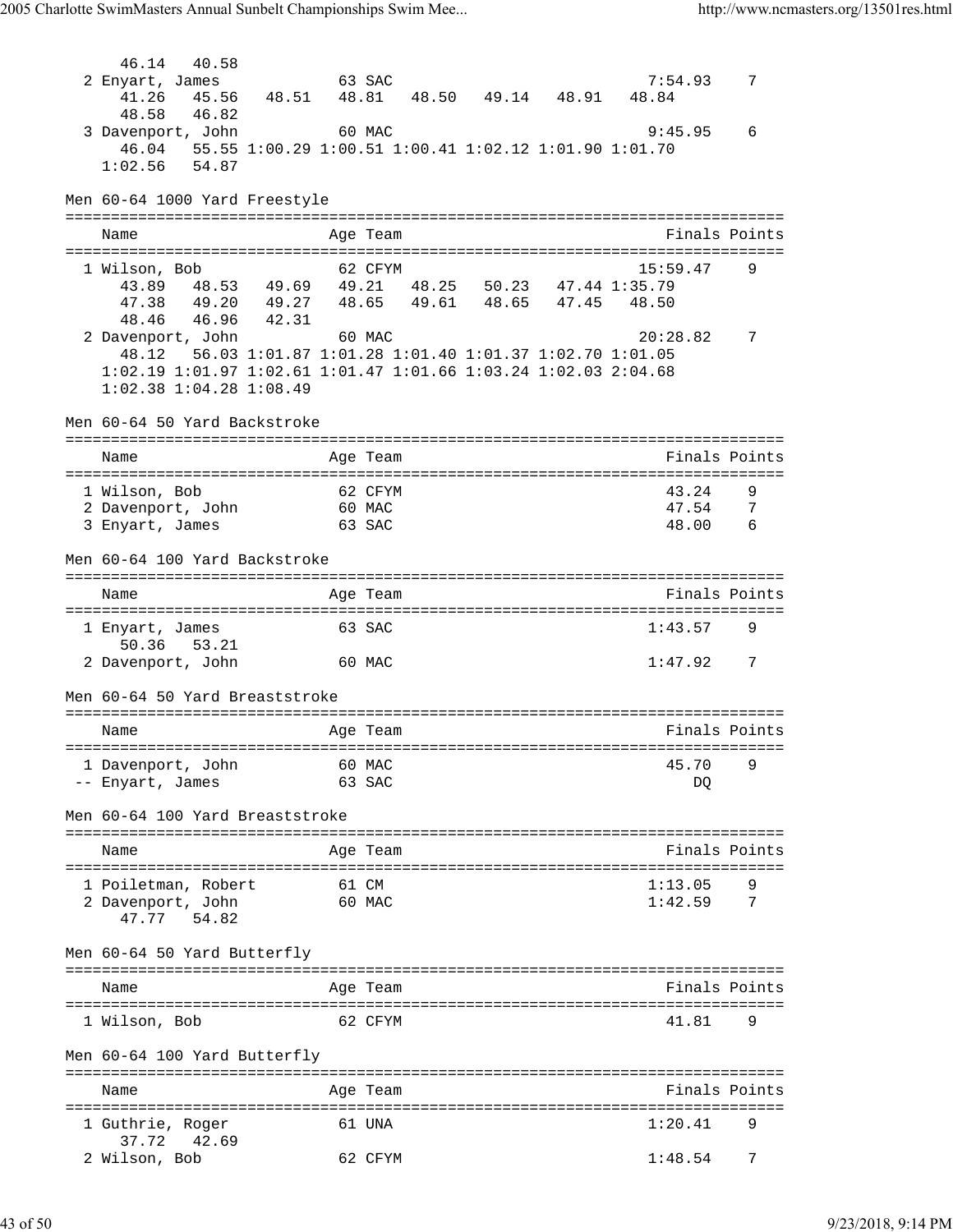```
     46.14   40.58
  2 Enyart, James            63 SAC                           7:54.93    7
     41.26   45.56   48.51   48.81   48.50   49.14   48.91   48.84
     48.58   46.82
  3 Davenport, John          60 MAC                           9:45.95    6
     46.04   55.55 1:00.29 1:00.51 1:00.41 1:02.12 1:01.90 1:01.70
   1:02.56   54.87
```

Men 60-64 1000 Yard Freestyle

```
===============================================================================
    Name                    Age Team                            Finals Points
===============================================================================
  1 Wilson, Bob              62 CFYM                         15:59.47    9
     43.89   48.53   49.69   49.21   48.25   50.23   47.44 1:35.79
     47.38   49.20   49.27   48.65   49.61   48.65   47.45   48.50
     48.46   46.96   42.31
  2 Davenport, John          60 MAC                          20:28.82    7
     48.12   56.03 1:01.87 1:01.28 1:01.40 1:01.37 1:02.70 1:01.05
   1:02.19 1:01.97 1:02.61 1:01.47 1:01.66 1:03.24 1:02.03 2:04.68
   1:02.38 1:04.28 1:08.49
```

Men 60-64 50 Yard Backstroke

```
===============================================================================
    Name                    Age Team                            Finals Points
===============================================================================
  1 Wilson, Bob              62 CFYM                            43.24    9
  2 Davenport, John          60 MAC                             47.54    7
  3 Enyart, James            63 SAC                             48.00    6
```

Men 60-64 100 Yard Backstroke

```
===============================================================================
    Name                    Age Team                            Finals Points
===============================================================================
  1 Enyart, James            63 SAC                           1:43.57    9
     50.36   53.21
  2 Davenport, John          60 MAC                           1:47.92    7
```

Men 60-64 50 Yard Breaststroke

```
===============================================================================
    Name                    Age Team                            Finals Points
===============================================================================
  1 Davenport, John          60 MAC                             45.70    9
 -- Enyart, James            63 SAC                                DQ
```

Men 60-64 100 Yard Breaststroke

```
===============================================================================
    Name                    Age Team                            Finals Points
===============================================================================
  1 Poiletman, Robert        61 CM                            1:13.05    9
  2 Davenport, John          60 MAC                           1:42.59    7
     47.77   54.82
```

Men 60-64 50 Yard Butterfly

```
===============================================================================
    Name                    Age Team                            Finals Points
===============================================================================
  1 Wilson, Bob              62 CFYM                            41.81    9
```

Men 60-64 100 Yard Butterfly

```
===============================================================================
    Name                    Age Team                            Finals Points
===============================================================================
  1 Guthrie, Roger           61 UNA                           1:20.41    9
     37.72   42.69
  2 Wilson, Bob              62 CFYM                          1:48.54    7
```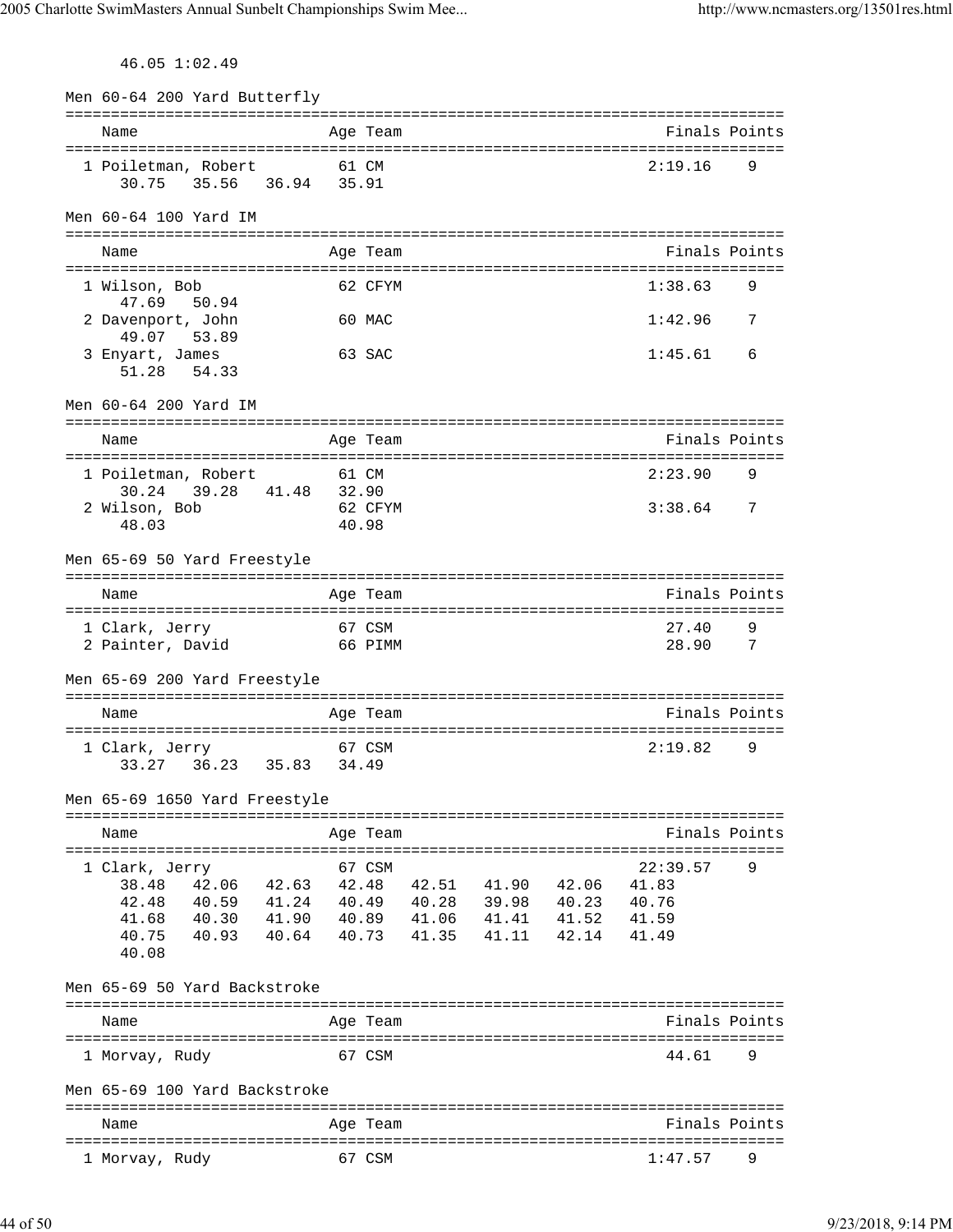46.05 1:02.49

Men 60-64 200 Yard Butterfly

| Name | Age | Team | Finals | Points |
|---|---|---|---|---|
| 1 Poiletman, Robert | 61 | CM | 2:19.16 | 9 |
| 30.75 35.56 36.94 35.91 | | | | |

Men 60-64 100 Yard IM

| Name | Age | Team | Finals | Points |
|---|---|---|---|---|
| 1 Wilson, Bob | 62 | CFYM | 1:38.63 | 9 |
| 47.69 50.94 | | | | |
| 2 Davenport, John | 60 | MAC | 1:42.96 | 7 |
| 49.07 53.89 | | | | |
| 3 Enyart, James | 63 | SAC | 1:45.61 | 6 |
| 51.28 54.33 | | | | |

Men 60-64 200 Yard IM

| Name | Age | Team | Finals | Points |
|---|---|---|---|---|
| 1 Poiletman, Robert | 61 | CM | 2:23.90 | 9 |
| 30.24 39.28 41.48 32.90 | | | | |
| 2 Wilson, Bob | 62 | CFYM | 3:38.64 | 7 |
| 48.03 40.98 | | | | |

Men 65-69 50 Yard Freestyle

| Name | Age | Team | Finals | Points |
|---|---|---|---|---|
| 1 Clark, Jerry | 67 | CSM | 27.40 | 9 |
| 2 Painter, David | 66 | PIMM | 28.90 | 7 |

Men 65-69 200 Yard Freestyle

| Name | Age | Team | Finals | Points |
|---|---|---|---|---|
| 1 Clark, Jerry | 67 | CSM | 2:19.82 | 9 |
| 33.27 36.23 35.83 34.49 | | | | |

Men 65-69 1650 Yard Freestyle

| Name | Age | Team | Finals | Points |
|---|---|---|---|---|
| 1 Clark, Jerry | 67 | CSM | 22:39.57 | 9 |
| 38.48 42.06 42.63 42.48 42.51 41.90 42.06 41.83 | | | | |
| 42.48 40.59 41.24 40.49 40.28 39.98 40.23 40.76 | | | | |
| 41.68 40.30 41.90 40.89 41.06 41.41 41.52 41.59 | | | | |
| 40.75 40.93 40.64 40.73 41.35 41.11 42.14 41.49 | | | | |
| 40.08 | | | | |

Men 65-69 50 Yard Backstroke

| Name | Age | Team | Finals | Points |
|---|---|---|---|---|
| 1 Morvay, Rudy | 67 | CSM | 44.61 | 9 |

Men 65-69 100 Yard Backstroke

| Name | Age | Team | Finals | Points |
|---|---|---|---|---|
| 1 Morvay, Rudy | 67 | CSM | 1:47.57 | 9 |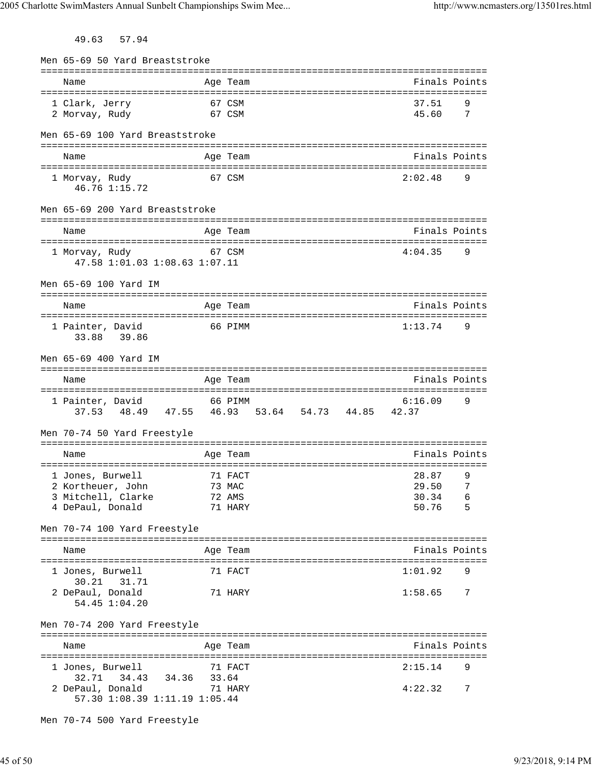49.63   57.94

### Men 65-69 50 Yard Breaststroke

| Place | Name | Age | Team | Finals | Points |
|---|---|---|---|---|---|
| 1 | Clark, Jerry | 67 | CSM | 37.51 | 9 |
| 2 | Morvay, Rudy | 67 | CSM | 45.60 | 7 |

### Men 65-69 100 Yard Breaststroke

| Place | Name | Age | Team | Finals | Points |
|---|---|---|---|---|---|
| 1 | Morvay, Rudy | 67 | CSM | 2:02.48 | 9 |
| | 46.76 1:15.72 | | | | |

### Men 65-69 200 Yard Breaststroke

| Place | Name | Age | Team | Finals | Points |
|---|---|---|---|---|---|
| 1 | Morvay, Rudy | 67 | CSM | 4:04.35 | 9 |
| | 47.58 1:01.03 1:08.63 1:07.11 | | | | |

### Men 65-69 100 Yard IM

| Place | Name | Age | Team | Finals | Points |
|---|---|---|---|---|---|
| 1 | Painter, David | 66 | PIMM | 1:13.74 | 9 |
| | 33.88   39.86 | | | | |

### Men 65-69 400 Yard IM

| Place | Name | Age | Team | Finals | Points |
|---|---|---|---|---|---|
| 1 | Painter, David | 66 | PIMM | 6:16.09 | 9 |
| | 37.53   48.49   47.55   46.93   53.64   54.73   44.85   42.37 | | | | |

### Men 70-74 50 Yard Freestyle

| Place | Name | Age | Team | Finals | Points |
|---|---|---|---|---|---|
| 1 | Jones, Burwell | 71 | FACT | 28.87 | 9 |
| 2 | Kortheuer, John | 73 | MAC | 29.50 | 7 |
| 3 | Mitchell, Clarke | 72 | AMS | 30.34 | 6 |
| 4 | DePaul, Donald | 71 | HARY | 50.76 | 5 |

### Men 70-74 100 Yard Freestyle

| Place | Name | Age | Team | Finals | Points |
|---|---|---|---|---|---|
| 1 | Jones, Burwell | 71 | FACT | 1:01.92 | 9 |
| | 30.21   31.71 | | | | |
| 2 | DePaul, Donald | 71 | HARY | 1:58.65 | 7 |
| | 54.45 1:04.20 | | | | |

### Men 70-74 200 Yard Freestyle

| Place | Name | Age | Team | Finals | Points |
|---|---|---|---|---|---|
| 1 | Jones, Burwell | 71 | FACT | 2:15.14 | 9 |
| | 32.71   34.43   34.36   33.64 | | | | |
| 2 | DePaul, Donald | 71 | HARY | 4:22.32 | 7 |
| | 57.30 1:08.39 1:11.19 1:05.44 | | | | |

### Men 70-74 500 Yard Freestyle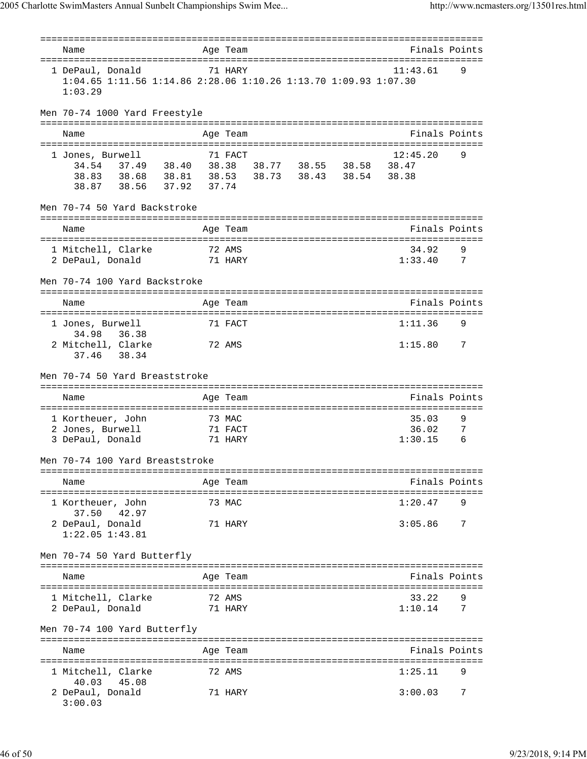| Name | Age | Team | Finals | Points |
|---|---|---|---|---|
| 1 DePaul, Donald | 71 | HARY | 11:43.61 | 9 |

1:04.65 1:11.56 1:14.86 2:28.06 1:10.26 1:13.70 1:09.93 1:07.30
1:03.29

## Men 70-74 1000 Yard Freestyle

| Name | Age | Team | Finals | Points |
|---|---|---|---|---|
| 1 Jones, Burwell | 71 | FACT | 12:45.20 | 9 |

34.54 37.49 38.40 38.38 38.77 38.55 38.58 38.47
38.83 38.68 38.81 38.53 38.73 38.43 38.54 38.38
38.87 38.56 37.92 37.74

## Men 70-74 50 Yard Backstroke

| Name | Age | Team | Finals | Points |
|---|---|---|---|---|
| 1 Mitchell, Clarke | 72 | AMS | 34.92 | 9 |
| 2 DePaul, Donald | 71 | HARY | 1:33.40 | 7 |

## Men 70-74 100 Yard Backstroke

| Name | Age | Team | Finals | Points |
|---|---|---|---|---|
| 1 Jones, Burwell | 71 | FACT | 1:11.36 | 9 |
| 34.98 36.38 | | | | |
| 2 Mitchell, Clarke | 72 | AMS | 1:15.80 | 7 |
| 37.46 38.34 | | | | |

## Men 70-74 50 Yard Breaststroke

| Name | Age | Team | Finals | Points |
|---|---|---|---|---|
| 1 Kortheuer, John | 73 | MAC | 35.03 | 9 |
| 2 Jones, Burwell | 71 | FACT | 36.02 | 7 |
| 3 DePaul, Donald | 71 | HARY | 1:30.15 | 6 |

## Men 70-74 100 Yard Breaststroke

| Name | Age | Team | Finals | Points |
|---|---|---|---|---|
| 1 Kortheuer, John | 73 | MAC | 1:20.47 | 9 |
| 37.50 42.97 | | | | |
| 2 DePaul, Donald | 71 | HARY | 3:05.86 | 7 |
| 1:22.05 1:43.81 | | | | |

## Men 70-74 50 Yard Butterfly

| Name | Age | Team | Finals | Points |
|---|---|---|---|---|
| 1 Mitchell, Clarke | 72 | AMS | 33.22 | 9 |
| 2 DePaul, Donald | 71 | HARY | 1:10.14 | 7 |

## Men 70-74 100 Yard Butterfly

| Name | Age | Team | Finals | Points |
|---|---|---|---|---|
| 1 Mitchell, Clarke | 72 | AMS | 1:25.11 | 9 |
| 40.03 45.08 | | | | |
| 2 DePaul, Donald | 71 | HARY | 3:00.03 | 7 |
| 3:00.03 | | | | |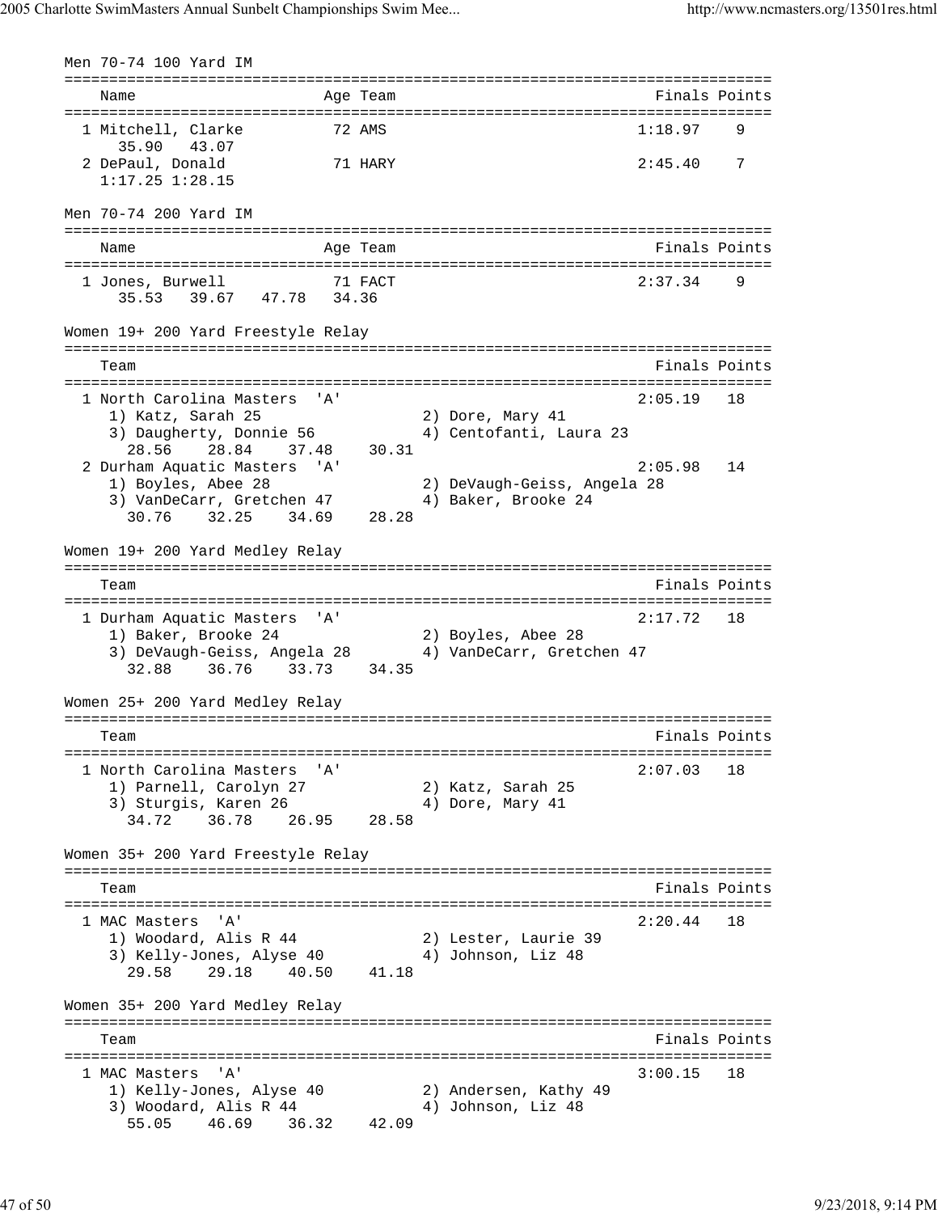Men 70-74 100 Yard IM

| Name | Age | Team | Finals | Points |
|---|---|---|---|---|
| 1 Mitchell, Clarke | 72 | AMS | 1:18.97 | 9 |
| 35.90 43.07 | | | | |
| 2 DePaul, Donald | 71 | HARY | 2:45.40 | 7 |
| 1:17.25 1:28.15 | | | | |

Men 70-74 200 Yard IM

| Name | Age | Team | Finals | Points |
|---|---|---|---|---|
| 1 Jones, Burwell | 71 | FACT | 2:37.34 | 9 |
| 35.53 39.67 47.78 34.36 | | | | |

Women 19+ 200 Yard Freestyle Relay

| Team | Finals | Points |
|---|---|---|
| 1 North Carolina Masters 'A' | 2:05.19 | 18 |
| 1) Katz, Sarah 25; 2) Dore, Mary 41; 3) Daugherty, Donnie 56; 4) Centofanti, Laura 23 | | |
| 28.56 28.84 37.48 30.31 | | |
| 2 Durham Aquatic Masters 'A' | 2:05.98 | 14 |
| 1) Boyles, Abee 28; 2) DeVaugh-Geiss, Angela 28; 3) VanDeCarr, Gretchen 47; 4) Baker, Brooke 24 | | |
| 30.76 32.25 34.69 28.28 | | |

Women 19+ 200 Yard Medley Relay

| Team | Finals | Points |
|---|---|---|
| 1 Durham Aquatic Masters 'A' | 2:17.72 | 18 |
| 1) Baker, Brooke 24; 2) Boyles, Abee 28; 3) DeVaugh-Geiss, Angela 28; 4) VanDeCarr, Gretchen 47 | | |
| 32.88 36.76 33.73 34.35 | | |

Women 25+ 200 Yard Medley Relay

| Team | Finals | Points |
|---|---|---|
| 1 North Carolina Masters 'A' | 2:07.03 | 18 |
| 1) Parnell, Carolyn 27; 2) Katz, Sarah 25; 3) Sturgis, Karen 26; 4) Dore, Mary 41 | | |
| 34.72 36.78 26.95 28.58 | | |

Women 35+ 200 Yard Freestyle Relay

| Team | Finals | Points |
|---|---|---|
| 1 MAC Masters 'A' | 2:20.44 | 18 |
| 1) Woodard, Alis R 44; 2) Lester, Laurie 39; 3) Kelly-Jones, Alyse 40; 4) Johnson, Liz 48 | | |
| 29.58 29.18 40.50 41.18 | | |

Women 35+ 200 Yard Medley Relay

| Team | Finals | Points |
|---|---|---|
| 1 MAC Masters 'A' | 3:00.15 | 18 |
| 1) Kelly-Jones, Alyse 40; 2) Andersen, Kathy 49; 3) Woodard, Alis R 44; 4) Johnson, Liz 48 | | |
| 55.05 46.69 36.32 42.09 | | |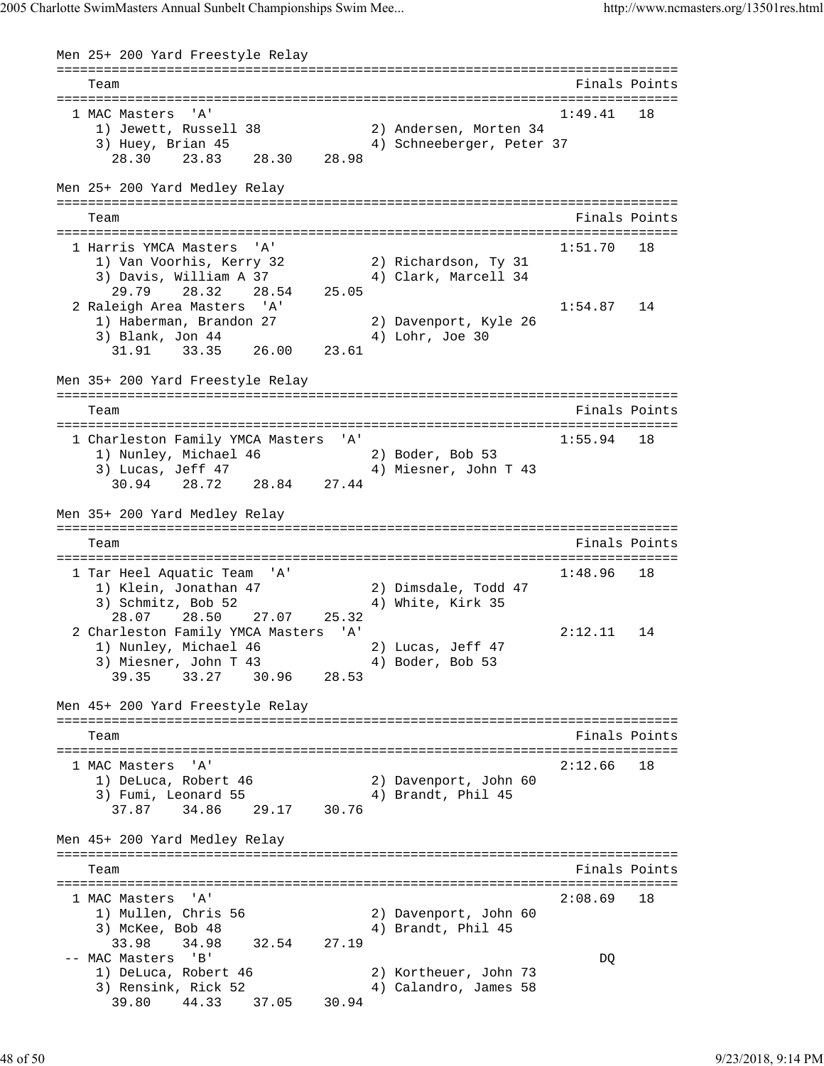Men 25+ 200 Yard Freestyle Relay

```
===============================================================================
    Team                                                      Finals Points
===============================================================================
  1 MAC Masters  'A'                                          1:49.41   18
     1) Jewett, Russell 38             2) Andersen, Morten 34
     3) Huey, Brian 45                 4) Schneeberger, Peter 37
       28.30    23.83    28.30    28.98
```

Men 25+ 200 Yard Medley Relay

```
===============================================================================
    Team                                                      Finals Points
===============================================================================
  1 Harris YMCA Masters  'A'                                  1:51.70   18
     1) Van Voorhis, Kerry 32          2) Richardson, Ty 31
     3) Davis, William A 37            4) Clark, Marcell 34
       29.79    28.32    28.54    25.05
  2 Raleigh Area Masters  'A'                                 1:54.87   14
     1) Haberman, Brandon 27           2) Davenport, Kyle 26
     3) Blank, Jon 44                  4) Lohr, Joe 30
       31.91    33.35    26.00    23.61
```

Men 35+ 200 Yard Freestyle Relay

```
===============================================================================
    Team                                                      Finals Points
===============================================================================
  1 Charleston Family YMCA Masters  'A'                       1:55.94   18
     1) Nunley, Michael 46             2) Boder, Bob 53
     3) Lucas, Jeff 47                 4) Miesner, John T 43
       30.94    28.72    28.84    27.44
```

Men 35+ 200 Yard Medley Relay

```
===============================================================================
    Team                                                      Finals Points
===============================================================================
  1 Tar Heel Aquatic Team  'A'                                1:48.96   18
     1) Klein, Jonathan 47             2) Dimsdale, Todd 47
     3) Schmitz, Bob 52                4) White, Kirk 35
       28.07    28.50    27.07    25.32
  2 Charleston Family YMCA Masters  'A'                       2:12.11   14
     1) Nunley, Michael 46             2) Lucas, Jeff 47
     3) Miesner, John T 43             4) Boder, Bob 53
       39.35    33.27    30.96    28.53
```

Men 45+ 200 Yard Freestyle Relay

```
===============================================================================
    Team                                                      Finals Points
===============================================================================
  1 MAC Masters  'A'                                          2:12.66   18
     1) DeLuca, Robert 46              2) Davenport, John 60
     3) Fumi, Leonard 55               4) Brandt, Phil 45
       37.87    34.86    29.17    30.76
```

Men 45+ 200 Yard Medley Relay

```
===============================================================================
    Team                                                      Finals Points
===============================================================================
  1 MAC Masters  'A'                                          2:08.69   18
     1) Mullen, Chris 56               2) Davenport, John 60
     3) McKee, Bob 48                  4) Brandt, Phil 45
       33.98    34.98    32.54    27.19
 -- MAC Masters  'B'                                               DQ
     1) DeLuca, Robert 46              2) Kortheuer, John 73
     3) Rensink, Rick 52               4) Calandro, James 58
       39.80    44.33    37.05    30.94
```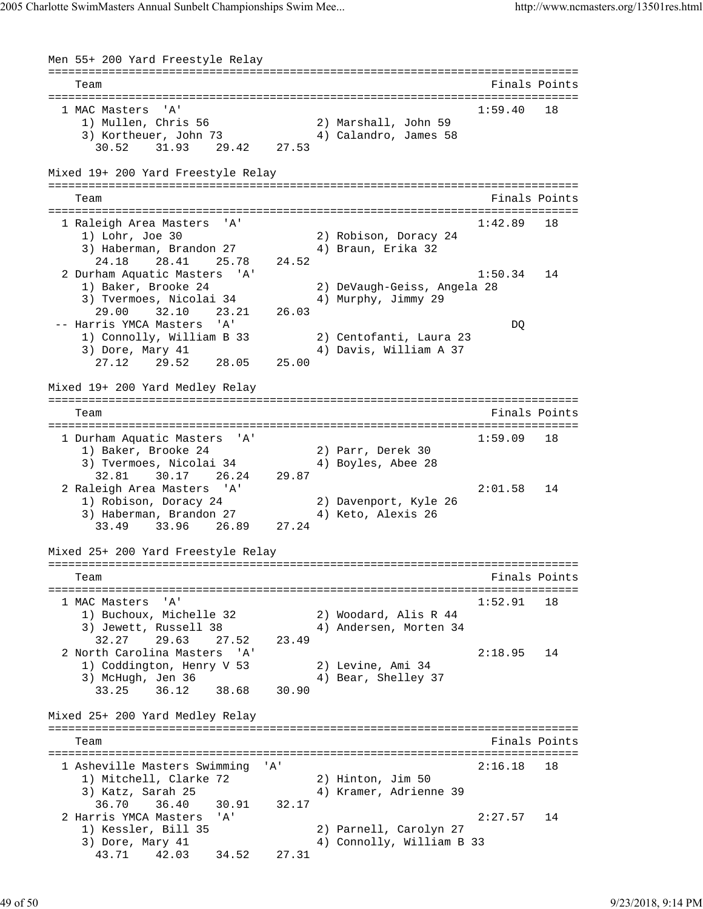## Men 55+ 200 Yard Freestyle Relay

| Team | Finals | Points |
|---|---|---|
| 1 MAC Masters 'A' | 1:59.40 | 18 |
| 1) Mullen, Chris 56; 2) Marshall, John 59; 3) Kortheuer, John 73; 4) Calandro, James 58 | | |
| 30.52 31.93 29.42 27.53 | | |

## Mixed 19+ 200 Yard Freestyle Relay

| Team | Finals | Points |
|---|---|---|
| 1 Raleigh Area Masters 'A' | 1:42.89 | 18 |
| 1) Lohr, Joe 30; 2) Robison, Doracy 24; 3) Haberman, Brandon 27; 4) Braun, Erika 32 | | |
| 24.18 28.41 25.78 24.52 | | |
| 2 Durham Aquatic Masters 'A' | 1:50.34 | 14 |
| 1) Baker, Brooke 24; 2) DeVaugh-Geiss, Angela 28; 3) Tvermoes, Nicolai 34; 4) Murphy, Jimmy 29 | | |
| 29.00 32.10 23.21 26.03 | | |
| -- Harris YMCA Masters 'A' | DQ | |
| 1) Connolly, William B 33; 2) Centofanti, Laura 23; 3) Dore, Mary 41; 4) Davis, William A 37 | | |
| 27.12 29.52 28.05 25.00 | | |

## Mixed 19+ 200 Yard Medley Relay

| Team | Finals | Points |
|---|---|---|
| 1 Durham Aquatic Masters 'A' | 1:59.09 | 18 |
| 1) Baker, Brooke 24; 2) Parr, Derek 30; 3) Tvermoes, Nicolai 34; 4) Boyles, Abee 28 | | |
| 32.81 30.17 26.24 29.87 | | |
| 2 Raleigh Area Masters 'A' | 2:01.58 | 14 |
| 1) Robison, Doracy 24; 2) Davenport, Kyle 26; 3) Haberman, Brandon 27; 4) Keto, Alexis 26 | | |
| 33.49 33.96 26.89 27.24 | | |

## Mixed 25+ 200 Yard Freestyle Relay

| Team | Finals | Points |
|---|---|---|
| 1 MAC Masters 'A' | 1:52.91 | 18 |
| 1) Buchoux, Michelle 32; 2) Woodard, Alis R 44; 3) Jewett, Russell 38; 4) Andersen, Morten 34 | | |
| 32.27 29.63 27.52 23.49 | | |
| 2 North Carolina Masters 'A' | 2:18.95 | 14 |
| 1) Coddington, Henry V 53; 2) Levine, Ami 34; 3) McHugh, Jen 36; 4) Bear, Shelley 37 | | |
| 33.25 36.12 38.68 30.90 | | |

## Mixed 25+ 200 Yard Medley Relay

| Team | Finals | Points |
|---|---|---|
| 1 Asheville Masters Swimming 'A' | 2:16.18 | 18 |
| 1) Mitchell, Clarke 72; 2) Hinton, Jim 50; 3) Katz, Sarah 25; 4) Kramer, Adrienne 39 | | |
| 36.70 36.40 30.91 32.17 | | |
| 2 Harris YMCA Masters 'A' | 2:27.57 | 14 |
| 1) Kessler, Bill 35; 2) Parnell, Carolyn 27; 3) Dore, Mary 41; 4) Connolly, William B 33 | | |
| 43.71 42.03 34.52 27.31 | | |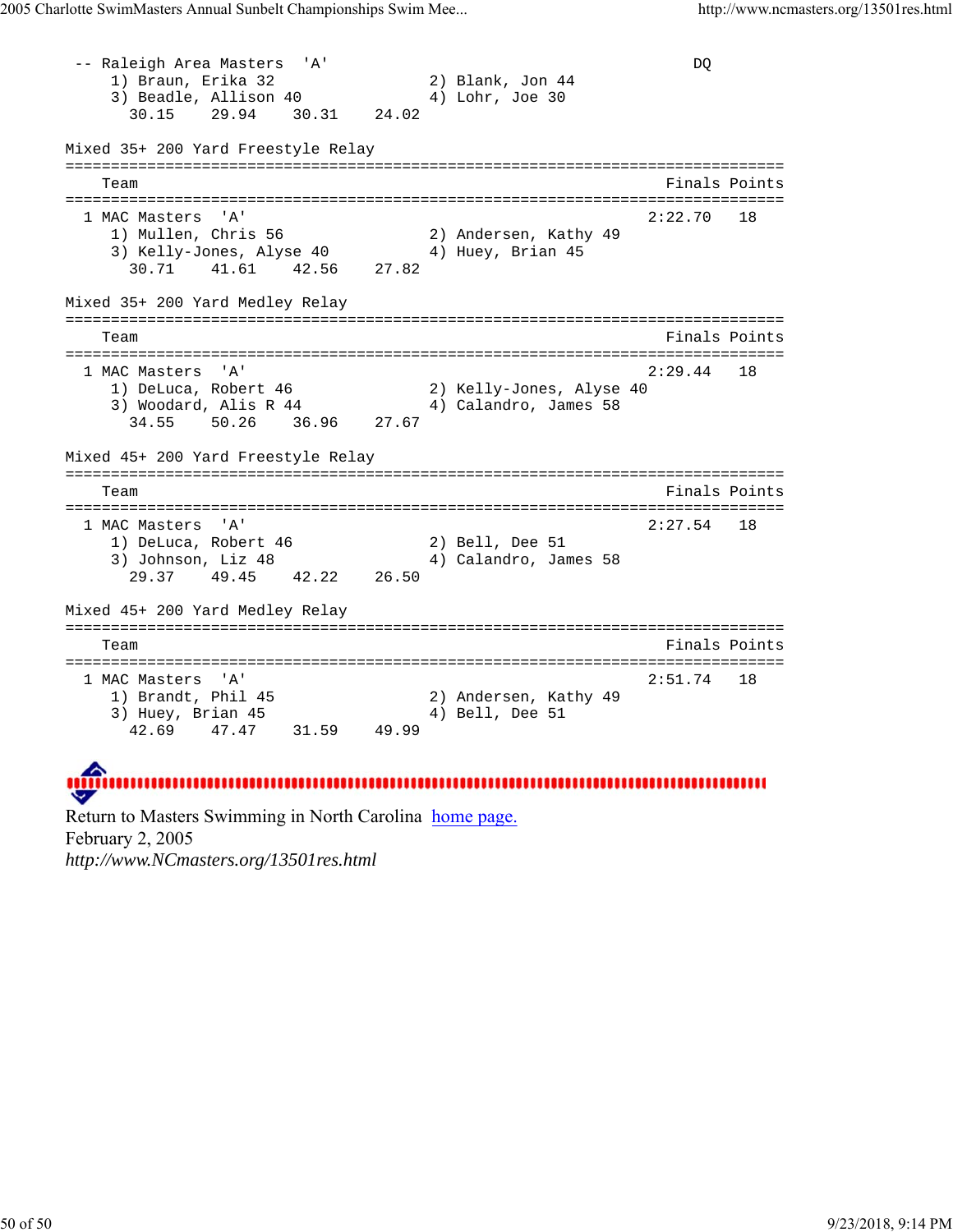```
 -- Raleigh Area Masters  'A'                                    DQ
     1) Braun, Erika 32              2) Blank, Jon 44
     3) Beadle, Allison 40           4) Lohr, Joe 30
       30.15     29.94     30.31     24.02
```

Mixed 35+ 200 Yard Freestyle Relay

```
===============================================================================
    Team                                                          Finals Points
===============================================================================
  1 MAC Masters  'A'                                             2:22.70   18
     1) Mullen, Chris 56             2) Andersen, Kathy 49
     3) Kelly-Jones, Alyse 40        4) Huey, Brian 45
       30.71     41.61     42.56     27.82
```

Mixed 35+ 200 Yard Medley Relay

```
===============================================================================
    Team                                                          Finals Points
===============================================================================
  1 MAC Masters  'A'                                             2:29.44   18
     1) DeLuca, Robert 46            2) Kelly-Jones, Alyse 40
     3) Woodard, Alis R 44           4) Calandro, James 58
       34.55     50.26     36.96     27.67
```

Mixed 45+ 200 Yard Freestyle Relay

```
===============================================================================
    Team                                                          Finals Points
===============================================================================
  1 MAC Masters  'A'                                             2:27.54   18
     1) DeLuca, Robert 46            2) Bell, Dee 51
     3) Johnson, Liz 48              4) Calandro, James 58
       29.37     49.45     42.22     26.50
```

Mixed 45+ 200 Yard Medley Relay

```
===============================================================================
    Team                                                          Finals Points
===============================================================================
  1 MAC Masters  'A'                                             2:51.74   18
     1) Brandt, Phil 45              2) Andersen, Kathy 49
     3) Huey, Brian 45               4) Bell, Dee 51
       42.69     47.47     31.59     49.99
```

Return to Masters Swimming in North Carolina [home page.](http://www.NCmasters.org)
February 2, 2005
*http://www.NCmasters.org/13501res.html*